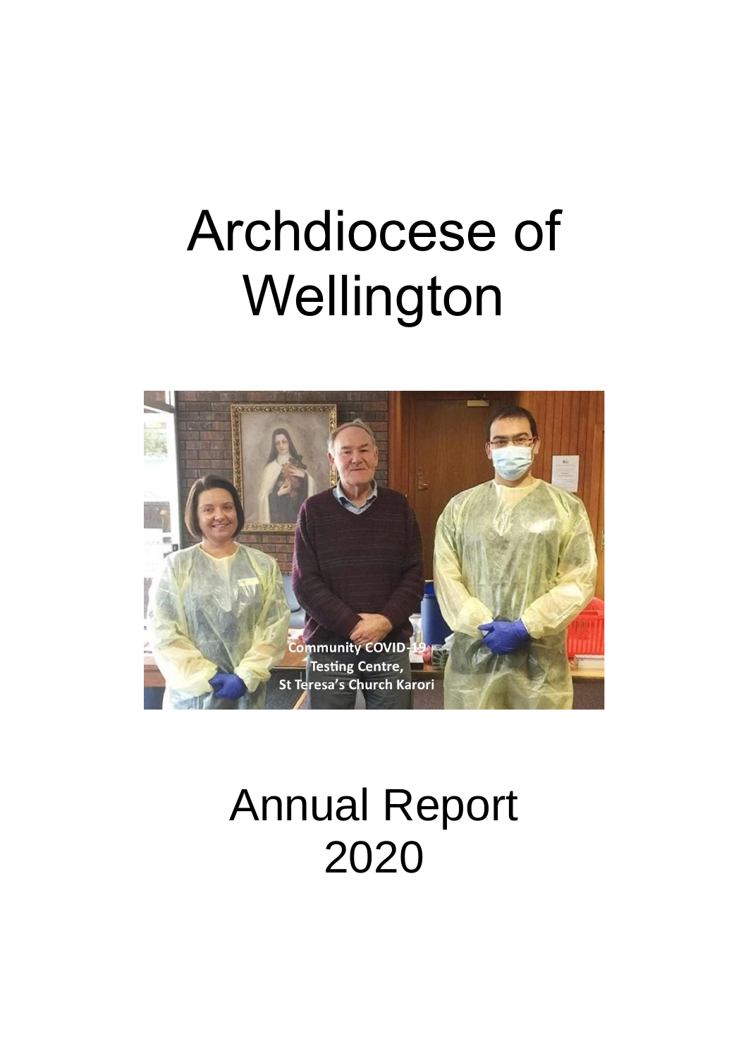# Archdiocese of Wellington

Community COVID-19 Testing Centre, St Teresa's Church Karori

# Annual Report 2020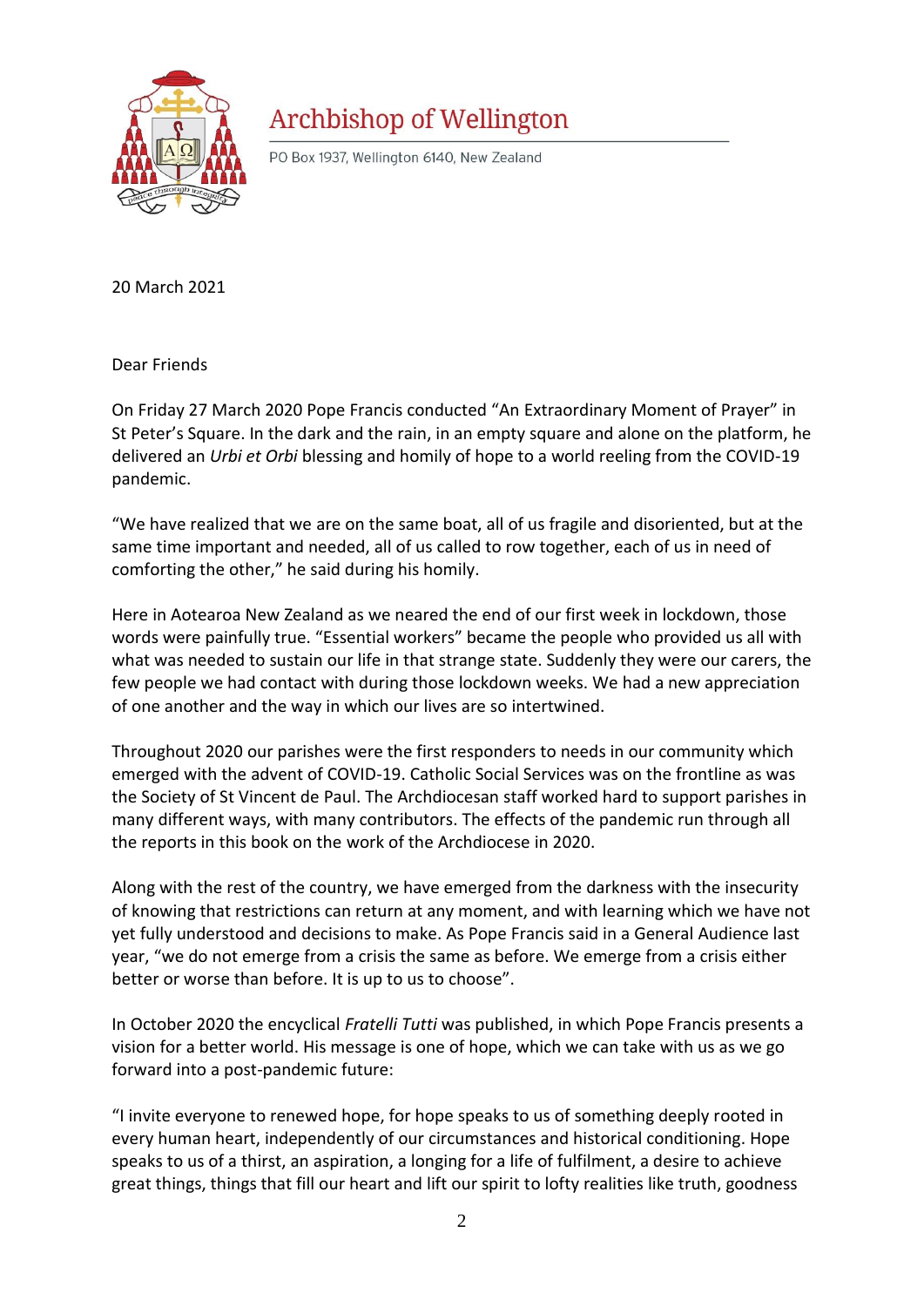# Archbishop of Wellington

PO Box 1937, Wellington 6140, New Zealand

20 March 2021

Dear Friends

On Friday 27 March 2020 Pope Francis conducted "An Extraordinary Moment of Prayer" in St Peter's Square. In the dark and the rain, in an empty square and alone on the platform, he delivered an *Urbi et Orbi* blessing and homily of hope to a world reeling from the COVID-19 pandemic.

"We have realized that we are on the same boat, all of us fragile and disoriented, but at the same time important and needed, all of us called to row together, each of us in need of comforting the other," he said during his homily.

Here in Aotearoa New Zealand as we neared the end of our first week in lockdown, those words were painfully true. "Essential workers" became the people who provided us all with what was needed to sustain our life in that strange state. Suddenly they were our carers, the few people we had contact with during those lockdown weeks. We had a new appreciation of one another and the way in which our lives are so intertwined.

Throughout 2020 our parishes were the first responders to needs in our community which emerged with the advent of COVID-19. Catholic Social Services was on the frontline as was the Society of St Vincent de Paul. The Archdiocesan staff worked hard to support parishes in many different ways, with many contributors. The effects of the pandemic run through all the reports in this book on the work of the Archdiocese in 2020.

Along with the rest of the country, we have emerged from the darkness with the insecurity of knowing that restrictions can return at any moment, and with learning which we have not yet fully understood and decisions to make. As Pope Francis said in a General Audience last year, "we do not emerge from a crisis the same as before. We emerge from a crisis either better or worse than before. It is up to us to choose".

In October 2020 the encyclical *Fratelli Tutti* was published, in which Pope Francis presents a vision for a better world. His message is one of hope, which we can take with us as we go forward into a post-pandemic future:

"I invite everyone to renewed hope, for hope speaks to us of something deeply rooted in every human heart, independently of our circumstances and historical conditioning. Hope speaks to us of a thirst, an aspiration, a longing for a life of fulfilment, a desire to achieve great things, things that fill our heart and lift our spirit to lofty realities like truth, goodness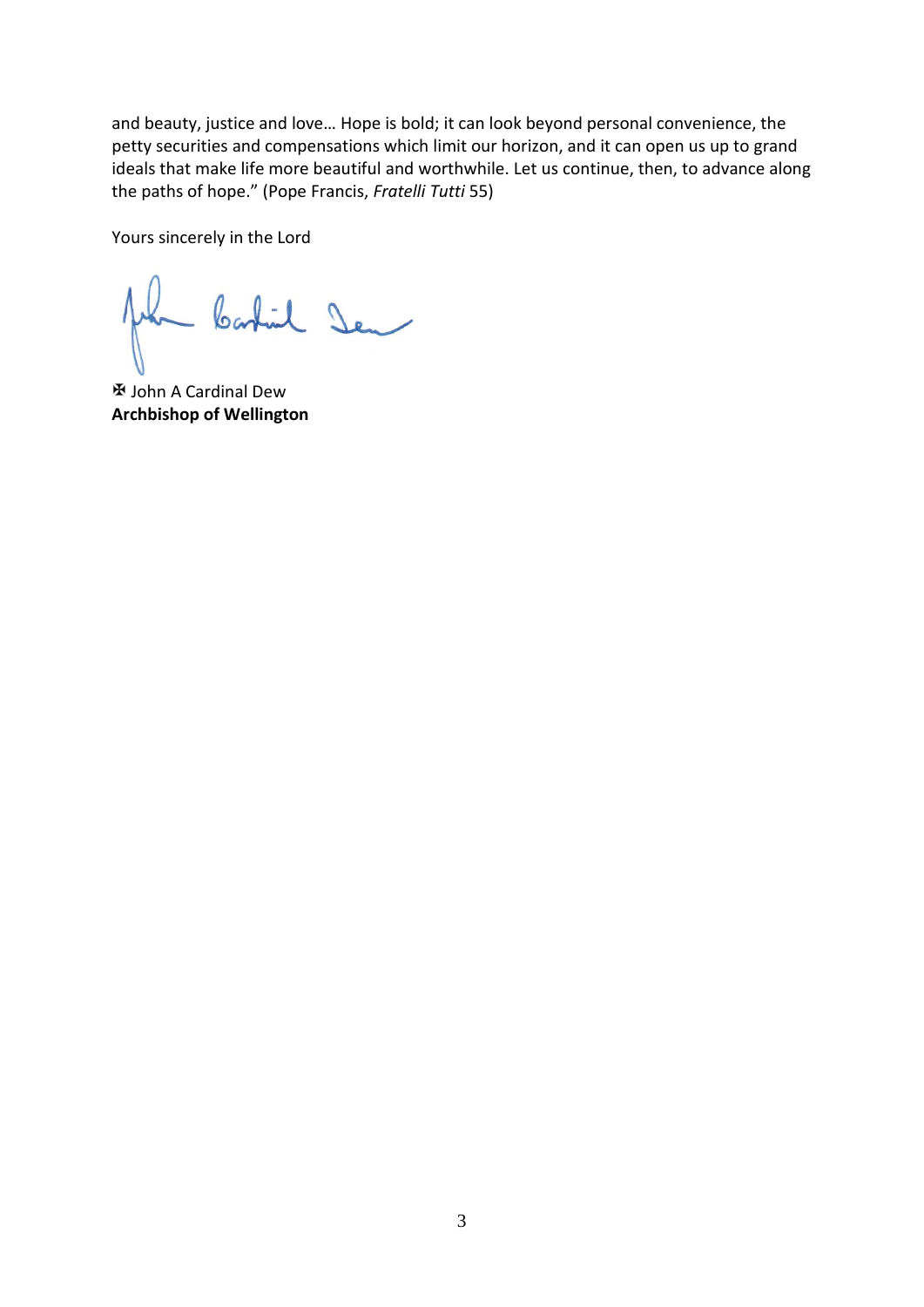and beauty, justice and love… Hope is bold; it can look beyond personal convenience, the petty securities and compensations which limit our horizon, and it can open us up to grand ideals that make life more beautiful and worthwhile. Let us continue, then, to advance along the paths of hope." (Pope Francis, *Fratelli Tutti* 55)

Yours sincerely in the Lord

✠ John A Cardinal Dew
**Archbishop of Wellington**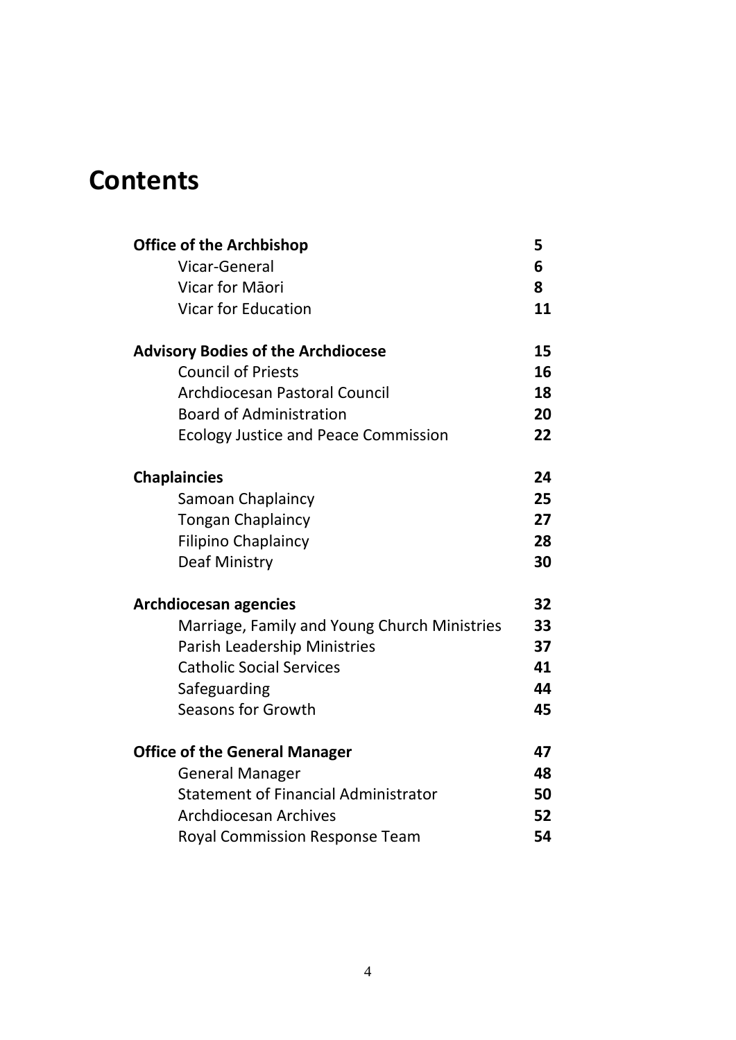# Contents

| | |
|---|---|
| **Office of the Archbishop** | **5** |
| Vicar-General | **6** |
| Vicar for Māori | **8** |
| Vicar for Education | **11** |
| **Advisory Bodies of the Archdiocese** | **15** |
| Council of Priests | **16** |
| Archdiocesan Pastoral Council | **18** |
| Board of Administration | **20** |
| Ecology Justice and Peace Commission | **22** |
| **Chaplaincies** | **24** |
| Samoan Chaplaincy | **25** |
| Tongan Chaplaincy | **27** |
| Filipino Chaplaincy | **28** |
| Deaf Ministry | **30** |
| **Archdiocesan agencies** | **32** |
| Marriage, Family and Young Church Ministries | **33** |
| Parish Leadership Ministries | **37** |
| Catholic Social Services | **41** |
| Safeguarding | **44** |
| Seasons for Growth | **45** |
| **Office of the General Manager** | **47** |
| General Manager | **48** |
| Statement of Financial Administrator | **50** |
| Archdiocesan Archives | **52** |
| Royal Commission Response Team | **54** |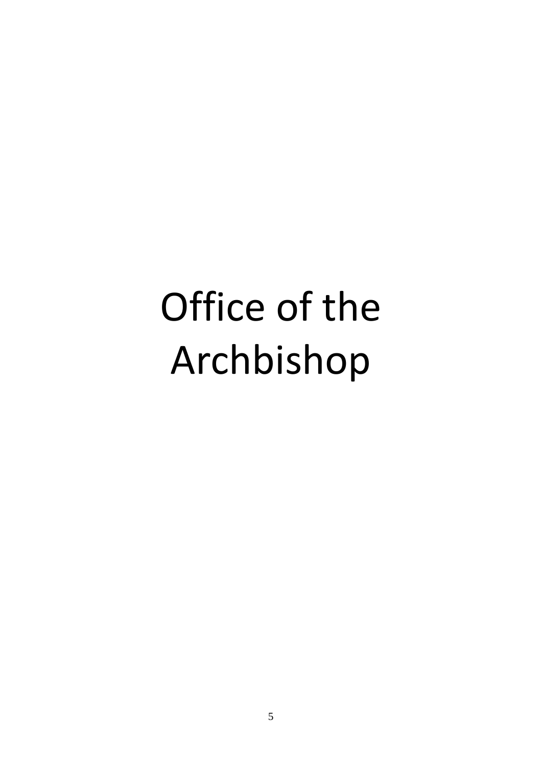# Office of the Archbishop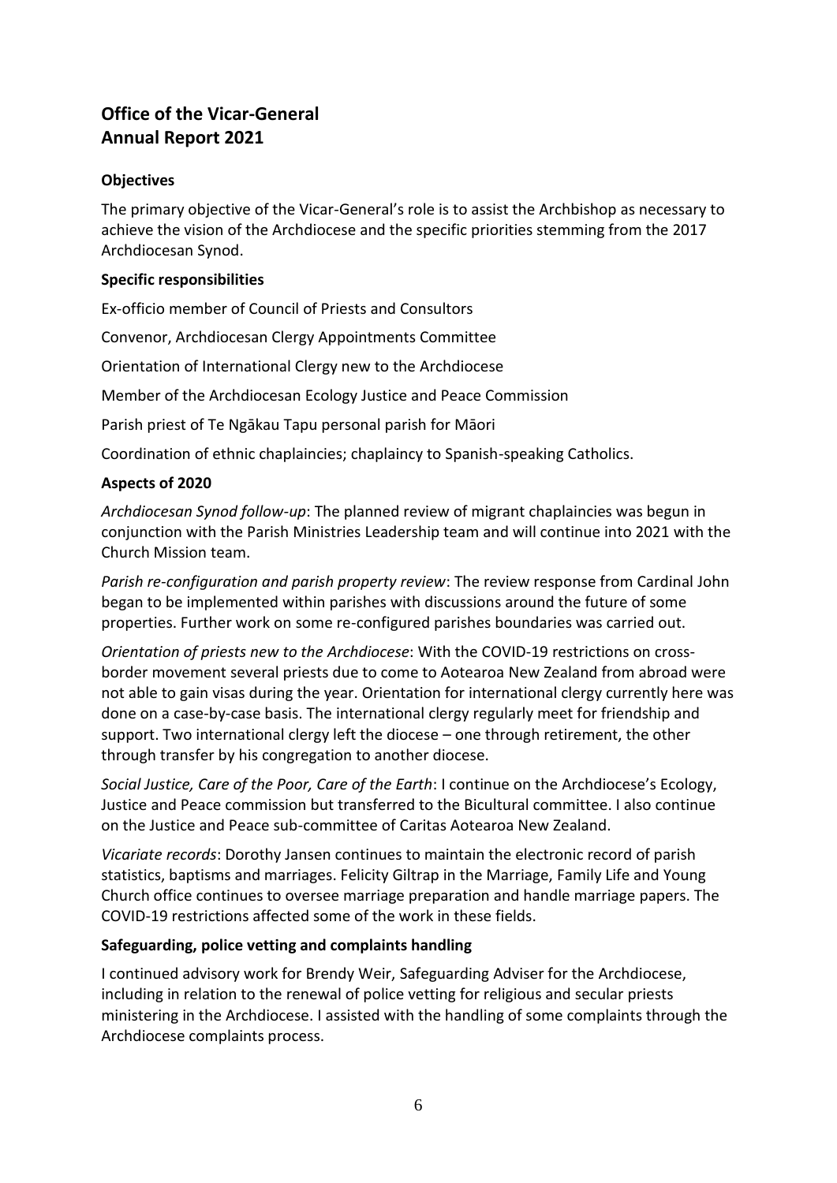## Office of the Vicar-General
## Annual Report 2021

### Objectives

The primary objective of the Vicar-General's role is to assist the Archbishop as necessary to achieve the vision of the Archdiocese and the specific priorities stemming from the 2017 Archdiocesan Synod.

### Specific responsibilities

Ex-officio member of Council of Priests and Consultors

Convenor, Archdiocesan Clergy Appointments Committee

Orientation of International Clergy new to the Archdiocese

Member of the Archdiocesan Ecology Justice and Peace Commission

Parish priest of Te Ngākau Tapu personal parish for Māori

Coordination of ethnic chaplaincies; chaplaincy to Spanish-speaking Catholics.

### Aspects of 2020

*Archdiocesan Synod follow-up*: The planned review of migrant chaplaincies was begun in conjunction with the Parish Ministries Leadership team and will continue into 2021 with the Church Mission team.

*Parish re-configuration and parish property review*: The review response from Cardinal John began to be implemented within parishes with discussions around the future of some properties. Further work on some re-configured parishes boundaries was carried out.

*Orientation of priests new to the Archdiocese*: With the COVID-19 restrictions on cross-border movement several priests due to come to Aotearoa New Zealand from abroad were not able to gain visas during the year. Orientation for international clergy currently here was done on a case-by-case basis. The international clergy regularly meet for friendship and support. Two international clergy left the diocese – one through retirement, the other through transfer by his congregation to another diocese.

*Social Justice, Care of the Poor, Care of the Earth*: I continue on the Archdiocese's Ecology, Justice and Peace commission but transferred to the Bicultural committee. I also continue on the Justice and Peace sub-committee of Caritas Aotearoa New Zealand.

*Vicariate records*: Dorothy Jansen continues to maintain the electronic record of parish statistics, baptisms and marriages. Felicity Giltrap in the Marriage, Family Life and Young Church office continues to oversee marriage preparation and handle marriage papers. The COVID-19 restrictions affected some of the work in these fields.

### Safeguarding, police vetting and complaints handling

I continued advisory work for Brendy Weir, Safeguarding Adviser for the Archdiocese, including in relation to the renewal of police vetting for religious and secular priests ministering in the Archdiocese. I assisted with the handling of some complaints through the Archdiocese complaints process.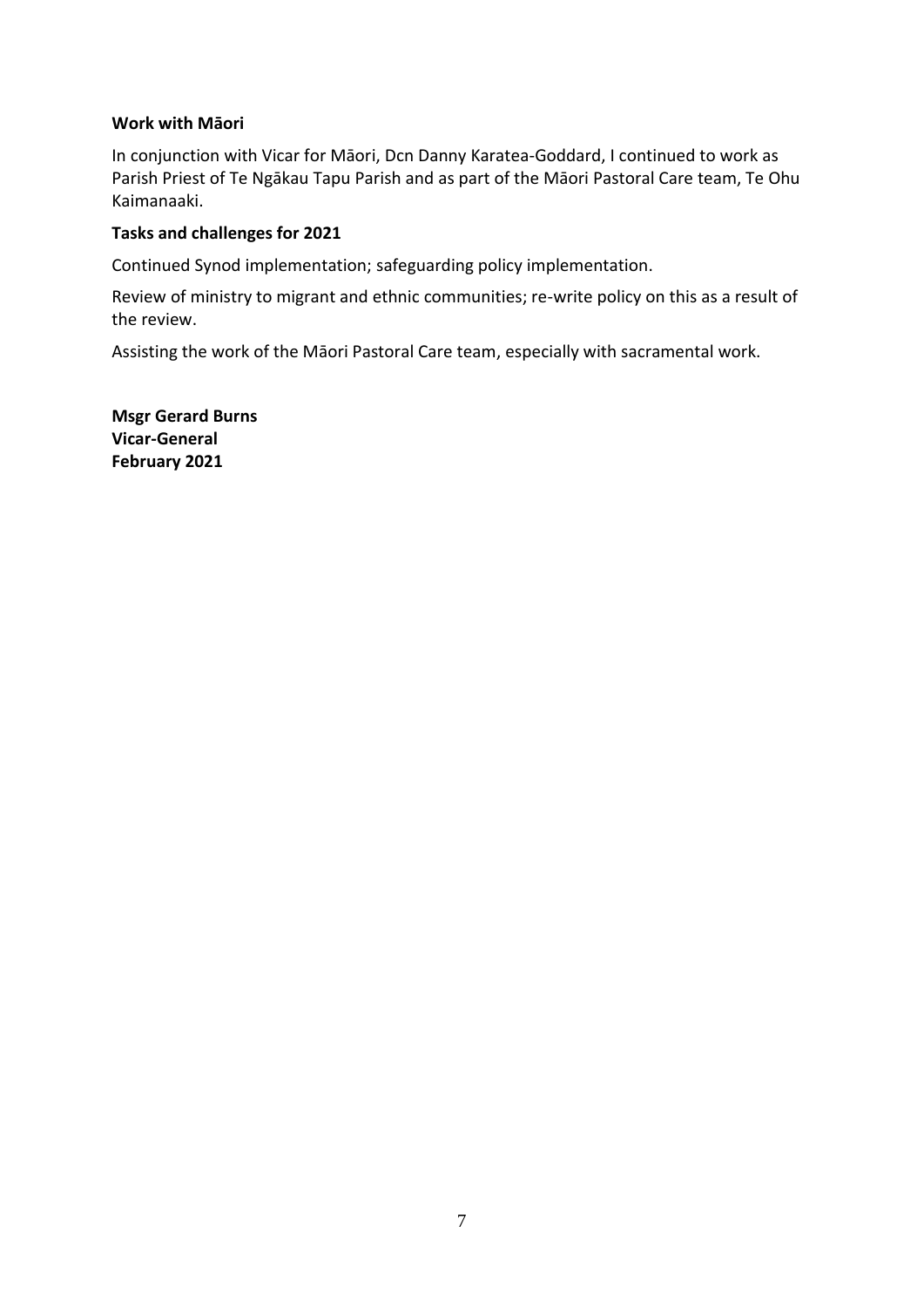**Work with Māori**

In conjunction with Vicar for Māori, Dcn Danny Karatea-Goddard, I continued to work as Parish Priest of Te Ngākau Tapu Parish and as part of the Māori Pastoral Care team, Te Ohu Kaimanaaki.

**Tasks and challenges for 2021**

Continued Synod implementation; safeguarding policy implementation.

Review of ministry to migrant and ethnic communities; re-write policy on this as a result of the review.

Assisting the work of the Māori Pastoral Care team, especially with sacramental work.

**Msgr Gerard Burns**
**Vicar-General**
**February 2021**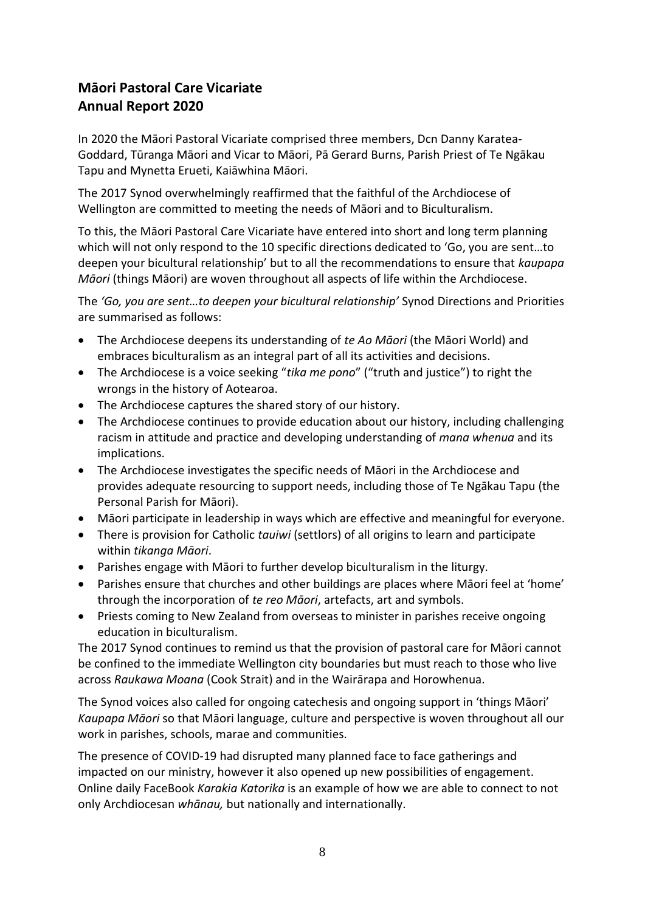## Māori Pastoral Care Vicariate
## Annual Report 2020

In 2020 the Māori Pastoral Vicariate comprised three members, Dcn Danny Karatea-Goddard, Tūranga Māori and Vicar to Māori, Pā Gerard Burns, Parish Priest of Te Ngākau Tapu and Mynetta Erueti, Kaiāwhina Māori.

The 2017 Synod overwhelmingly reaffirmed that the faithful of the Archdiocese of Wellington are committed to meeting the needs of Māori and to Biculturalism.

To this, the Māori Pastoral Care Vicariate have entered into short and long term planning which will not only respond to the 10 specific directions dedicated to 'Go, you are sent…to deepen your bicultural relationship' but to all the recommendations to ensure that *kaupapa Māori* (things Māori) are woven throughout all aspects of life within the Archdiocese.

The *'Go, you are sent…to deepen your bicultural relationship'* Synod Directions and Priorities are summarised as follows:

- The Archdiocese deepens its understanding of *te Ao Māori* (the Māori World) and embraces biculturalism as an integral part of all its activities and decisions.
- The Archdiocese is a voice seeking "*tika me pono*" ("truth and justice") to right the wrongs in the history of Aotearoa.
- The Archdiocese captures the shared story of our history.
- The Archdiocese continues to provide education about our history, including challenging racism in attitude and practice and developing understanding of *mana whenua* and its implications.
- The Archdiocese investigates the specific needs of Māori in the Archdiocese and provides adequate resourcing to support needs, including those of Te Ngākau Tapu (the Personal Parish for Māori).
- Māori participate in leadership in ways which are effective and meaningful for everyone.
- There is provision for Catholic *tauiwi* (settlors) of all origins to learn and participate within *tikanga Māori*.
- Parishes engage with Māori to further develop biculturalism in the liturgy.
- Parishes ensure that churches and other buildings are places where Māori feel at 'home' through the incorporation of *te reo Māori*, artefacts, art and symbols.
- Priests coming to New Zealand from overseas to minister in parishes receive ongoing education in biculturalism.

The 2017 Synod continues to remind us that the provision of pastoral care for Māori cannot be confined to the immediate Wellington city boundaries but must reach to those who live across *Raukawa Moana* (Cook Strait) and in the Wairārapa and Horowhenua.

The Synod voices also called for ongoing catechesis and ongoing support in 'things Māori' *Kaupapa Māori* so that Māori language, culture and perspective is woven throughout all our work in parishes, schools, marae and communities.

The presence of COVID-19 had disrupted many planned face to face gatherings and impacted on our ministry, however it also opened up new possibilities of engagement. Online daily FaceBook *Karakia Katorika* is an example of how we are able to connect to not only Archdiocesan *whānau,* but nationally and internationally.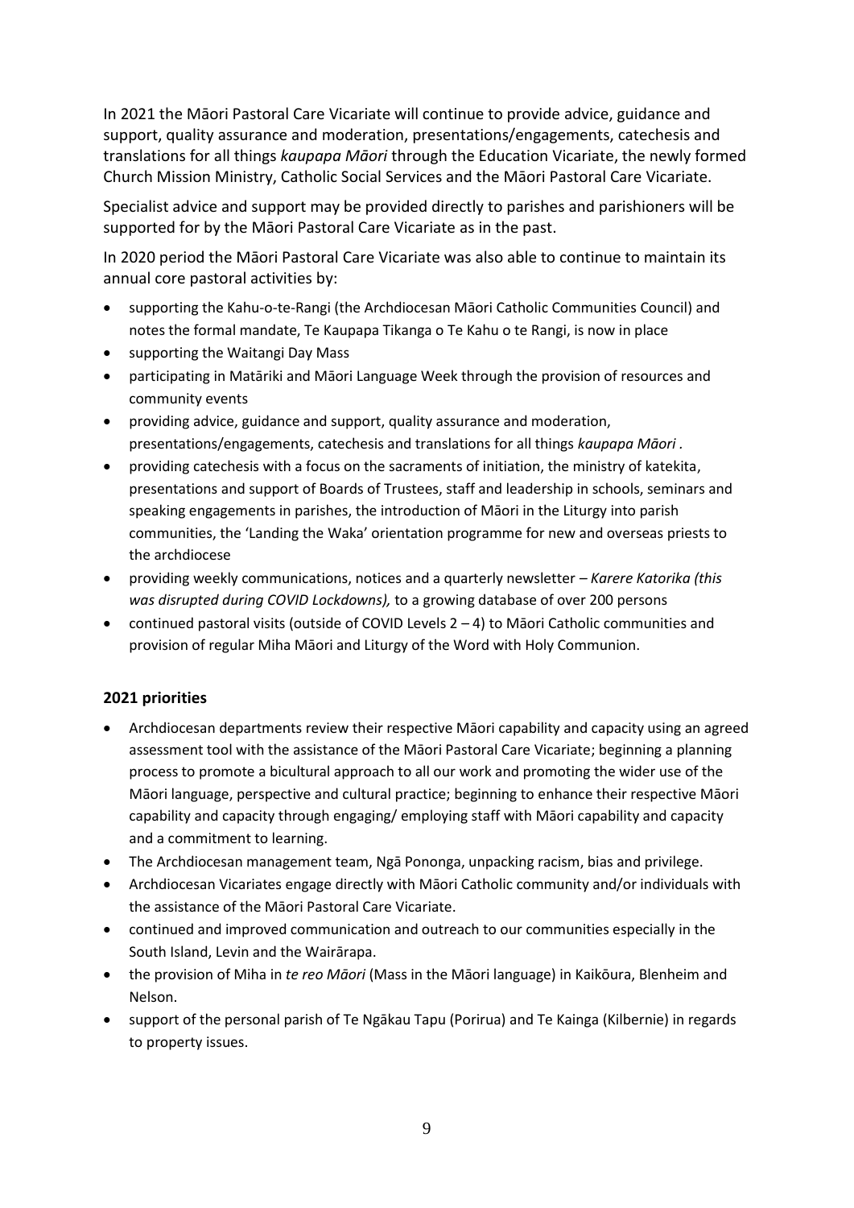In 2021 the Māori Pastoral Care Vicariate will continue to provide advice, guidance and support, quality assurance and moderation, presentations/engagements, catechesis and translations for all things *kaupapa Māori* through the Education Vicariate, the newly formed Church Mission Ministry, Catholic Social Services and the Māori Pastoral Care Vicariate.

Specialist advice and support may be provided directly to parishes and parishioners will be supported for by the Māori Pastoral Care Vicariate as in the past.

In 2020 period the Māori Pastoral Care Vicariate was also able to continue to maintain its annual core pastoral activities by:

- supporting the Kahu-o-te-Rangi (the Archdiocesan Māori Catholic Communities Council) and notes the formal mandate, Te Kaupapa Tikanga o Te Kahu o te Rangi, is now in place
- supporting the Waitangi Day Mass
- participating in Matāriki and Māori Language Week through the provision of resources and community events
- providing advice, guidance and support, quality assurance and moderation, presentations/engagements, catechesis and translations for all things *kaupapa Māori* .
- providing catechesis with a focus on the sacraments of initiation, the ministry of katekita, presentations and support of Boards of Trustees, staff and leadership in schools, seminars and speaking engagements in parishes, the introduction of Māori in the Liturgy into parish communities, the 'Landing the Waka' orientation programme for new and overseas priests to the archdiocese
- providing weekly communications, notices and a quarterly newsletter – *Karere Katorika (this was disrupted during COVID Lockdowns),* to a growing database of over 200 persons
- continued pastoral visits (outside of COVID Levels 2 – 4) to Māori Catholic communities and provision of regular Miha Māori and Liturgy of the Word with Holy Communion.

**2021 priorities**

- Archdiocesan departments review their respective Māori capability and capacity using an agreed assessment tool with the assistance of the Māori Pastoral Care Vicariate; beginning a planning process to promote a bicultural approach to all our work and promoting the wider use of the Māori language, perspective and cultural practice; beginning to enhance their respective Māori capability and capacity through engaging/ employing staff with Māori capability and capacity and a commitment to learning.
- The Archdiocesan management team, Ngā Pononga, unpacking racism, bias and privilege.
- Archdiocesan Vicariates engage directly with Māori Catholic community and/or individuals with the assistance of the Māori Pastoral Care Vicariate.
- continued and improved communication and outreach to our communities especially in the South Island, Levin and the Wairārapa.
- the provision of Miha in *te reo Māori* (Mass in the Māori language) in Kaikōura, Blenheim and Nelson.
- support of the personal parish of Te Ngākau Tapu (Porirua) and Te Kainga (Kilbernie) in regards to property issues.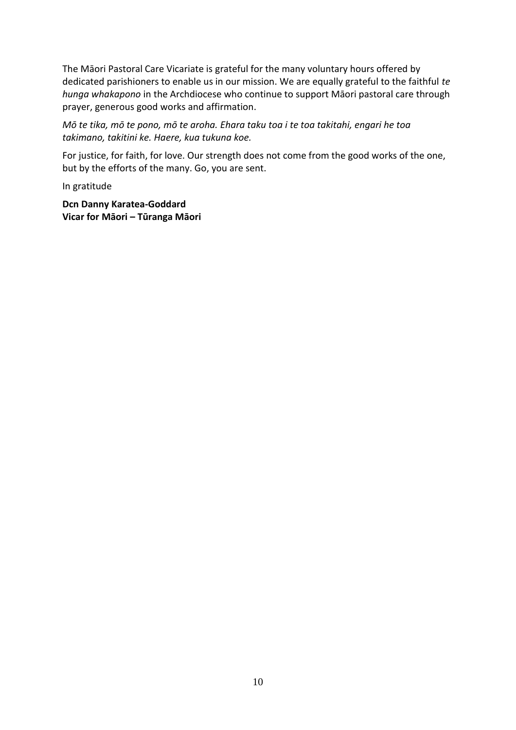The Māori Pastoral Care Vicariate is grateful for the many voluntary hours offered by dedicated parishioners to enable us in our mission. We are equally grateful to the faithful *te hunga whakapono* in the Archdiocese who continue to support Māori pastoral care through prayer, generous good works and affirmation.

*Mō te tika, mō te pono, mō te aroha. Ehara taku toa i te toa takitahi, engari he toa takimano, takitini ke. Haere, kua tukuna koe.*

For justice, for faith, for love. Our strength does not come from the good works of the one, but by the efforts of the many. Go, you are sent.

In gratitude

**Dcn Danny Karatea-Goddard**
**Vicar for Māori – Tūranga Māori**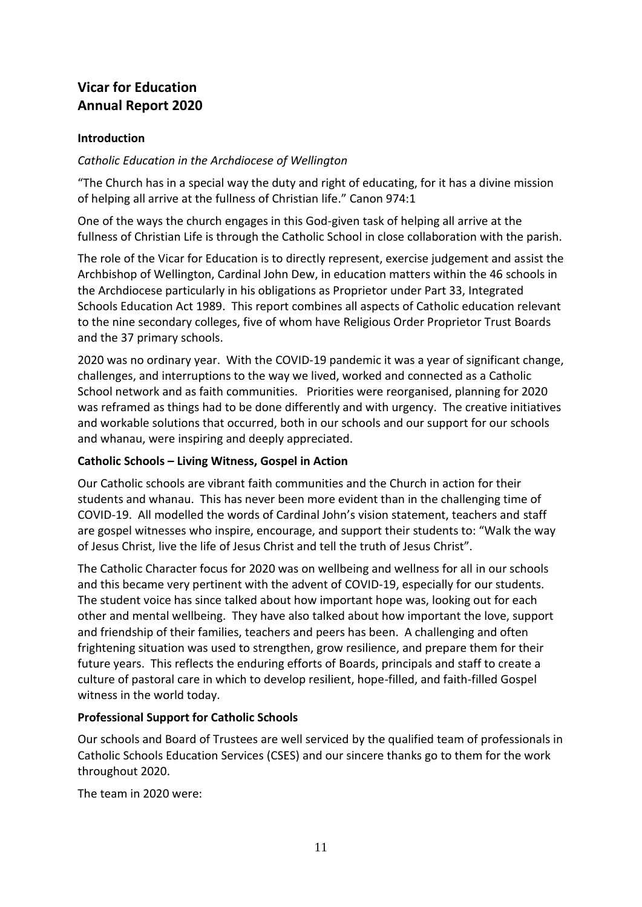# Vicar for Education
# Annual Report 2020

### Introduction

*Catholic Education in the Archdiocese of Wellington*

"The Church has in a special way the duty and right of educating, for it has a divine mission of helping all arrive at the fullness of Christian life." Canon 974:1

One of the ways the church engages in this God-given task of helping all arrive at the fullness of Christian Life is through the Catholic School in close collaboration with the parish.

The role of the Vicar for Education is to directly represent, exercise judgement and assist the Archbishop of Wellington, Cardinal John Dew, in education matters within the 46 schools in the Archdiocese particularly in his obligations as Proprietor under Part 33, Integrated Schools Education Act 1989. This report combines all aspects of Catholic education relevant to the nine secondary colleges, five of whom have Religious Order Proprietor Trust Boards and the 37 primary schools.

2020 was no ordinary year. With the COVID-19 pandemic it was a year of significant change, challenges, and interruptions to the way we lived, worked and connected as a Catholic School network and as faith communities. Priorities were reorganised, planning for 2020 was reframed as things had to be done differently and with urgency. The creative initiatives and workable solutions that occurred, both in our schools and our support for our schools and whanau, were inspiring and deeply appreciated.

### Catholic Schools – Living Witness, Gospel in Action

Our Catholic schools are vibrant faith communities and the Church in action for their students and whanau. This has never been more evident than in the challenging time of COVID-19. All modelled the words of Cardinal John's vision statement, teachers and staff are gospel witnesses who inspire, encourage, and support their students to: "Walk the way of Jesus Christ, live the life of Jesus Christ and tell the truth of Jesus Christ".

The Catholic Character focus for 2020 was on wellbeing and wellness for all in our schools and this became very pertinent with the advent of COVID-19, especially for our students. The student voice has since talked about how important hope was, looking out for each other and mental wellbeing. They have also talked about how important the love, support and friendship of their families, teachers and peers has been. A challenging and often frightening situation was used to strengthen, grow resilience, and prepare them for their future years. This reflects the enduring efforts of Boards, principals and staff to create a culture of pastoral care in which to develop resilient, hope-filled, and faith-filled Gospel witness in the world today.

### Professional Support for Catholic Schools

Our schools and Board of Trustees are well serviced by the qualified team of professionals in Catholic Schools Education Services (CSES) and our sincere thanks go to them for the work throughout 2020.

The team in 2020 were: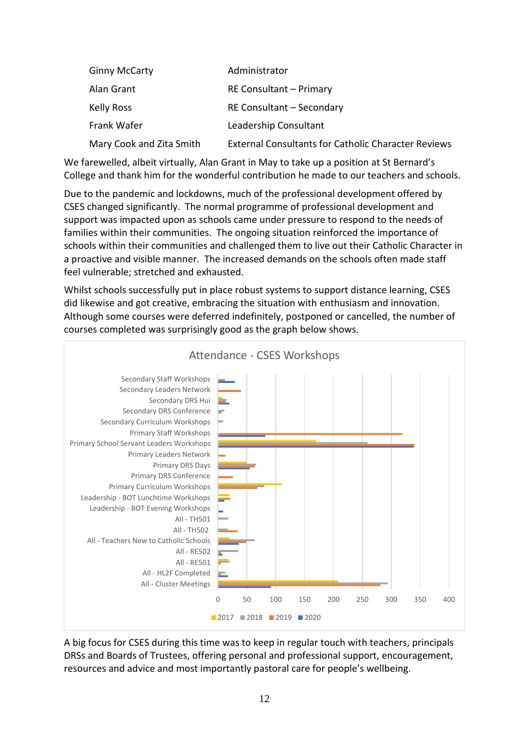| | |
|---|---|
| Ginny McCarty | Administrator |
| Alan Grant | RE Consultant – Primary |
| Kelly Ross | RE Consultant – Secondary |
| Frank Wafer | Leadership Consultant |
| Mary Cook and Zita Smith | External Consultants for Catholic Character Reviews |

We farewelled, albeit virtually, Alan Grant in May to take up a position at St Bernard's College and thank him for the wonderful contribution he made to our teachers and schools.

Due to the pandemic and lockdowns, much of the professional development offered by CSES changed significantly. The normal programme of professional development and support was impacted upon as schools came under pressure to respond to the needs of families within their communities. The ongoing situation reinforced the importance of schools within their communities and challenged them to live out their Catholic Character in a proactive and visible manner. The increased demands on the schools often made staff feel vulnerable; stretched and exhausted.

Whilst schools successfully put in place robust systems to support distance learning, CSES did likewise and got creative, embracing the situation with enthusiasm and innovation. Although some courses were deferred indefinitely, postponed or cancelled, the number of courses completed was surprisingly good as the graph below shows.

**Attendance - CSES Workshops**

Categories: Secondary Staff Workshops; Secondary Leaders Network; Secondary DRS Hui; Secondary DRS Conference; Secondary Curriculum Workshops; Primary Staff Workshops; Primary School Servant Leaders Workshops; Primary Leaders Network; Primary DRS Days; Primary DRS Conference; Primary Curriculum Workshops; Leadership - BOT Lunchtime Workshops; Leadership - BOT Evening Workshops; All - TH501; All - TH502; All - Teachers New to Catholic Schools; All - RE502; All - RE501; All - HL2F Completed; All - Cluster Meetings

Legend: 2017, 2018, 2019, 2020

A big focus for CSES during this time was to keep in regular touch with teachers, principals DRSs and Boards of Trustees, offering personal and professional support, encouragement, resources and advice and most importantly pastoral care for people's wellbeing.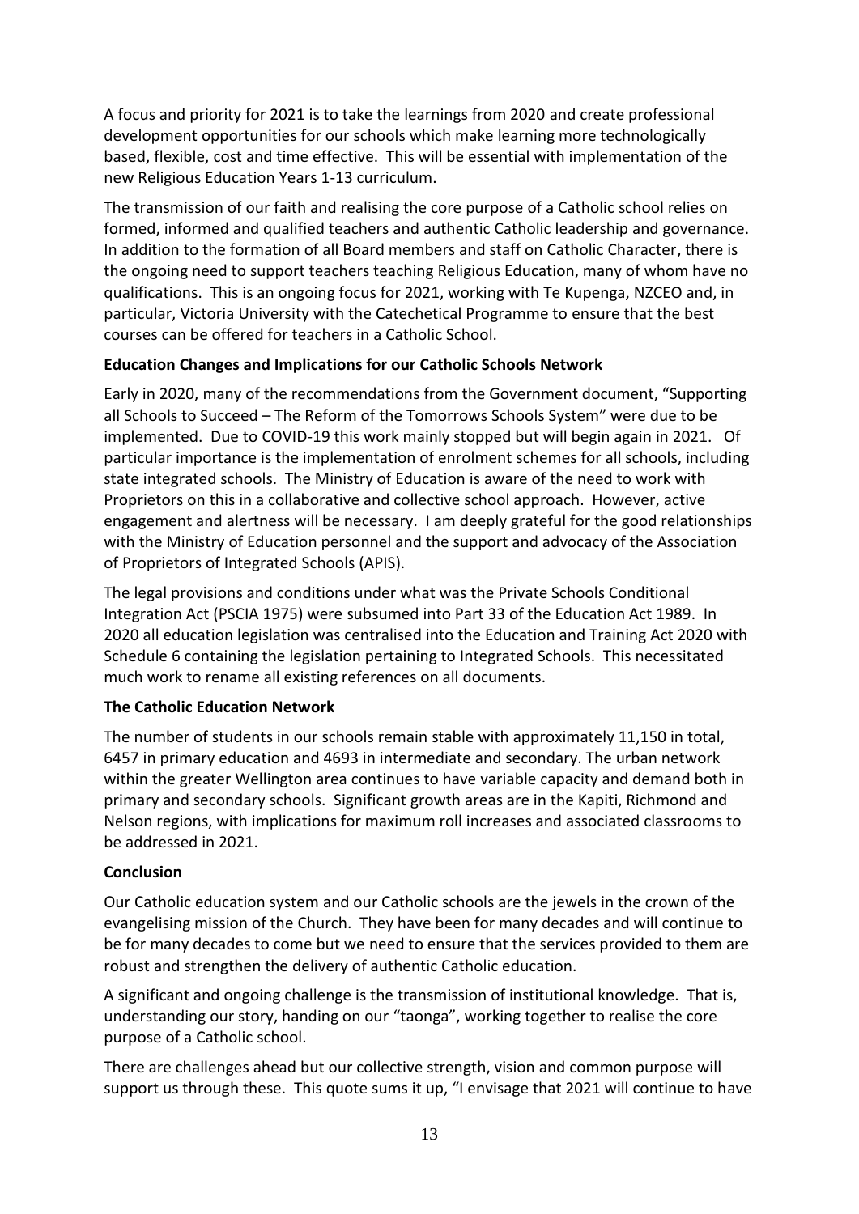A focus and priority for 2021 is to take the learnings from 2020 and create professional development opportunities for our schools which make learning more technologically based, flexible, cost and time effective. This will be essential with implementation of the new Religious Education Years 1-13 curriculum.

The transmission of our faith and realising the core purpose of a Catholic school relies on formed, informed and qualified teachers and authentic Catholic leadership and governance. In addition to the formation of all Board members and staff on Catholic Character, there is the ongoing need to support teachers teaching Religious Education, many of whom have no qualifications. This is an ongoing focus for 2021, working with Te Kupenga, NZCEO and, in particular, Victoria University with the Catechetical Programme to ensure that the best courses can be offered for teachers in a Catholic School.

**Education Changes and Implications for our Catholic Schools Network**

Early in 2020, many of the recommendations from the Government document, "Supporting all Schools to Succeed – The Reform of the Tomorrows Schools System" were due to be implemented. Due to COVID-19 this work mainly stopped but will begin again in 2021. Of particular importance is the implementation of enrolment schemes for all schools, including state integrated schools. The Ministry of Education is aware of the need to work with Proprietors on this in a collaborative and collective school approach. However, active engagement and alertness will be necessary. I am deeply grateful for the good relationships with the Ministry of Education personnel and the support and advocacy of the Association of Proprietors of Integrated Schools (APIS).

The legal provisions and conditions under what was the Private Schools Conditional Integration Act (PSCIA 1975) were subsumed into Part 33 of the Education Act 1989. In 2020 all education legislation was centralised into the Education and Training Act 2020 with Schedule 6 containing the legislation pertaining to Integrated Schools. This necessitated much work to rename all existing references on all documents.

**The Catholic Education Network**

The number of students in our schools remain stable with approximately 11,150 in total, 6457 in primary education and 4693 in intermediate and secondary. The urban network within the greater Wellington area continues to have variable capacity and demand both in primary and secondary schools. Significant growth areas are in the Kapiti, Richmond and Nelson regions, with implications for maximum roll increases and associated classrooms to be addressed in 2021.

**Conclusion**

Our Catholic education system and our Catholic schools are the jewels in the crown of the evangelising mission of the Church. They have been for many decades and will continue to be for many decades to come but we need to ensure that the services provided to them are robust and strengthen the delivery of authentic Catholic education.

A significant and ongoing challenge is the transmission of institutional knowledge. That is, understanding our story, handing on our "taonga", working together to realise the core purpose of a Catholic school.

There are challenges ahead but our collective strength, vision and common purpose will support us through these. This quote sums it up, "I envisage that 2021 will continue to have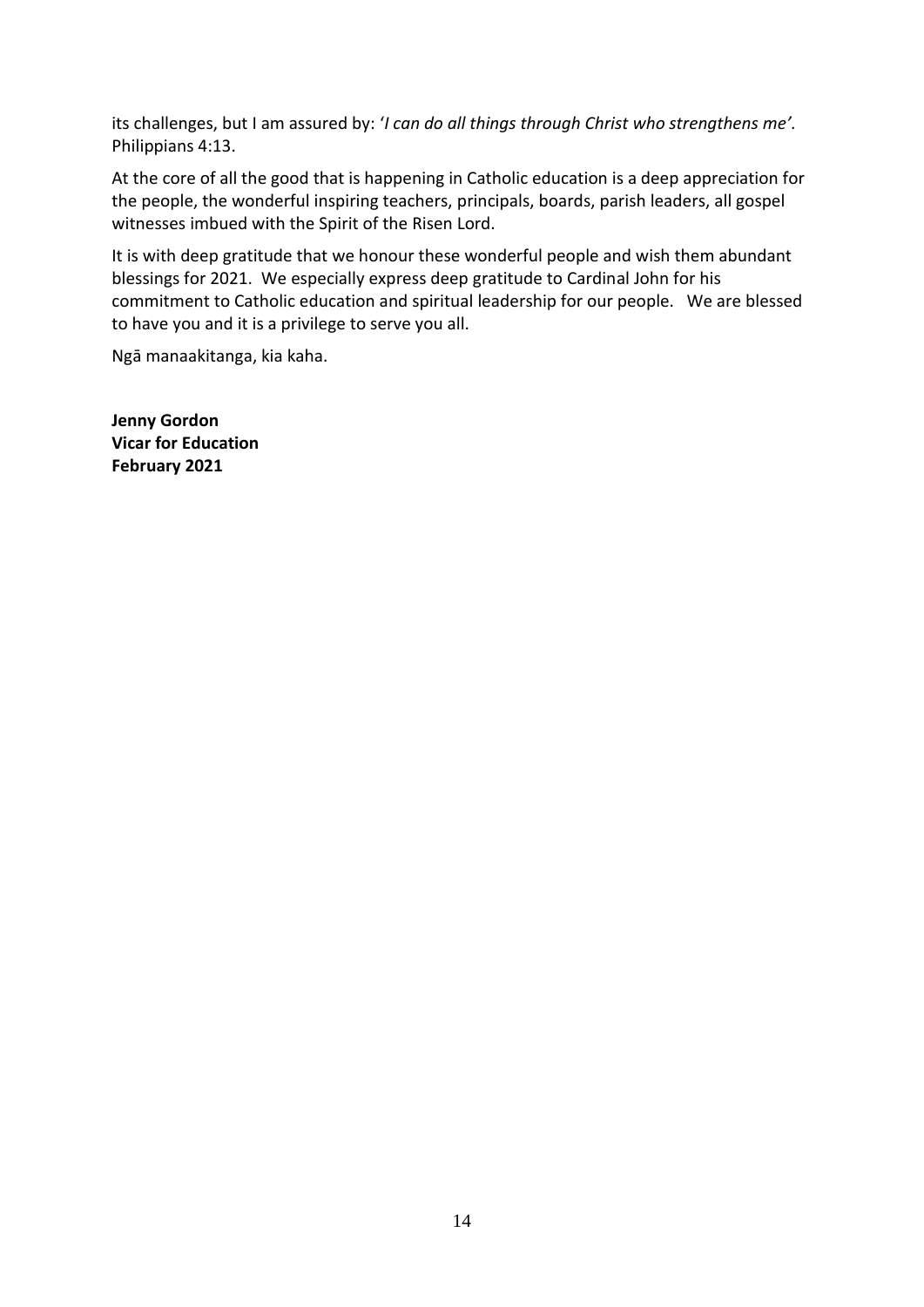its challenges, but I am assured by: '*I can do all things through Christ who strengthens me'.* Philippians 4:13.

At the core of all the good that is happening in Catholic education is a deep appreciation for the people, the wonderful inspiring teachers, principals, boards, parish leaders, all gospel witnesses imbued with the Spirit of the Risen Lord.

It is with deep gratitude that we honour these wonderful people and wish them abundant blessings for 2021. We especially express deep gratitude to Cardinal John for his commitment to Catholic education and spiritual leadership for our people. We are blessed to have you and it is a privilege to serve you all.

Ngā manaakitanga, kia kaha.

**Jenny Gordon**
**Vicar for Education**
**February 2021**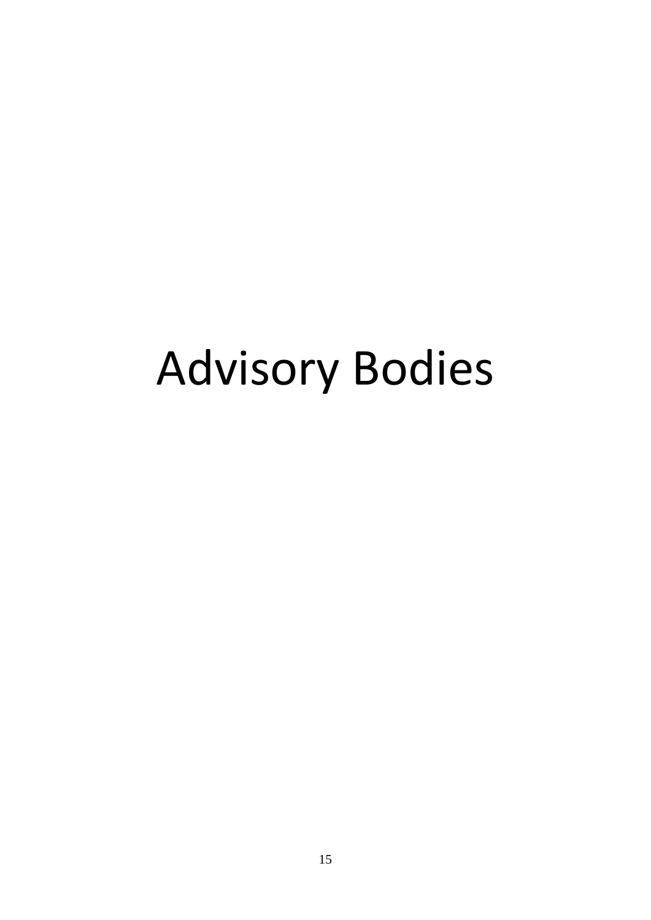# Advisory Bodies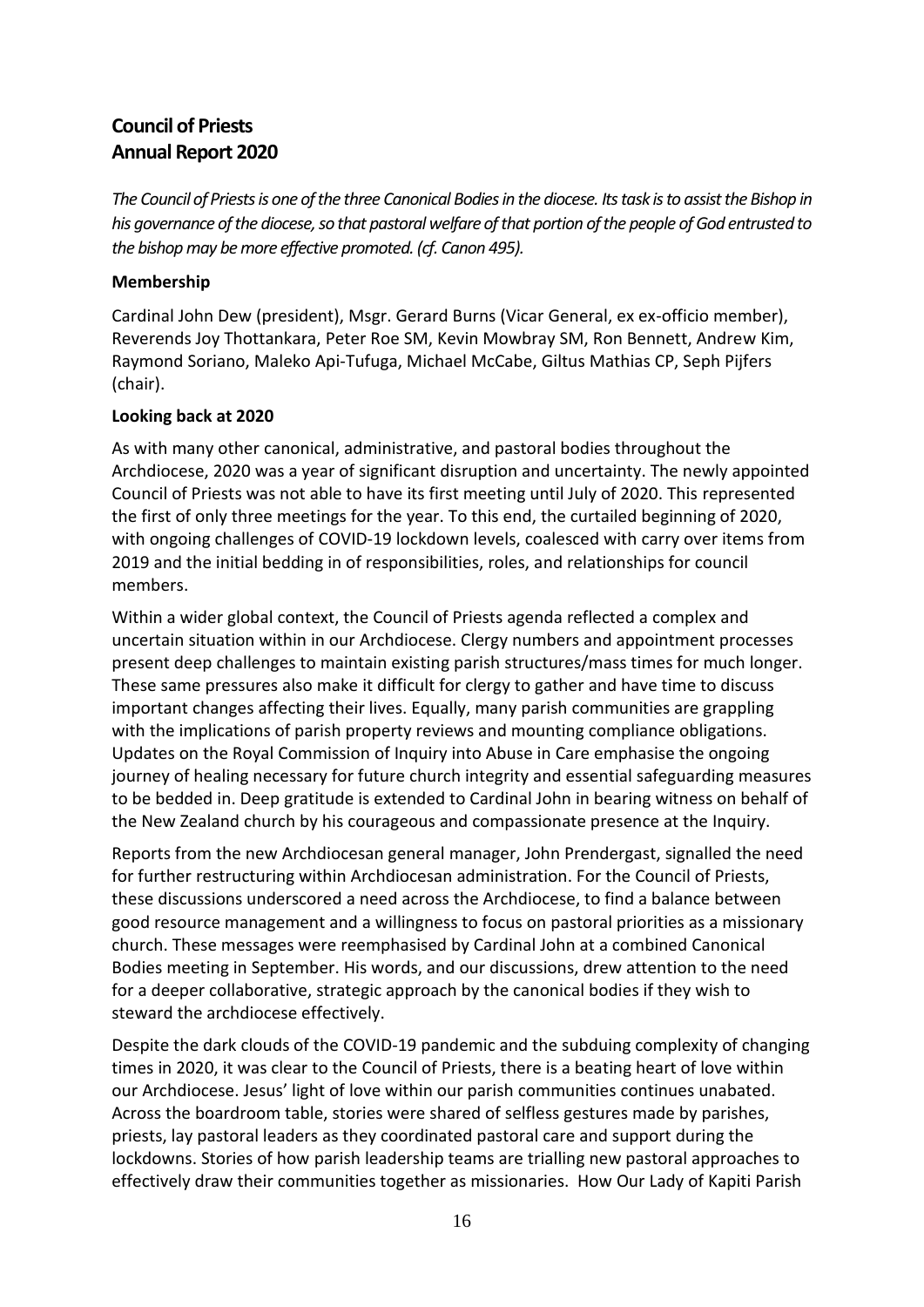# Council of Priests
# Annual Report 2020

*The Council of Priests is one of the three Canonical Bodies in the diocese. Its task is to assist the Bishop in his governance of the diocese, so that pastoral welfare of that portion of the people of God entrusted to the bishop may be more effective promoted. (cf. Canon 495).*

**Membership**

Cardinal John Dew (president), Msgr. Gerard Burns (Vicar General, ex ex-officio member), Reverends Joy Thottankara, Peter Roe SM, Kevin Mowbray SM, Ron Bennett, Andrew Kim, Raymond Soriano, Maleko Api-Tufuga, Michael McCabe, Giltus Mathias CP, Seph Pijfers (chair).

**Looking back at 2020**

As with many other canonical, administrative, and pastoral bodies throughout the Archdiocese, 2020 was a year of significant disruption and uncertainty. The newly appointed Council of Priests was not able to have its first meeting until July of 2020. This represented the first of only three meetings for the year. To this end, the curtailed beginning of 2020, with ongoing challenges of COVID-19 lockdown levels, coalesced with carry over items from 2019 and the initial bedding in of responsibilities, roles, and relationships for council members.

Within a wider global context, the Council of Priests agenda reflected a complex and uncertain situation within in our Archdiocese. Clergy numbers and appointment processes present deep challenges to maintain existing parish structures/mass times for much longer. These same pressures also make it difficult for clergy to gather and have time to discuss important changes affecting their lives. Equally, many parish communities are grappling with the implications of parish property reviews and mounting compliance obligations. Updates on the Royal Commission of Inquiry into Abuse in Care emphasise the ongoing journey of healing necessary for future church integrity and essential safeguarding measures to be bedded in. Deep gratitude is extended to Cardinal John in bearing witness on behalf of the New Zealand church by his courageous and compassionate presence at the Inquiry.

Reports from the new Archdiocesan general manager, John Prendergast, signalled the need for further restructuring within Archdiocesan administration. For the Council of Priests, these discussions underscored a need across the Archdiocese, to find a balance between good resource management and a willingness to focus on pastoral priorities as a missionary church. These messages were reemphasised by Cardinal John at a combined Canonical Bodies meeting in September. His words, and our discussions, drew attention to the need for a deeper collaborative, strategic approach by the canonical bodies if they wish to steward the archdiocese effectively.

Despite the dark clouds of the COVID-19 pandemic and the subduing complexity of changing times in 2020, it was clear to the Council of Priests, there is a beating heart of love within our Archdiocese. Jesus' light of love within our parish communities continues unabated. Across the boardroom table, stories were shared of selfless gestures made by parishes, priests, lay pastoral leaders as they coordinated pastoral care and support during the lockdowns. Stories of how parish leadership teams are trialling new pastoral approaches to effectively draw their communities together as missionaries. How Our Lady of Kapiti Parish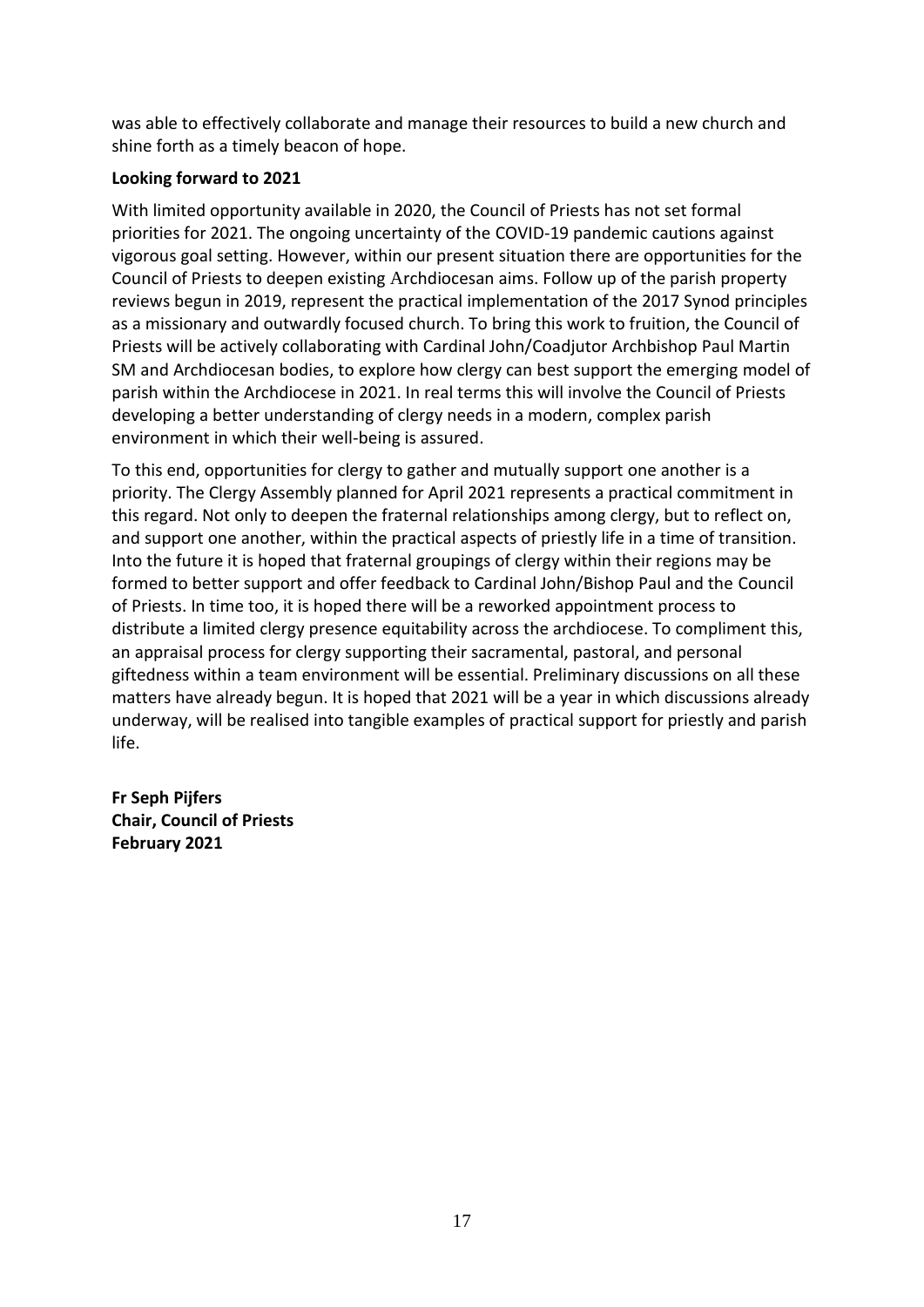was able to effectively collaborate and manage their resources to build a new church and shine forth as a timely beacon of hope.

**Looking forward to 2021**

With limited opportunity available in 2020, the Council of Priests has not set formal priorities for 2021. The ongoing uncertainty of the COVID-19 pandemic cautions against vigorous goal setting. However, within our present situation there are opportunities for the Council of Priests to deepen existing Archdiocesan aims. Follow up of the parish property reviews begun in 2019, represent the practical implementation of the 2017 Synod principles as a missionary and outwardly focused church. To bring this work to fruition, the Council of Priests will be actively collaborating with Cardinal John/Coadjutor Archbishop Paul Martin SM and Archdiocesan bodies, to explore how clergy can best support the emerging model of parish within the Archdiocese in 2021. In real terms this will involve the Council of Priests developing a better understanding of clergy needs in a modern, complex parish environment in which their well-being is assured.

To this end, opportunities for clergy to gather and mutually support one another is a priority. The Clergy Assembly planned for April 2021 represents a practical commitment in this regard. Not only to deepen the fraternal relationships among clergy, but to reflect on, and support one another, within the practical aspects of priestly life in a time of transition. Into the future it is hoped that fraternal groupings of clergy within their regions may be formed to better support and offer feedback to Cardinal John/Bishop Paul and the Council of Priests. In time too, it is hoped there will be a reworked appointment process to distribute a limited clergy presence equitability across the archdiocese. To compliment this, an appraisal process for clergy supporting their sacramental, pastoral, and personal giftedness within a team environment will be essential. Preliminary discussions on all these matters have already begun. It is hoped that 2021 will be a year in which discussions already underway, will be realised into tangible examples of practical support for priestly and parish life.

**Fr Seph Pijfers**
**Chair, Council of Priests**
**February 2021**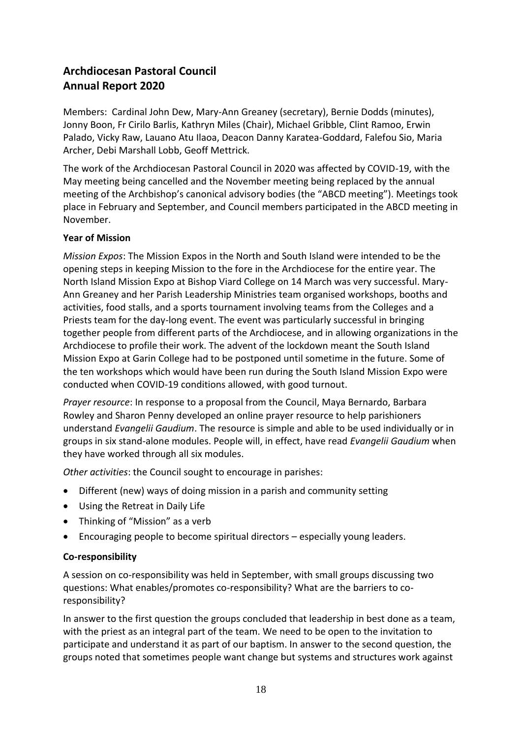# Archdiocesan Pastoral Council
# Annual Report 2020

Members: Cardinal John Dew, Mary-Ann Greaney (secretary), Bernie Dodds (minutes), Jonny Boon, Fr Cirilo Barlis, Kathryn Miles (Chair), Michael Gribble, Clint Ramoo, Erwin Palado, Vicky Raw, Lauano Atu Ilaoa, Deacon Danny Karatea-Goddard, Falefou Sio, Maria Archer, Debi Marshall Lobb, Geoff Mettrick.

The work of the Archdiocesan Pastoral Council in 2020 was affected by COVID-19, with the May meeting being cancelled and the November meeting being replaced by the annual meeting of the Archbishop's canonical advisory bodies (the "ABCD meeting"). Meetings took place in February and September, and Council members participated in the ABCD meeting in November.

**Year of Mission**

*Mission Expos*: The Mission Expos in the North and South Island were intended to be the opening steps in keeping Mission to the fore in the Archdiocese for the entire year. The North Island Mission Expo at Bishop Viard College on 14 March was very successful. Mary-Ann Greaney and her Parish Leadership Ministries team organised workshops, booths and activities, food stalls, and a sports tournament involving teams from the Colleges and a Priests team for the day-long event. The event was particularly successful in bringing together people from different parts of the Archdiocese, and in allowing organizations in the Archdiocese to profile their work. The advent of the lockdown meant the South Island Mission Expo at Garin College had to be postponed until sometime in the future. Some of the ten workshops which would have been run during the South Island Mission Expo were conducted when COVID-19 conditions allowed, with good turnout.

*Prayer resource*: In response to a proposal from the Council, Maya Bernardo, Barbara Rowley and Sharon Penny developed an online prayer resource to help parishioners understand *Evangelii Gaudium*. The resource is simple and able to be used individually or in groups in six stand-alone modules. People will, in effect, have read *Evangelii Gaudium* when they have worked through all six modules.

*Other activities*: the Council sought to encourage in parishes:

- Different (new) ways of doing mission in a parish and community setting
- Using the Retreat in Daily Life
- Thinking of "Mission" as a verb
- Encouraging people to become spiritual directors – especially young leaders.

**Co-responsibility**

A session on co-responsibility was held in September, with small groups discussing two questions: What enables/promotes co-responsibility? What are the barriers to co-responsibility?

In answer to the first question the groups concluded that leadership in best done as a team, with the priest as an integral part of the team. We need to be open to the invitation to participate and understand it as part of our baptism. In answer to the second question, the groups noted that sometimes people want change but systems and structures work against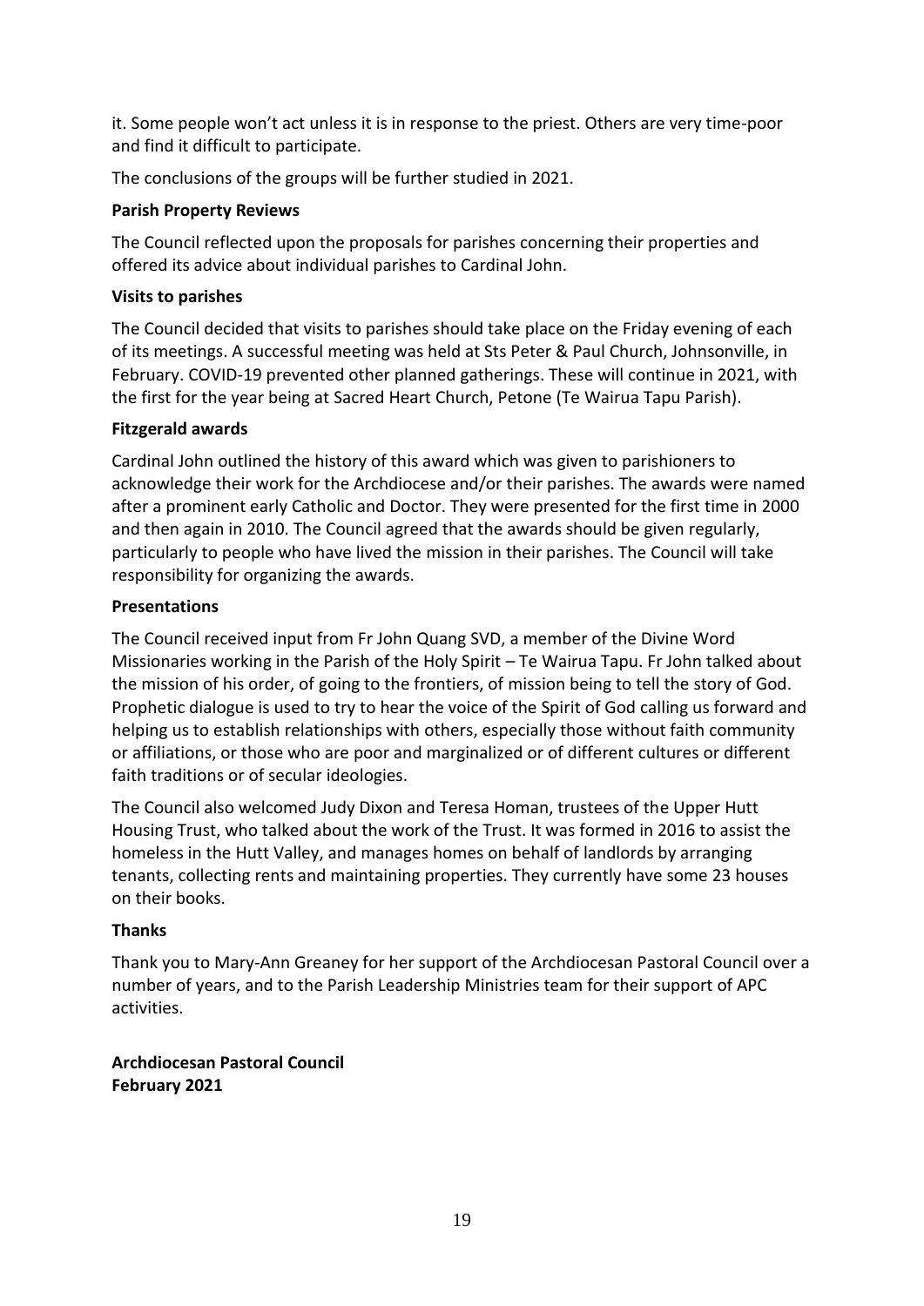it. Some people won't act unless it is in response to the priest. Others are very time-poor and find it difficult to participate.

The conclusions of the groups will be further studied in 2021.

**Parish Property Reviews**

The Council reflected upon the proposals for parishes concerning their properties and offered its advice about individual parishes to Cardinal John.

**Visits to parishes**

The Council decided that visits to parishes should take place on the Friday evening of each of its meetings. A successful meeting was held at Sts Peter & Paul Church, Johnsonville, in February. COVID-19 prevented other planned gatherings. These will continue in 2021, with the first for the year being at Sacred Heart Church, Petone (Te Wairua Tapu Parish).

**Fitzgerald awards**

Cardinal John outlined the history of this award which was given to parishioners to acknowledge their work for the Archdiocese and/or their parishes. The awards were named after a prominent early Catholic and Doctor. They were presented for the first time in 2000 and then again in 2010. The Council agreed that the awards should be given regularly, particularly to people who have lived the mission in their parishes. The Council will take responsibility for organizing the awards.

**Presentations**

The Council received input from Fr John Quang SVD, a member of the Divine Word Missionaries working in the Parish of the Holy Spirit – Te Wairua Tapu. Fr John talked about the mission of his order, of going to the frontiers, of mission being to tell the story of God. Prophetic dialogue is used to try to hear the voice of the Spirit of God calling us forward and helping us to establish relationships with others, especially those without faith community or affiliations, or those who are poor and marginalized or of different cultures or different faith traditions or of secular ideologies.

The Council also welcomed Judy Dixon and Teresa Homan, trustees of the Upper Hutt Housing Trust, who talked about the work of the Trust. It was formed in 2016 to assist the homeless in the Hutt Valley, and manages homes on behalf of landlords by arranging tenants, collecting rents and maintaining properties. They currently have some 23 houses on their books.

**Thanks**

Thank you to Mary-Ann Greaney for her support of the Archdiocesan Pastoral Council over a number of years, and to the Parish Leadership Ministries team for their support of APC activities.

**Archdiocesan Pastoral Council**
**February 2021**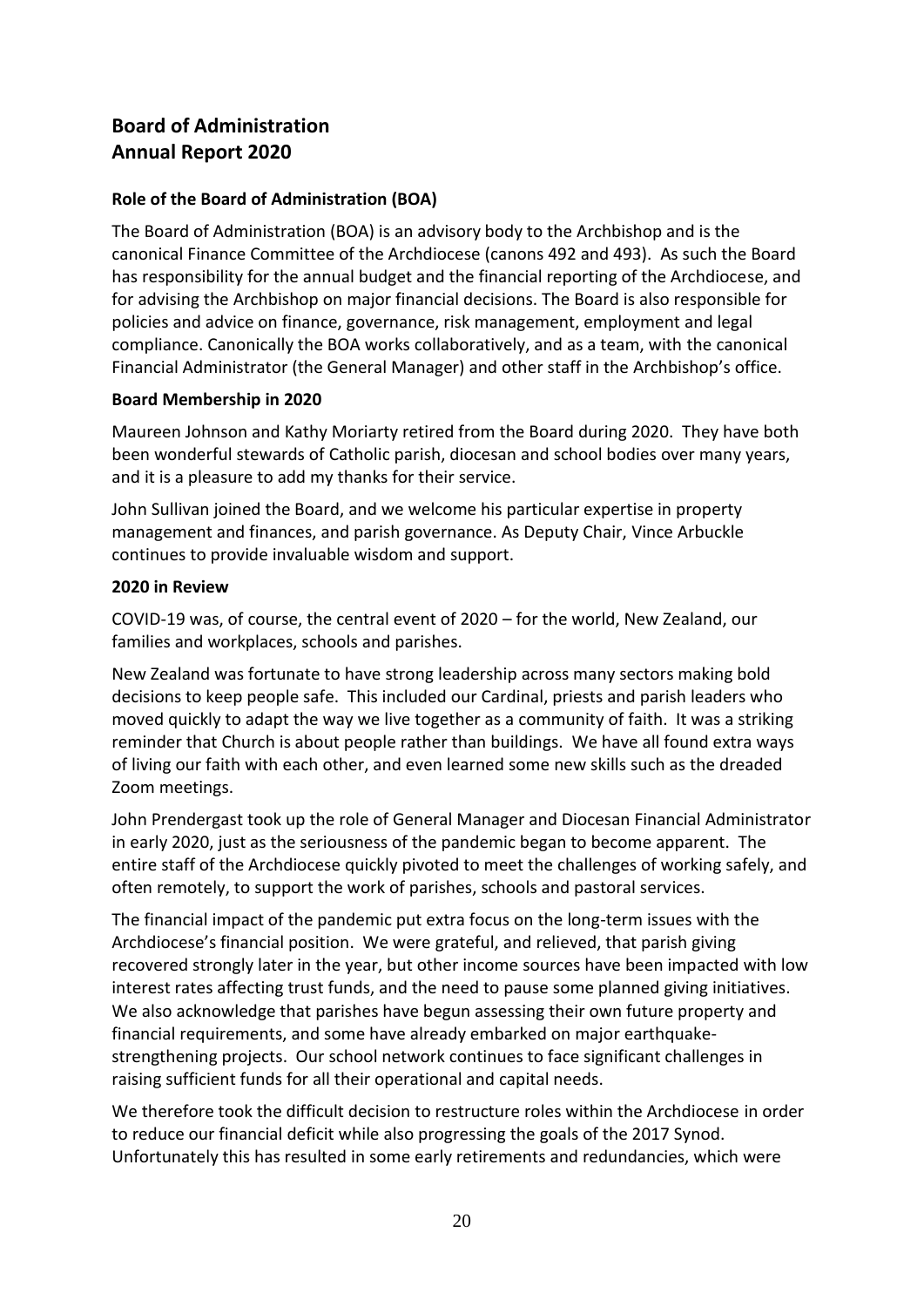# Board of Administration
# Annual Report 2020

### Role of the Board of Administration (BOA)

The Board of Administration (BOA) is an advisory body to the Archbishop and is the canonical Finance Committee of the Archdiocese (canons 492 and 493). As such the Board has responsibility for the annual budget and the financial reporting of the Archdiocese, and for advising the Archbishop on major financial decisions. The Board is also responsible for policies and advice on finance, governance, risk management, employment and legal compliance. Canonically the BOA works collaboratively, and as a team, with the canonical Financial Administrator (the General Manager) and other staff in the Archbishop's office.

### Board Membership in 2020

Maureen Johnson and Kathy Moriarty retired from the Board during 2020. They have both been wonderful stewards of Catholic parish, diocesan and school bodies over many years, and it is a pleasure to add my thanks for their service.

John Sullivan joined the Board, and we welcome his particular expertise in property management and finances, and parish governance. As Deputy Chair, Vince Arbuckle continues to provide invaluable wisdom and support.

### 2020 in Review

COVID-19 was, of course, the central event of 2020 – for the world, New Zealand, our families and workplaces, schools and parishes.

New Zealand was fortunate to have strong leadership across many sectors making bold decisions to keep people safe. This included our Cardinal, priests and parish leaders who moved quickly to adapt the way we live together as a community of faith. It was a striking reminder that Church is about people rather than buildings. We have all found extra ways of living our faith with each other, and even learned some new skills such as the dreaded Zoom meetings.

John Prendergast took up the role of General Manager and Diocesan Financial Administrator in early 2020, just as the seriousness of the pandemic began to become apparent. The entire staff of the Archdiocese quickly pivoted to meet the challenges of working safely, and often remotely, to support the work of parishes, schools and pastoral services.

The financial impact of the pandemic put extra focus on the long-term issues with the Archdiocese's financial position. We were grateful, and relieved, that parish giving recovered strongly later in the year, but other income sources have been impacted with low interest rates affecting trust funds, and the need to pause some planned giving initiatives. We also acknowledge that parishes have begun assessing their own future property and financial requirements, and some have already embarked on major earthquake-strengthening projects. Our school network continues to face significant challenges in raising sufficient funds for all their operational and capital needs.

We therefore took the difficult decision to restructure roles within the Archdiocese in order to reduce our financial deficit while also progressing the goals of the 2017 Synod. Unfortunately this has resulted in some early retirements and redundancies, which were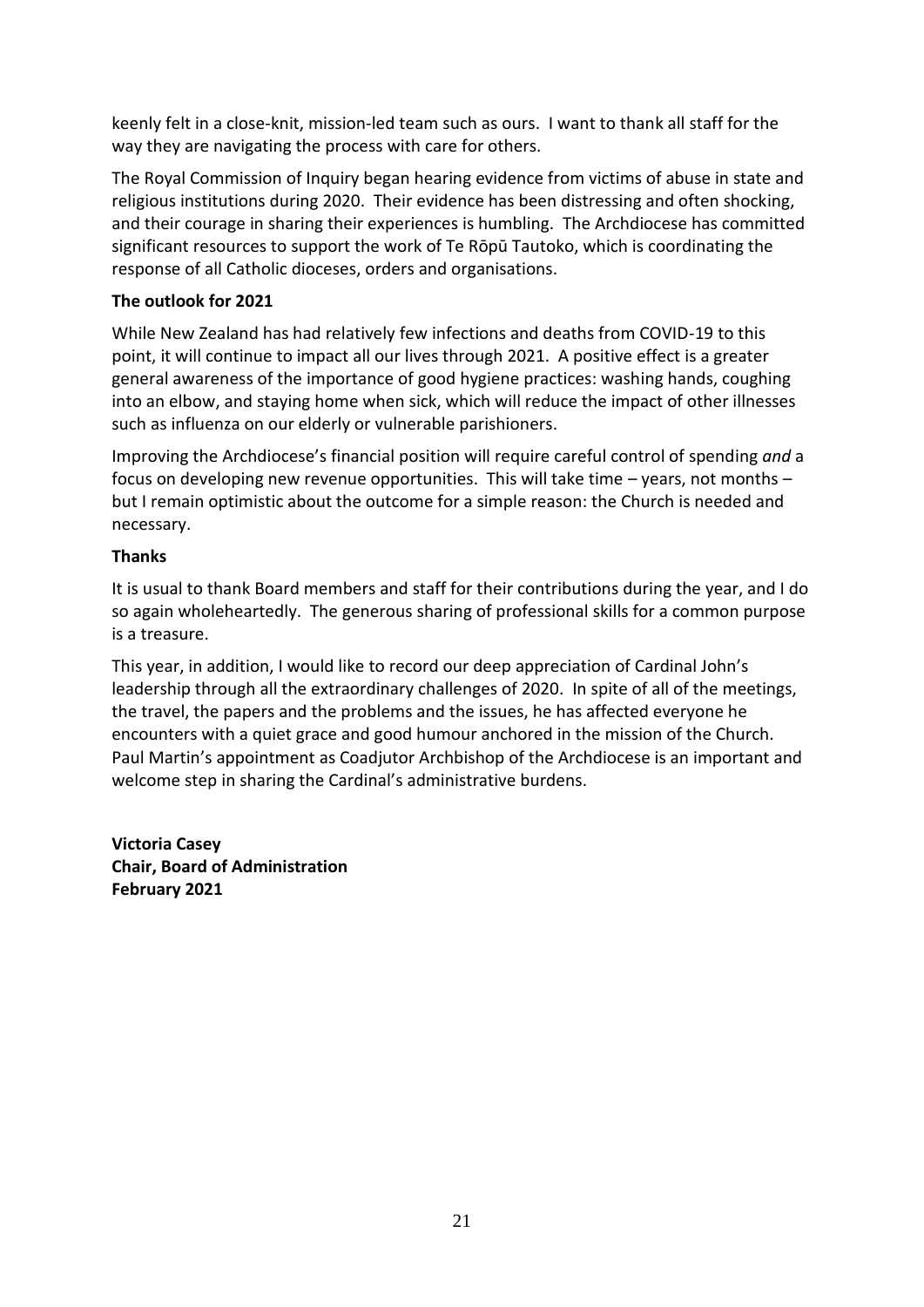keenly felt in a close-knit, mission-led team such as ours. I want to thank all staff for the way they are navigating the process with care for others.

The Royal Commission of Inquiry began hearing evidence from victims of abuse in state and religious institutions during 2020. Their evidence has been distressing and often shocking, and their courage in sharing their experiences is humbling. The Archdiocese has committed significant resources to support the work of Te Rōpū Tautoko, which is coordinating the response of all Catholic dioceses, orders and organisations.

**The outlook for 2021**

While New Zealand has had relatively few infections and deaths from COVID-19 to this point, it will continue to impact all our lives through 2021. A positive effect is a greater general awareness of the importance of good hygiene practices: washing hands, coughing into an elbow, and staying home when sick, which will reduce the impact of other illnesses such as influenza on our elderly or vulnerable parishioners.

Improving the Archdiocese's financial position will require careful control of spending *and* a focus on developing new revenue opportunities. This will take time – years, not months – but I remain optimistic about the outcome for a simple reason: the Church is needed and necessary.

**Thanks**

It is usual to thank Board members and staff for their contributions during the year, and I do so again wholeheartedly. The generous sharing of professional skills for a common purpose is a treasure.

This year, in addition, I would like to record our deep appreciation of Cardinal John's leadership through all the extraordinary challenges of 2020. In spite of all of the meetings, the travel, the papers and the problems and the issues, he has affected everyone he encounters with a quiet grace and good humour anchored in the mission of the Church. Paul Martin's appointment as Coadjutor Archbishop of the Archdiocese is an important and welcome step in sharing the Cardinal's administrative burdens.

**Victoria Casey**
**Chair, Board of Administration**
**February 2021**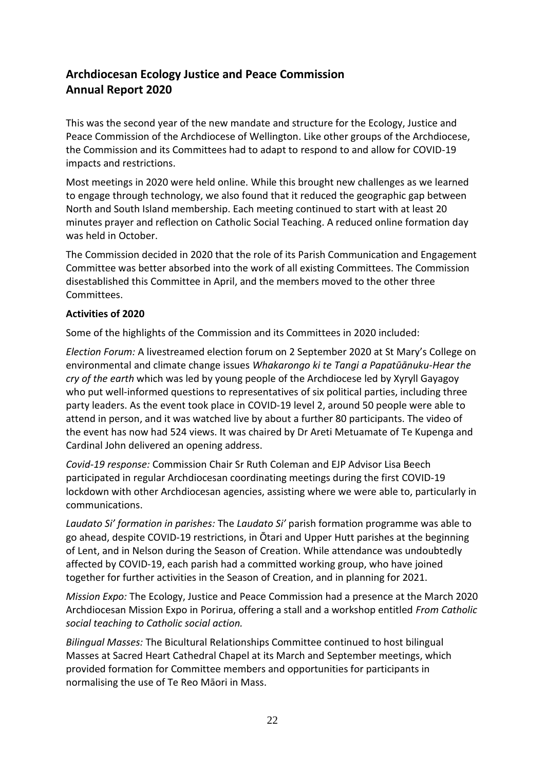## Archdiocesan Ecology Justice and Peace Commission
## Annual Report 2020

This was the second year of the new mandate and structure for the Ecology, Justice and Peace Commission of the Archdiocese of Wellington. Like other groups of the Archdiocese, the Commission and its Committees had to adapt to respond to and allow for COVID-19 impacts and restrictions.

Most meetings in 2020 were held online. While this brought new challenges as we learned to engage through technology, we also found that it reduced the geographic gap between North and South Island membership. Each meeting continued to start with at least 20 minutes prayer and reflection on Catholic Social Teaching. A reduced online formation day was held in October.

The Commission decided in 2020 that the role of its Parish Communication and Engagement Committee was better absorbed into the work of all existing Committees. The Commission disestablished this Committee in April, and the members moved to the other three Committees.

**Activities of 2020**

Some of the highlights of the Commission and its Committees in 2020 included:

*Election Forum:* A livestreamed election forum on 2 September 2020 at St Mary's College on environmental and climate change issues *Whakarongo ki te Tangi a Papatūānuku-Hear the cry of the earth* which was led by young people of the Archdiocese led by Xyryll Gayagoy who put well-informed questions to representatives of six political parties, including three party leaders. As the event took place in COVID-19 level 2, around 50 people were able to attend in person, and it was watched live by about a further 80 participants. The video of the event has now had 524 views. It was chaired by Dr Areti Metuamate of Te Kupenga and Cardinal John delivered an opening address.

*Covid-19 response:* Commission Chair Sr Ruth Coleman and EJP Advisor Lisa Beech participated in regular Archdiocesan coordinating meetings during the first COVID-19 lockdown with other Archdiocesan agencies, assisting where we were able to, particularly in communications.

*Laudato Si' formation in parishes:* The *Laudato Si'* parish formation programme was able to go ahead, despite COVID-19 restrictions, in Ōtari and Upper Hutt parishes at the beginning of Lent, and in Nelson during the Season of Creation. While attendance was undoubtedly affected by COVID-19, each parish had a committed working group, who have joined together for further activities in the Season of Creation, and in planning for 2021.

*Mission Expo:* The Ecology, Justice and Peace Commission had a presence at the March 2020 Archdiocesan Mission Expo in Porirua, offering a stall and a workshop entitled *From Catholic social teaching to Catholic social action.*

*Bilingual Masses:* The Bicultural Relationships Committee continued to host bilingual Masses at Sacred Heart Cathedral Chapel at its March and September meetings, which provided formation for Committee members and opportunities for participants in normalising the use of Te Reo Māori in Mass.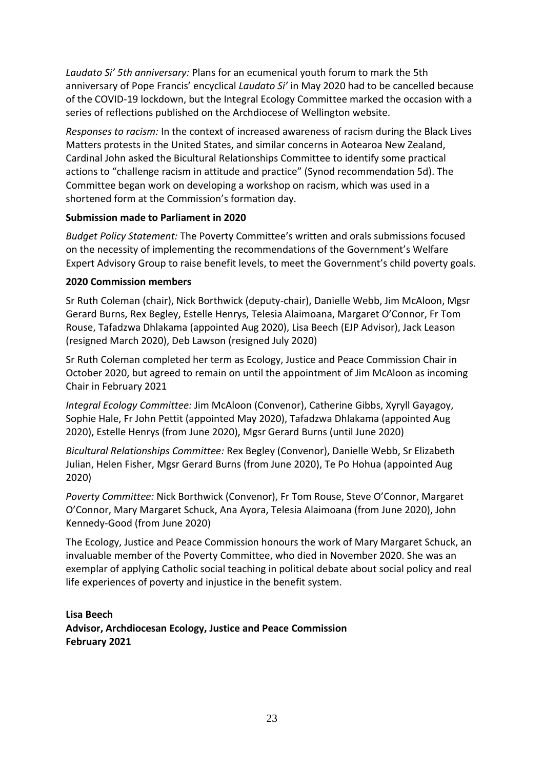*Laudato Si' 5th anniversary:* Plans for an ecumenical youth forum to mark the 5th anniversary of Pope Francis' encyclical *Laudato Si'* in May 2020 had to be cancelled because of the COVID-19 lockdown, but the Integral Ecology Committee marked the occasion with a series of reflections published on the Archdiocese of Wellington website.

*Responses to racism:* In the context of increased awareness of racism during the Black Lives Matters protests in the United States, and similar concerns in Aotearoa New Zealand, Cardinal John asked the Bicultural Relationships Committee to identify some practical actions to "challenge racism in attitude and practice" (Synod recommendation 5d). The Committee began work on developing a workshop on racism, which was used in a shortened form at the Commission's formation day.

**Submission made to Parliament in 2020**

*Budget Policy Statement:* The Poverty Committee's written and orals submissions focused on the necessity of implementing the recommendations of the Government's Welfare Expert Advisory Group to raise benefit levels, to meet the Government's child poverty goals.

**2020 Commission members**

Sr Ruth Coleman (chair), Nick Borthwick (deputy-chair), Danielle Webb, Jim McAloon, Mgsr Gerard Burns, Rex Begley, Estelle Henrys, Telesia Alaimoana, Margaret O'Connor, Fr Tom Rouse, Tafadzwa Dhlakama (appointed Aug 2020), Lisa Beech (EJP Advisor), Jack Leason (resigned March 2020), Deb Lawson (resigned July 2020)

Sr Ruth Coleman completed her term as Ecology, Justice and Peace Commission Chair in October 2020, but agreed to remain on until the appointment of Jim McAloon as incoming Chair in February 2021

*Integral Ecology Committee:* Jim McAloon (Convenor), Catherine Gibbs, Xyryll Gayagoy, Sophie Hale, Fr John Pettit (appointed May 2020), Tafadzwa Dhlakama (appointed Aug 2020), Estelle Henrys (from June 2020), Mgsr Gerard Burns (until June 2020)

*Bicultural Relationships Committee:* Rex Begley (Convenor), Danielle Webb, Sr Elizabeth Julian, Helen Fisher, Mgsr Gerard Burns (from June 2020), Te Po Hohua (appointed Aug 2020)

*Poverty Committee:* Nick Borthwick (Convenor), Fr Tom Rouse, Steve O'Connor, Margaret O'Connor, Mary Margaret Schuck, Ana Ayora, Telesia Alaimoana (from June 2020), John Kennedy-Good (from June 2020)

The Ecology, Justice and Peace Commission honours the work of Mary Margaret Schuck, an invaluable member of the Poverty Committee, who died in November 2020. She was an exemplar of applying Catholic social teaching in political debate about social policy and real life experiences of poverty and injustice in the benefit system.

**Lisa Beech**
**Advisor, Archdiocesan Ecology, Justice and Peace Commission**
**February 2021**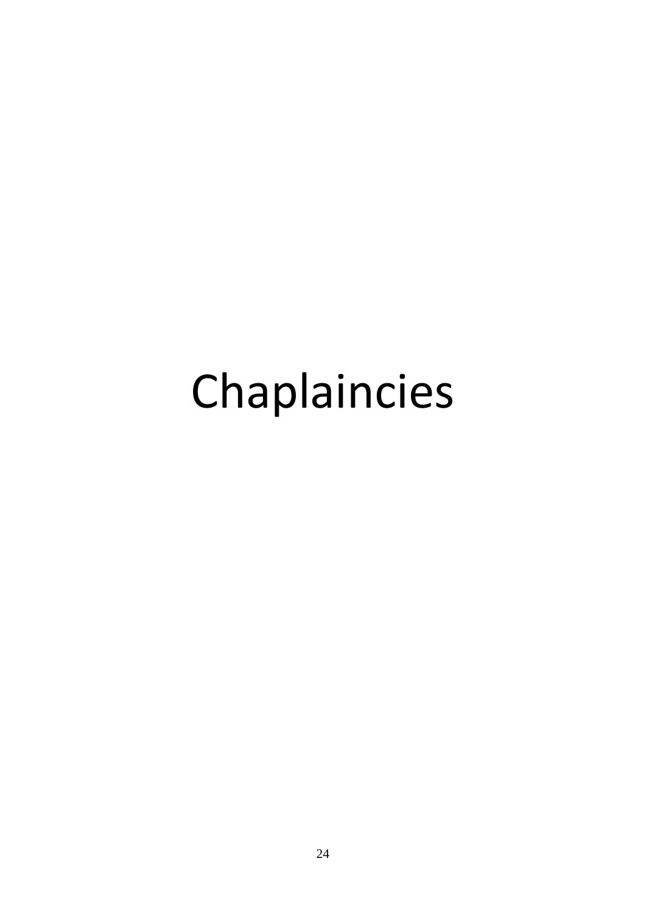# Chaplaincies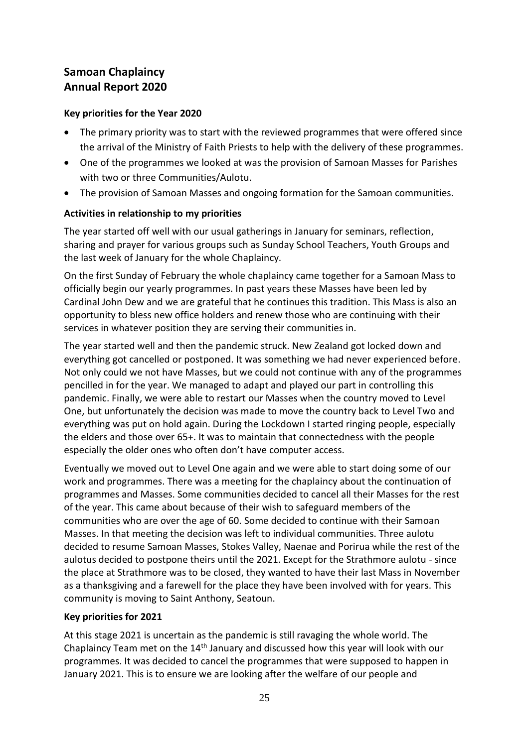# Samoan Chaplaincy
# Annual Report 2020

**Key priorities for the Year 2020**

- The primary priority was to start with the reviewed programmes that were offered since the arrival of the Ministry of Faith Priests to help with the delivery of these programmes.
- One of the programmes we looked at was the provision of Samoan Masses for Parishes with two or three Communities/Aulotu.
- The provision of Samoan Masses and ongoing formation for the Samoan communities.

**Activities in relationship to my priorities**

The year started off well with our usual gatherings in January for seminars, reflection, sharing and prayer for various groups such as Sunday School Teachers, Youth Groups and the last week of January for the whole Chaplaincy.

On the first Sunday of February the whole chaplaincy came together for a Samoan Mass to officially begin our yearly programmes. In past years these Masses have been led by Cardinal John Dew and we are grateful that he continues this tradition. This Mass is also an opportunity to bless new office holders and renew those who are continuing with their services in whatever position they are serving their communities in.

The year started well and then the pandemic struck. New Zealand got locked down and everything got cancelled or postponed. It was something we had never experienced before. Not only could we not have Masses, but we could not continue with any of the programmes pencilled in for the year. We managed to adapt and played our part in controlling this pandemic. Finally, we were able to restart our Masses when the country moved to Level One, but unfortunately the decision was made to move the country back to Level Two and everything was put on hold again. During the Lockdown I started ringing people, especially the elders and those over 65+. It was to maintain that connectedness with the people especially the older ones who often don't have computer access.

Eventually we moved out to Level One again and we were able to start doing some of our work and programmes. There was a meeting for the chaplaincy about the continuation of programmes and Masses. Some communities decided to cancel all their Masses for the rest of the year. This came about because of their wish to safeguard members of the communities who are over the age of 60. Some decided to continue with their Samoan Masses. In that meeting the decision was left to individual communities. Three aulotu decided to resume Samoan Masses, Stokes Valley, Naenae and Porirua while the rest of the aulotus decided to postpone theirs until the 2021. Except for the Strathmore aulotu - since the place at Strathmore was to be closed, they wanted to have their last Mass in November as a thanksgiving and a farewell for the place they have been involved with for years. This community is moving to Saint Anthony, Seatoun.

**Key priorities for 2021**

At this stage 2021 is uncertain as the pandemic is still ravaging the whole world. The Chaplaincy Team met on the 14th January and discussed how this year will look with our programmes. It was decided to cancel the programmes that were supposed to happen in January 2021. This is to ensure we are looking after the welfare of our people and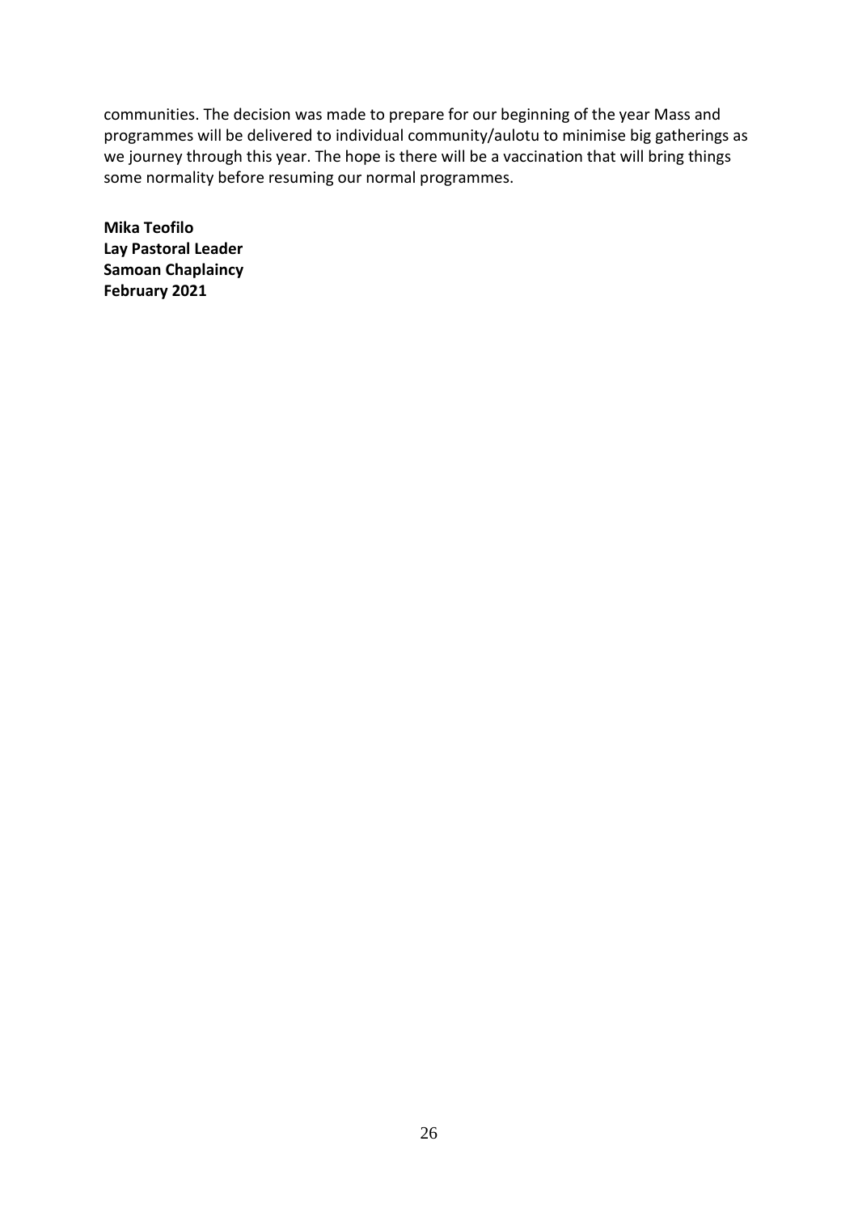communities. The decision was made to prepare for our beginning of the year Mass and programmes will be delivered to individual community/aulotu to minimise big gatherings as we journey through this year. The hope is there will be a vaccination that will bring things some normality before resuming our normal programmes.

**Mika Teofilo**
**Lay Pastoral Leader**
**Samoan Chaplaincy**
**February 2021**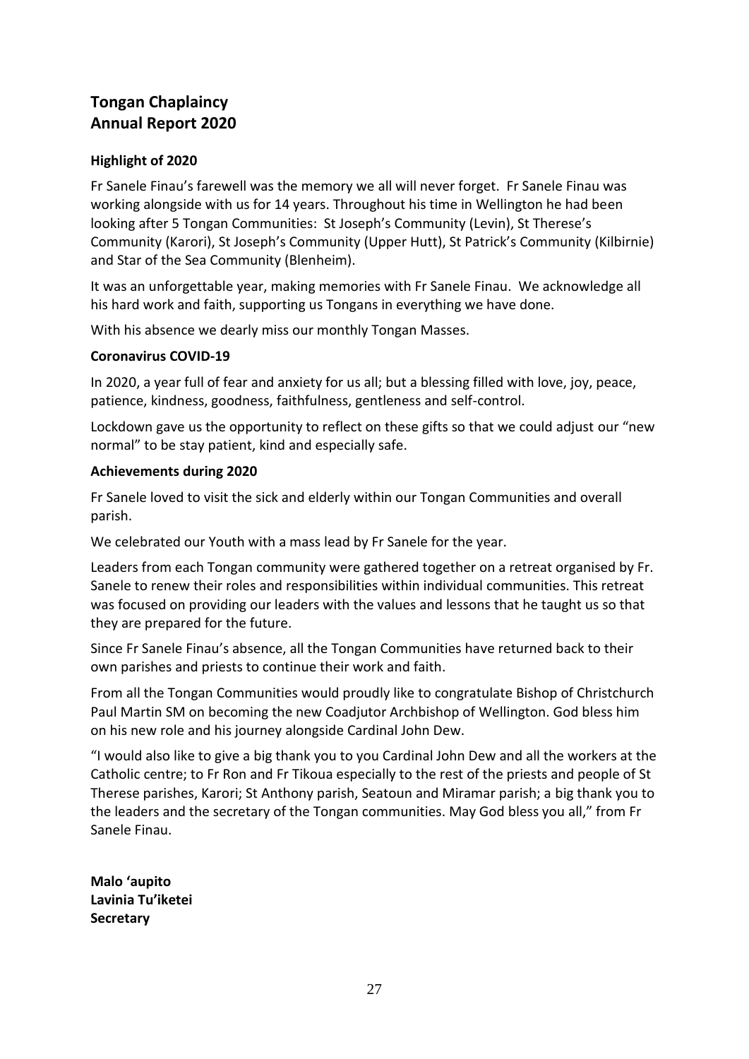# Tongan Chaplaincy
# Annual Report 2020

### Highlight of 2020

Fr Sanele Finau's farewell was the memory we all will never forget. Fr Sanele Finau was working alongside with us for 14 years. Throughout his time in Wellington he had been looking after 5 Tongan Communities: St Joseph's Community (Levin), St Therese's Community (Karori), St Joseph's Community (Upper Hutt), St Patrick's Community (Kilbirnie) and Star of the Sea Community (Blenheim).

It was an unforgettable year, making memories with Fr Sanele Finau. We acknowledge all his hard work and faith, supporting us Tongans in everything we have done.

With his absence we dearly miss our monthly Tongan Masses.

### Coronavirus COVID-19

In 2020, a year full of fear and anxiety for us all; but a blessing filled with love, joy, peace, patience, kindness, goodness, faithfulness, gentleness and self-control.

Lockdown gave us the opportunity to reflect on these gifts so that we could adjust our "new normal" to be stay patient, kind and especially safe.

### Achievements during 2020

Fr Sanele loved to visit the sick and elderly within our Tongan Communities and overall parish.

We celebrated our Youth with a mass lead by Fr Sanele for the year.

Leaders from each Tongan community were gathered together on a retreat organised by Fr. Sanele to renew their roles and responsibilities within individual communities. This retreat was focused on providing our leaders with the values and lessons that he taught us so that they are prepared for the future.

Since Fr Sanele Finau's absence, all the Tongan Communities have returned back to their own parishes and priests to continue their work and faith.

From all the Tongan Communities would proudly like to congratulate Bishop of Christchurch Paul Martin SM on becoming the new Coadjutor Archbishop of Wellington. God bless him on his new role and his journey alongside Cardinal John Dew.

"I would also like to give a big thank you to you Cardinal John Dew and all the workers at the Catholic centre; to Fr Ron and Fr Tikoua especially to the rest of the priests and people of St Therese parishes, Karori; St Anthony parish, Seatoun and Miramar parish; a big thank you to the leaders and the secretary of the Tongan communities. May God bless you all," from Fr Sanele Finau.

**Malo 'aupito**
**Lavinia Tu'iketei**
**Secretary**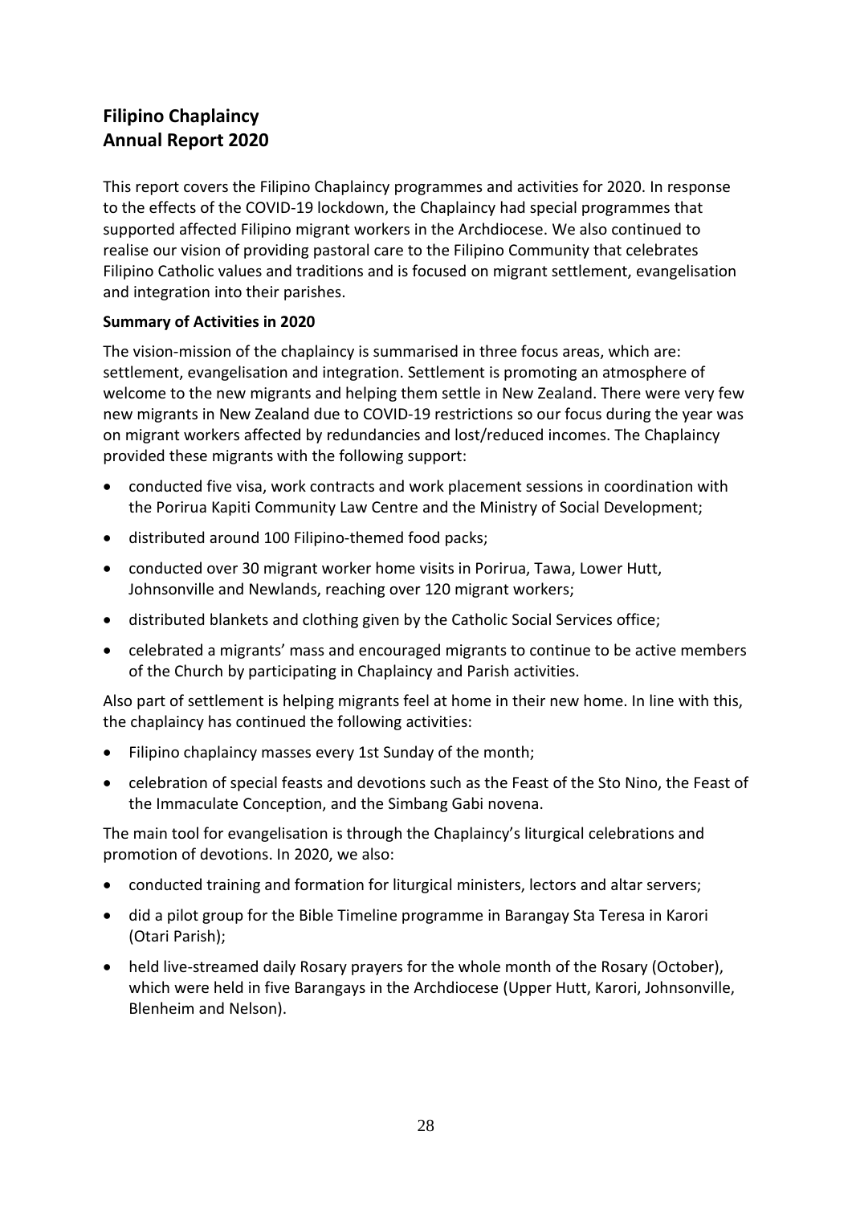## Filipino Chaplaincy
## Annual Report 2020

This report covers the Filipino Chaplaincy programmes and activities for 2020. In response to the effects of the COVID-19 lockdown, the Chaplaincy had special programmes that supported affected Filipino migrant workers in the Archdiocese. We also continued to realise our vision of providing pastoral care to the Filipino Community that celebrates Filipino Catholic values and traditions and is focused on migrant settlement, evangelisation and integration into their parishes.

**Summary of Activities in 2020**

The vision-mission of the chaplaincy is summarised in three focus areas, which are: settlement, evangelisation and integration. Settlement is promoting an atmosphere of welcome to the new migrants and helping them settle in New Zealand. There were very few new migrants in New Zealand due to COVID-19 restrictions so our focus during the year was on migrant workers affected by redundancies and lost/reduced incomes. The Chaplaincy provided these migrants with the following support:

- conducted five visa, work contracts and work placement sessions in coordination with the Porirua Kapiti Community Law Centre and the Ministry of Social Development;
- distributed around 100 Filipino-themed food packs;
- conducted over 30 migrant worker home visits in Porirua, Tawa, Lower Hutt, Johnsonville and Newlands, reaching over 120 migrant workers;
- distributed blankets and clothing given by the Catholic Social Services office;
- celebrated a migrants' mass and encouraged migrants to continue to be active members of the Church by participating in Chaplaincy and Parish activities.

Also part of settlement is helping migrants feel at home in their new home. In line with this, the chaplaincy has continued the following activities:

- Filipino chaplaincy masses every 1st Sunday of the month;
- celebration of special feasts and devotions such as the Feast of the Sto Nino, the Feast of the Immaculate Conception, and the Simbang Gabi novena.

The main tool for evangelisation is through the Chaplaincy's liturgical celebrations and promotion of devotions. In 2020, we also:

- conducted training and formation for liturgical ministers, lectors and altar servers;
- did a pilot group for the Bible Timeline programme in Barangay Sta Teresa in Karori (Otari Parish);
- held live-streamed daily Rosary prayers for the whole month of the Rosary (October), which were held in five Barangays in the Archdiocese (Upper Hutt, Karori, Johnsonville, Blenheim and Nelson).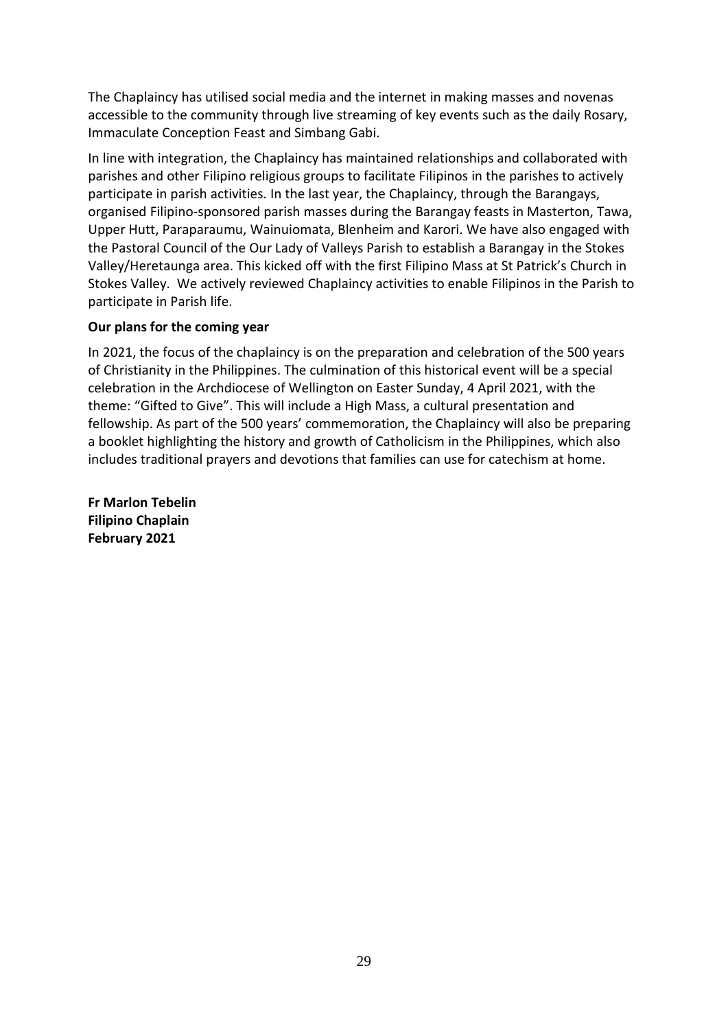The Chaplaincy has utilised social media and the internet in making masses and novenas accessible to the community through live streaming of key events such as the daily Rosary, Immaculate Conception Feast and Simbang Gabi.

In line with integration, the Chaplaincy has maintained relationships and collaborated with parishes and other Filipino religious groups to facilitate Filipinos in the parishes to actively participate in parish activities. In the last year, the Chaplaincy, through the Barangays, organised Filipino-sponsored parish masses during the Barangay feasts in Masterton, Tawa, Upper Hutt, Paraparaumu, Wainuiomata, Blenheim and Karori. We have also engaged with the Pastoral Council of the Our Lady of Valleys Parish to establish a Barangay in the Stokes Valley/Heretaunga area. This kicked off with the first Filipino Mass at St Patrick's Church in Stokes Valley. We actively reviewed Chaplaincy activities to enable Filipinos in the Parish to participate in Parish life.

**Our plans for the coming year**

In 2021, the focus of the chaplaincy is on the preparation and celebration of the 500 years of Christianity in the Philippines. The culmination of this historical event will be a special celebration in the Archdiocese of Wellington on Easter Sunday, 4 April 2021, with the theme: "Gifted to Give". This will include a High Mass, a cultural presentation and fellowship. As part of the 500 years' commemoration, the Chaplaincy will also be preparing a booklet highlighting the history and growth of Catholicism in the Philippines, which also includes traditional prayers and devotions that families can use for catechism at home.

**Fr Marlon Tebelin**
**Filipino Chaplain**
**February 2021**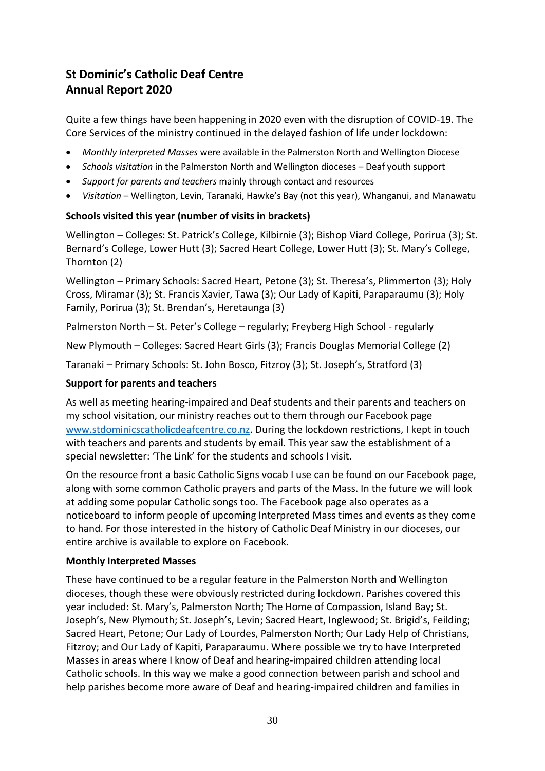## St Dominic's Catholic Deaf Centre
## Annual Report 2020

Quite a few things have been happening in 2020 even with the disruption of COVID-19. The Core Services of the ministry continued in the delayed fashion of life under lockdown:

- *Monthly Interpreted Masses* were available in the Palmerston North and Wellington Diocese
- *Schools visitation* in the Palmerston North and Wellington dioceses – Deaf youth support
- *Support for parents and teachers* mainly through contact and resources
- *Visitation* – Wellington, Levin, Taranaki, Hawke's Bay (not this year), Whanganui, and Manawatu

**Schools visited this year (number of visits in brackets)**

Wellington – Colleges: St. Patrick's College, Kilbirnie (3); Bishop Viard College, Porirua (3); St. Bernard's College, Lower Hutt (3); Sacred Heart College, Lower Hutt (3); St. Mary's College, Thornton (2)

Wellington – Primary Schools: Sacred Heart, Petone (3); St. Theresa's, Plimmerton (3); Holy Cross, Miramar (3); St. Francis Xavier, Tawa (3); Our Lady of Kapiti, Paraparaumu (3); Holy Family, Porirua (3); St. Brendan's, Heretaunga (3)

Palmerston North – St. Peter's College – regularly; Freyberg High School - regularly

New Plymouth – Colleges: Sacred Heart Girls (3); Francis Douglas Memorial College (2)

Taranaki – Primary Schools: St. John Bosco, Fitzroy (3); St. Joseph's, Stratford (3)

**Support for parents and teachers**

As well as meeting hearing-impaired and Deaf students and their parents and teachers on my school visitation, our ministry reaches out to them through our Facebook page www.stdominicscatholicdeafcentre.co.nz. During the lockdown restrictions, I kept in touch with teachers and parents and students by email. This year saw the establishment of a special newsletter: 'The Link' for the students and schools I visit.

On the resource front a basic Catholic Signs vocab I use can be found on our Facebook page, along with some common Catholic prayers and parts of the Mass. In the future we will look at adding some popular Catholic songs too. The Facebook page also operates as a noticeboard to inform people of upcoming Interpreted Mass times and events as they come to hand. For those interested in the history of Catholic Deaf Ministry in our dioceses, our entire archive is available to explore on Facebook.

**Monthly Interpreted Masses**

These have continued to be a regular feature in the Palmerston North and Wellington dioceses, though these were obviously restricted during lockdown. Parishes covered this year included: St. Mary's, Palmerston North; The Home of Compassion, Island Bay; St. Joseph's, New Plymouth; St. Joseph's, Levin; Sacred Heart, Inglewood; St. Brigid's, Feilding; Sacred Heart, Petone; Our Lady of Lourdes, Palmerston North; Our Lady Help of Christians, Fitzroy; and Our Lady of Kapiti, Paraparaumu. Where possible we try to have Interpreted Masses in areas where I know of Deaf and hearing-impaired children attending local Catholic schools. In this way we make a good connection between parish and school and help parishes become more aware of Deaf and hearing-impaired children and families in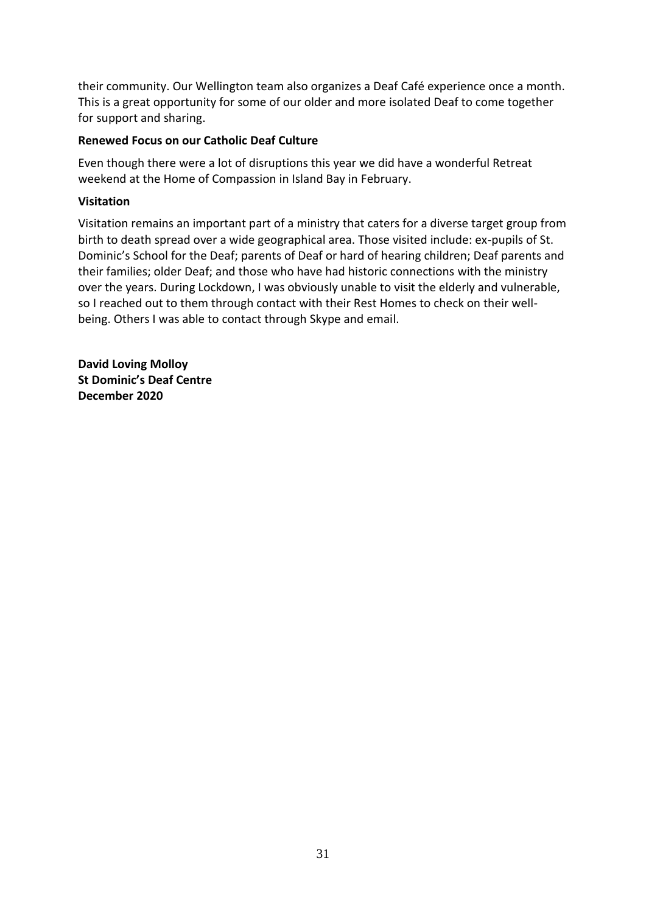their community. Our Wellington team also organizes a Deaf Café experience once a month. This is a great opportunity for some of our older and more isolated Deaf to come together for support and sharing.

**Renewed Focus on our Catholic Deaf Culture**

Even though there were a lot of disruptions this year we did have a wonderful Retreat weekend at the Home of Compassion in Island Bay in February.

**Visitation**

Visitation remains an important part of a ministry that caters for a diverse target group from birth to death spread over a wide geographical area. Those visited include: ex-pupils of St. Dominic's School for the Deaf; parents of Deaf or hard of hearing children; Deaf parents and their families; older Deaf; and those who have had historic connections with the ministry over the years. During Lockdown, I was obviously unable to visit the elderly and vulnerable, so I reached out to them through contact with their Rest Homes to check on their well-being. Others I was able to contact through Skype and email.

**David Loving Molloy**
**St Dominic's Deaf Centre**
**December 2020**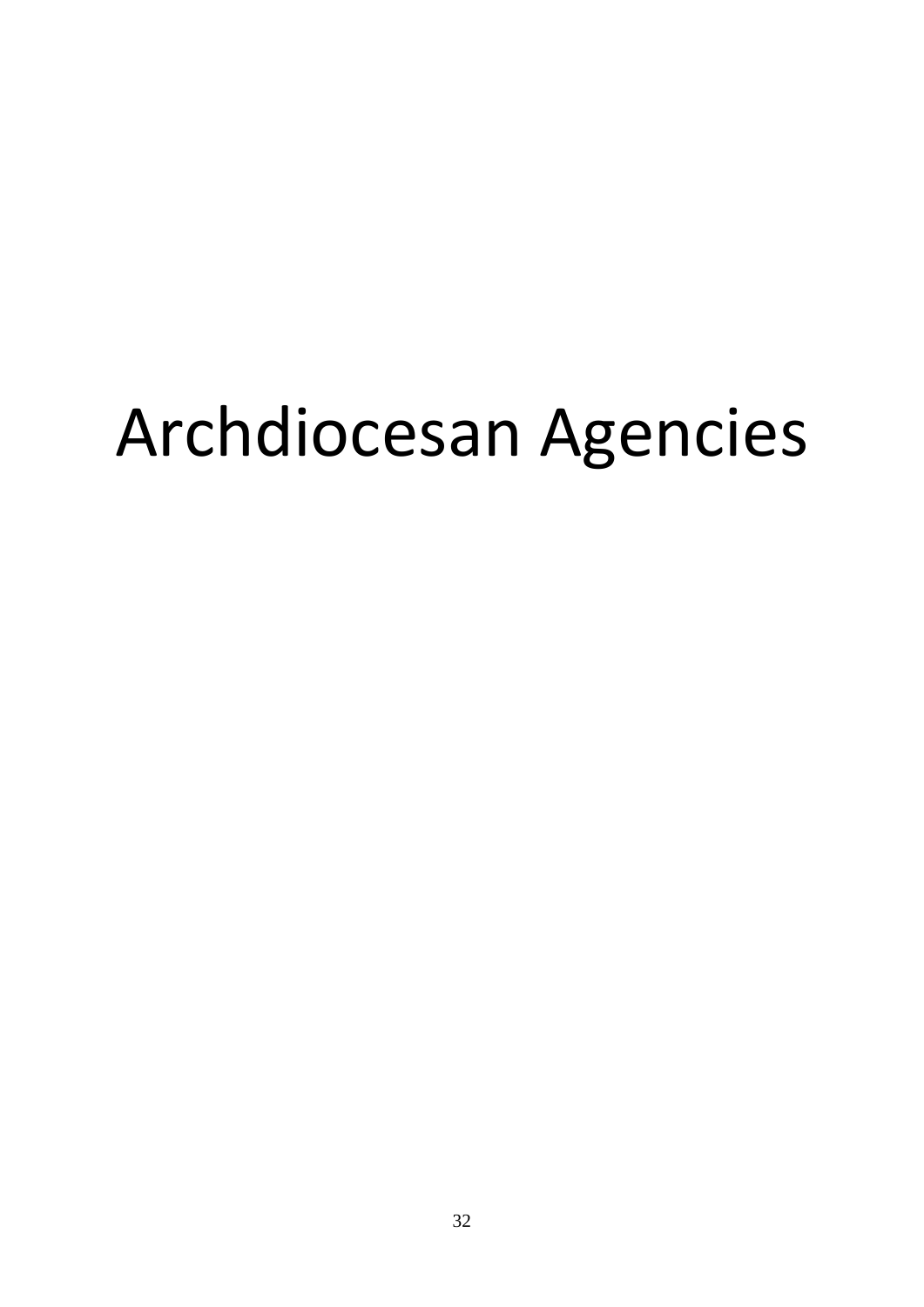# Archdiocesan Agencies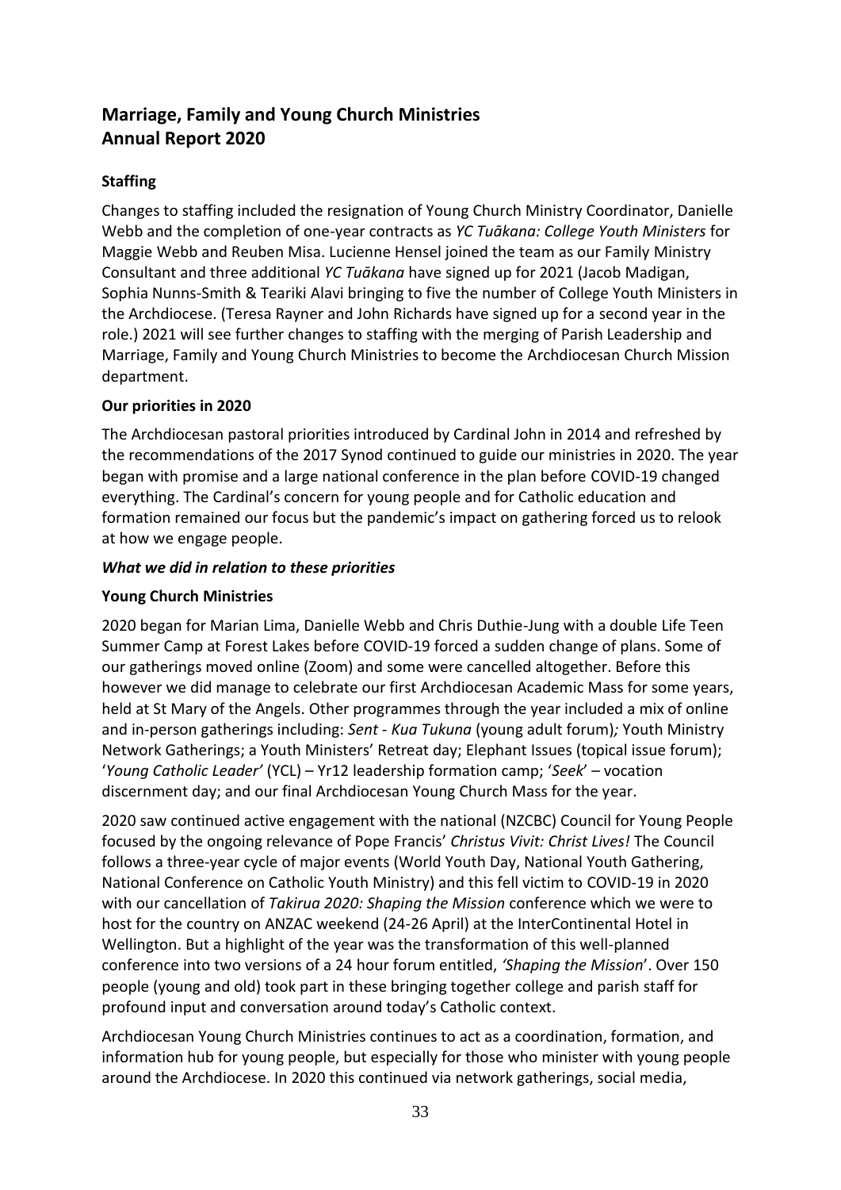## Marriage, Family and Young Church Ministries Annual Report 2020

### Staffing

Changes to staffing included the resignation of Young Church Ministry Coordinator, Danielle Webb and the completion of one-year contracts as *YC Tuākana: College Youth Ministers* for Maggie Webb and Reuben Misa. Lucienne Hensel joined the team as our Family Ministry Consultant and three additional *YC Tuākana* have signed up for 2021 (Jacob Madigan, Sophia Nunns-Smith & Teariki Alavi bringing to five the number of College Youth Ministers in the Archdiocese. (Teresa Rayner and John Richards have signed up for a second year in the role.) 2021 will see further changes to staffing with the merging of Parish Leadership and Marriage, Family and Young Church Ministries to become the Archdiocesan Church Mission department.

### Our priorities in 2020

The Archdiocesan pastoral priorities introduced by Cardinal John in 2014 and refreshed by the recommendations of the 2017 Synod continued to guide our ministries in 2020. The year began with promise and a large national conference in the plan before COVID-19 changed everything. The Cardinal's concern for young people and for Catholic education and formation remained our focus but the pandemic's impact on gathering forced us to relook at how we engage people.

#### *What we did in relation to these priorities*

### Young Church Ministries

2020 began for Marian Lima, Danielle Webb and Chris Duthie-Jung with a double Life Teen Summer Camp at Forest Lakes before COVID-19 forced a sudden change of plans. Some of our gatherings moved online (Zoom) and some were cancelled altogether. Before this however we did manage to celebrate our first Archdiocesan Academic Mass for some years, held at St Mary of the Angels. Other programmes through the year included a mix of online and in-person gatherings including: *Sent - Kua Tukuna* (young adult forum)*;* Youth Ministry Network Gatherings; a Youth Ministers' Retreat day; Elephant Issues (topical issue forum); '*Young Catholic Leader'* (YCL) – Yr12 leadership formation camp; '*Seek*' – vocation discernment day; and our final Archdiocesan Young Church Mass for the year.

2020 saw continued active engagement with the national (NZCBC) Council for Young People focused by the ongoing relevance of Pope Francis' *Christus Vivit: Christ Lives!* The Council follows a three-year cycle of major events (World Youth Day, National Youth Gathering, National Conference on Catholic Youth Ministry) and this fell victim to COVID-19 in 2020 with our cancellation of *Takirua 2020: Shaping the Mission* conference which we were to host for the country on ANZAC weekend (24-26 April) at the InterContinental Hotel in Wellington. But a highlight of the year was the transformation of this well-planned conference into two versions of a 24 hour forum entitled, *'Shaping the Mission*'. Over 150 people (young and old) took part in these bringing together college and parish staff for profound input and conversation around today's Catholic context.

Archdiocesan Young Church Ministries continues to act as a coordination, formation, and information hub for young people, but especially for those who minister with young people around the Archdiocese. In 2020 this continued via network gatherings, social media,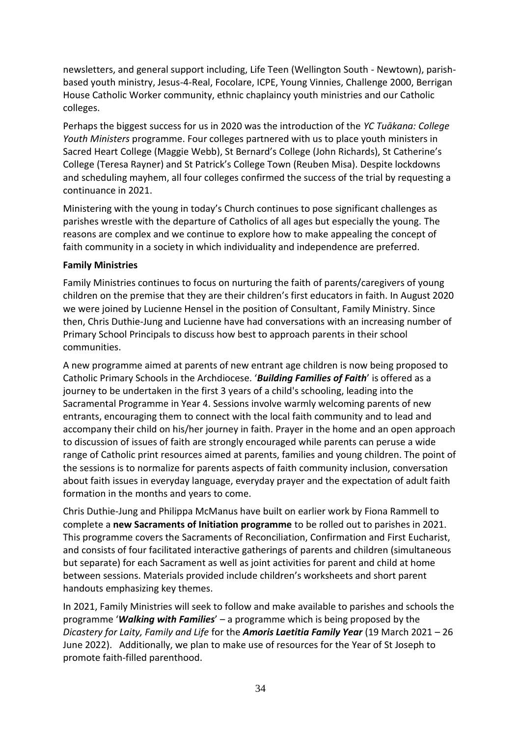newsletters, and general support including, Life Teen (Wellington South - Newtown), parish-based youth ministry, Jesus-4-Real, Focolare, ICPE, Young Vinnies, Challenge 2000, Berrigan House Catholic Worker community, ethnic chaplaincy youth ministries and our Catholic colleges.

Perhaps the biggest success for us in 2020 was the introduction of the *YC Tuākana: College Youth Ministers* programme. Four colleges partnered with us to place youth ministers in Sacred Heart College (Maggie Webb), St Bernard's College (John Richards), St Catherine's College (Teresa Rayner) and St Patrick's College Town (Reuben Misa). Despite lockdowns and scheduling mayhem, all four colleges confirmed the success of the trial by requesting a continuance in 2021.

Ministering with the young in today's Church continues to pose significant challenges as parishes wrestle with the departure of Catholics of all ages but especially the young. The reasons are complex and we continue to explore how to make appealing the concept of faith community in a society in which individuality and independence are preferred.

**Family Ministries**

Family Ministries continues to focus on nurturing the faith of parents/caregivers of young children on the premise that they are their children's first educators in faith. In August 2020 we were joined by Lucienne Hensel in the position of Consultant, Family Ministry. Since then, Chris Duthie-Jung and Lucienne have had conversations with an increasing number of Primary School Principals to discuss how best to approach parents in their school communities.

A new programme aimed at parents of new entrant age children is now being proposed to Catholic Primary Schools in the Archdiocese. '***Building Families of Faith***' is offered as a journey to be undertaken in the first 3 years of a child's schooling, leading into the Sacramental Programme in Year 4. Sessions involve warmly welcoming parents of new entrants, encouraging them to connect with the local faith community and to lead and accompany their child on his/her journey in faith. Prayer in the home and an open approach to discussion of issues of faith are strongly encouraged while parents can peruse a wide range of Catholic print resources aimed at parents, families and young children. The point of the sessions is to normalize for parents aspects of faith community inclusion, conversation about faith issues in everyday language, everyday prayer and the expectation of adult faith formation in the months and years to come.

Chris Duthie-Jung and Philippa McManus have built on earlier work by Fiona Rammell to complete a **new Sacraments of Initiation programme** to be rolled out to parishes in 2021. This programme covers the Sacraments of Reconciliation, Confirmation and First Eucharist, and consists of four facilitated interactive gatherings of parents and children (simultaneous but separate) for each Sacrament as well as joint activities for parent and child at home between sessions. Materials provided include children's worksheets and short parent handouts emphasizing key themes.

In 2021, Family Ministries will seek to follow and make available to parishes and schools the programme '***Walking with Families***' – a programme which is being proposed by the *Dicastery for Laity, Family and Life* for the ***Amoris Laetitia Family Year*** (19 March 2021 – 26 June 2022). Additionally, we plan to make use of resources for the Year of St Joseph to promote faith-filled parenthood.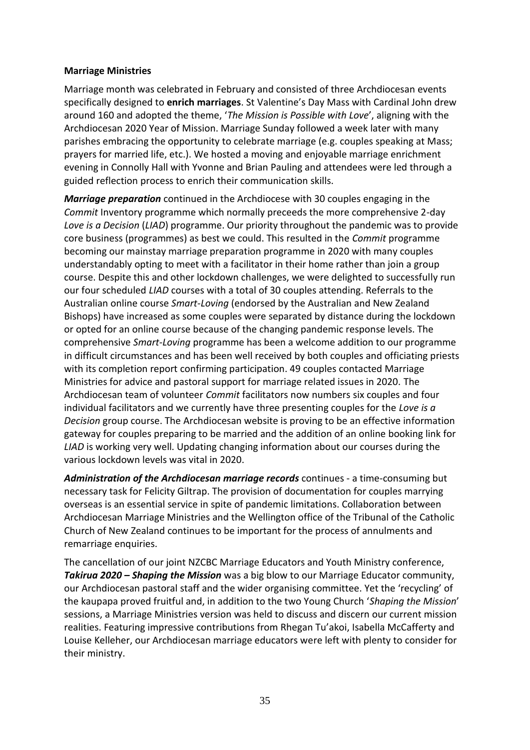**Marriage Ministries**

Marriage month was celebrated in February and consisted of three Archdiocesan events specifically designed to **enrich marriages**. St Valentine's Day Mass with Cardinal John drew around 160 and adopted the theme, '*The Mission is Possible with Love*', aligning with the Archdiocesan 2020 Year of Mission. Marriage Sunday followed a week later with many parishes embracing the opportunity to celebrate marriage (e.g. couples speaking at Mass; prayers for married life, etc.). We hosted a moving and enjoyable marriage enrichment evening in Connolly Hall with Yvonne and Brian Pauling and attendees were led through a guided reflection process to enrich their communication skills.

***Marriage preparation*** continued in the Archdiocese with 30 couples engaging in the *Commit* Inventory programme which normally preceeds the more comprehensive 2-day *Love is a Decision* (*LIAD*) programme. Our priority throughout the pandemic was to provide core business (programmes) as best we could. This resulted in the *Commit* programme becoming our mainstay marriage preparation programme in 2020 with many couples understandably opting to meet with a facilitator in their home rather than join a group course. Despite this and other lockdown challenges, we were delighted to successfully run our four scheduled *LIAD* courses with a total of 30 couples attending. Referrals to the Australian online course *Smart-Loving* (endorsed by the Australian and New Zealand Bishops) have increased as some couples were separated by distance during the lockdown or opted for an online course because of the changing pandemic response levels. The comprehensive *Smart-Loving* programme has been a welcome addition to our programme in difficult circumstances and has been well received by both couples and officiating priests with its completion report confirming participation. 49 couples contacted Marriage Ministries for advice and pastoral support for marriage related issues in 2020. The Archdiocesan team of volunteer *Commit* facilitators now numbers six couples and four individual facilitators and we currently have three presenting couples for the *Love is a Decision* group course. The Archdiocesan website is proving to be an effective information gateway for couples preparing to be married and the addition of an online booking link for *LIAD* is working very well. Updating changing information about our courses during the various lockdown levels was vital in 2020.

***Administration of the Archdiocesan marriage records*** continues - a time-consuming but necessary task for Felicity Giltrap. The provision of documentation for couples marrying overseas is an essential service in spite of pandemic limitations. Collaboration between Archdiocesan Marriage Ministries and the Wellington office of the Tribunal of the Catholic Church of New Zealand continues to be important for the process of annulments and remarriage enquiries.

The cancellation of our joint NZCBC Marriage Educators and Youth Ministry conference, ***Takirua 2020 – Shaping the Mission*** was a big blow to our Marriage Educator community, our Archdiocesan pastoral staff and the wider organising committee. Yet the 'recycling' of the kaupapa proved fruitful and, in addition to the two Young Church '*Shaping the Mission*' sessions, a Marriage Ministries version was held to discuss and discern our current mission realities. Featuring impressive contributions from Rhegan Tu'akoi, Isabella McCafferty and Louise Kelleher, our Archdiocesan marriage educators were left with plenty to consider for their ministry.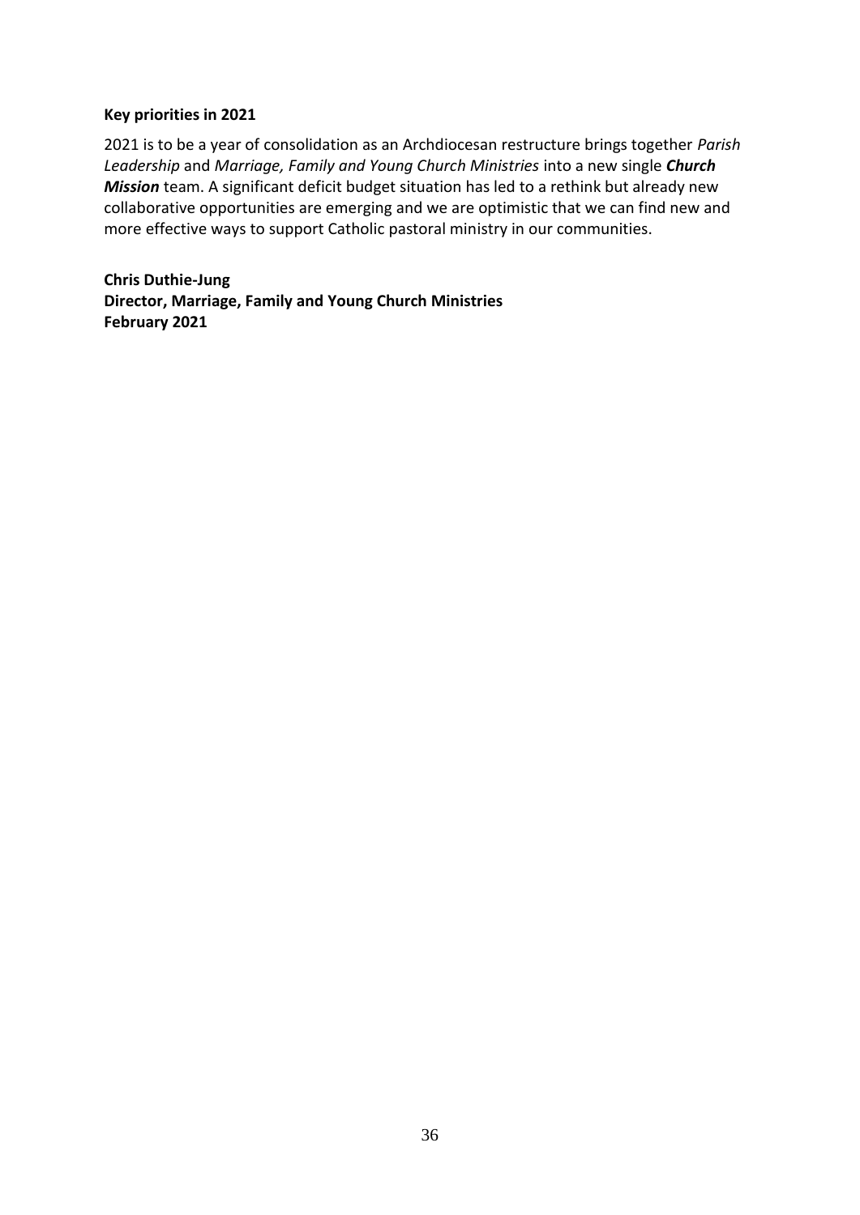**Key priorities in 2021**

2021 is to be a year of consolidation as an Archdiocesan restructure brings together *Parish Leadership* and *Marriage, Family and Young Church Ministries* into a new single ***Church Mission*** team. A significant deficit budget situation has led to a rethink but already new collaborative opportunities are emerging and we are optimistic that we can find new and more effective ways to support Catholic pastoral ministry in our communities.

**Chris Duthie-Jung**
**Director, Marriage, Family and Young Church Ministries**
**February 2021**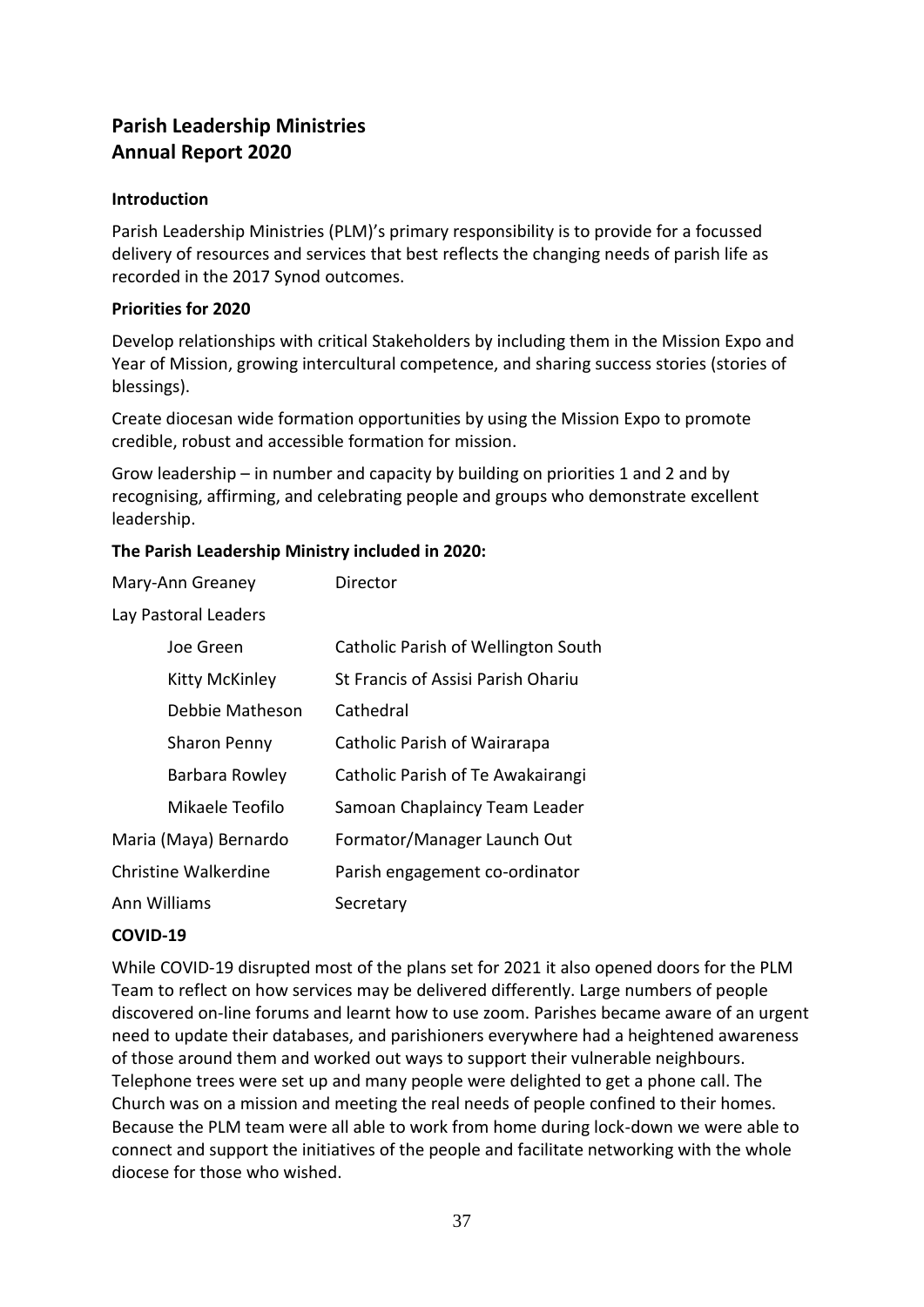## Parish Leadership Ministries
## Annual Report 2020

**Introduction**

Parish Leadership Ministries (PLM)'s primary responsibility is to provide for a focussed delivery of resources and services that best reflects the changing needs of parish life as recorded in the 2017 Synod outcomes.

**Priorities for 2020**

Develop relationships with critical Stakeholders by including them in the Mission Expo and Year of Mission, growing intercultural competence, and sharing success stories (stories of blessings).

Create diocesan wide formation opportunities by using the Mission Expo to promote credible, robust and accessible formation for mission.

Grow leadership – in number and capacity by building on priorities 1 and 2 and by recognising, affirming, and celebrating people and groups who demonstrate excellent leadership.

**The Parish Leadership Ministry included in 2020:**

| | |
|---|---|
| Mary-Ann Greaney | Director |
| Lay Pastoral Leaders | |
| Joe Green | Catholic Parish of Wellington South |
| Kitty McKinley | St Francis of Assisi Parish Ohariu |
| Debbie Matheson | Cathedral |
| Sharon Penny | Catholic Parish of Wairarapa |
| Barbara Rowley | Catholic Parish of Te Awakairangi |
| Mikaele Teofilo | Samoan Chaplaincy Team Leader |
| Maria (Maya) Bernardo | Formator/Manager Launch Out |
| Christine Walkerdine | Parish engagement co-ordinator |
| Ann Williams | Secretary |

**COVID-19**

While COVID-19 disrupted most of the plans set for 2021 it also opened doors for the PLM Team to reflect on how services may be delivered differently. Large numbers of people discovered on-line forums and learnt how to use zoom. Parishes became aware of an urgent need to update their databases, and parishioners everywhere had a heightened awareness of those around them and worked out ways to support their vulnerable neighbours. Telephone trees were set up and many people were delighted to get a phone call. The Church was on a mission and meeting the real needs of people confined to their homes. Because the PLM team were all able to work from home during lock-down we were able to connect and support the initiatives of the people and facilitate networking with the whole diocese for those who wished.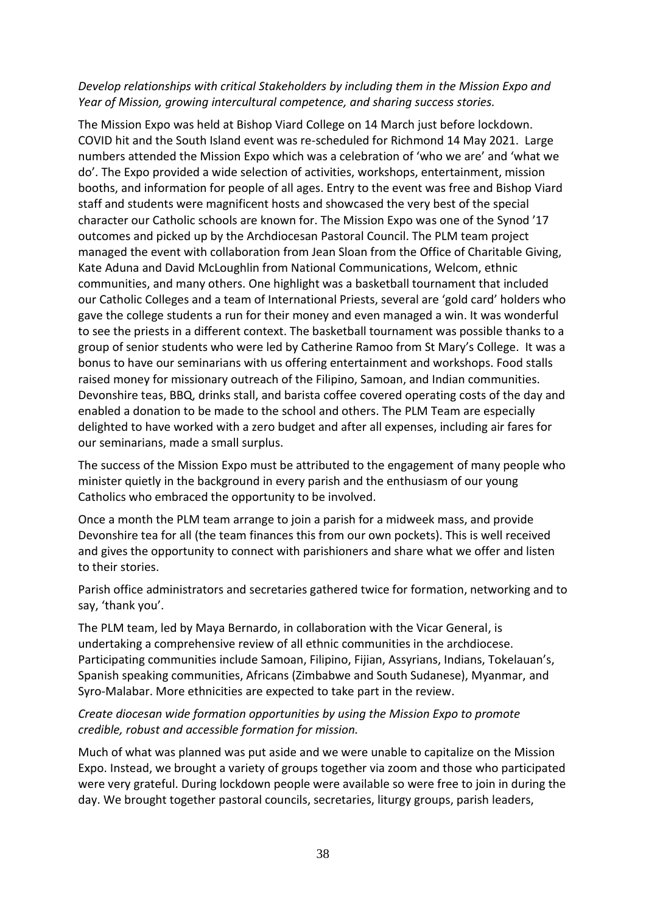*Develop relationships with critical Stakeholders by including them in the Mission Expo and Year of Mission, growing intercultural competence, and sharing success stories.*

The Mission Expo was held at Bishop Viard College on 14 March just before lockdown. COVID hit and the South Island event was re-scheduled for Richmond 14 May 2021. Large numbers attended the Mission Expo which was a celebration of 'who we are' and 'what we do'. The Expo provided a wide selection of activities, workshops, entertainment, mission booths, and information for people of all ages. Entry to the event was free and Bishop Viard staff and students were magnificent hosts and showcased the very best of the special character our Catholic schools are known for. The Mission Expo was one of the Synod '17 outcomes and picked up by the Archdiocesan Pastoral Council. The PLM team project managed the event with collaboration from Jean Sloan from the Office of Charitable Giving, Kate Aduna and David McLoughlin from National Communications, Welcom, ethnic communities, and many others. One highlight was a basketball tournament that included our Catholic Colleges and a team of International Priests, several are 'gold card' holders who gave the college students a run for their money and even managed a win. It was wonderful to see the priests in a different context. The basketball tournament was possible thanks to a group of senior students who were led by Catherine Ramoo from St Mary's College. It was a bonus to have our seminarians with us offering entertainment and workshops. Food stalls raised money for missionary outreach of the Filipino, Samoan, and Indian communities. Devonshire teas, BBQ, drinks stall, and barista coffee covered operating costs of the day and enabled a donation to be made to the school and others. The PLM Team are especially delighted to have worked with a zero budget and after all expenses, including air fares for our seminarians, made a small surplus.

The success of the Mission Expo must be attributed to the engagement of many people who minister quietly in the background in every parish and the enthusiasm of our young Catholics who embraced the opportunity to be involved.

Once a month the PLM team arrange to join a parish for a midweek mass, and provide Devonshire tea for all (the team finances this from our own pockets). This is well received and gives the opportunity to connect with parishioners and share what we offer and listen to their stories.

Parish office administrators and secretaries gathered twice for formation, networking and to say, 'thank you'.

The PLM team, led by Maya Bernardo, in collaboration with the Vicar General, is undertaking a comprehensive review of all ethnic communities in the archdiocese. Participating communities include Samoan, Filipino, Fijian, Assyrians, Indians, Tokelauan's, Spanish speaking communities, Africans (Zimbabwe and South Sudanese), Myanmar, and Syro-Malabar. More ethnicities are expected to take part in the review.

*Create diocesan wide formation opportunities by using the Mission Expo to promote credible, robust and accessible formation for mission.*

Much of what was planned was put aside and we were unable to capitalize on the Mission Expo. Instead, we brought a variety of groups together via zoom and those who participated were very grateful. During lockdown people were available so were free to join in during the day. We brought together pastoral councils, secretaries, liturgy groups, parish leaders,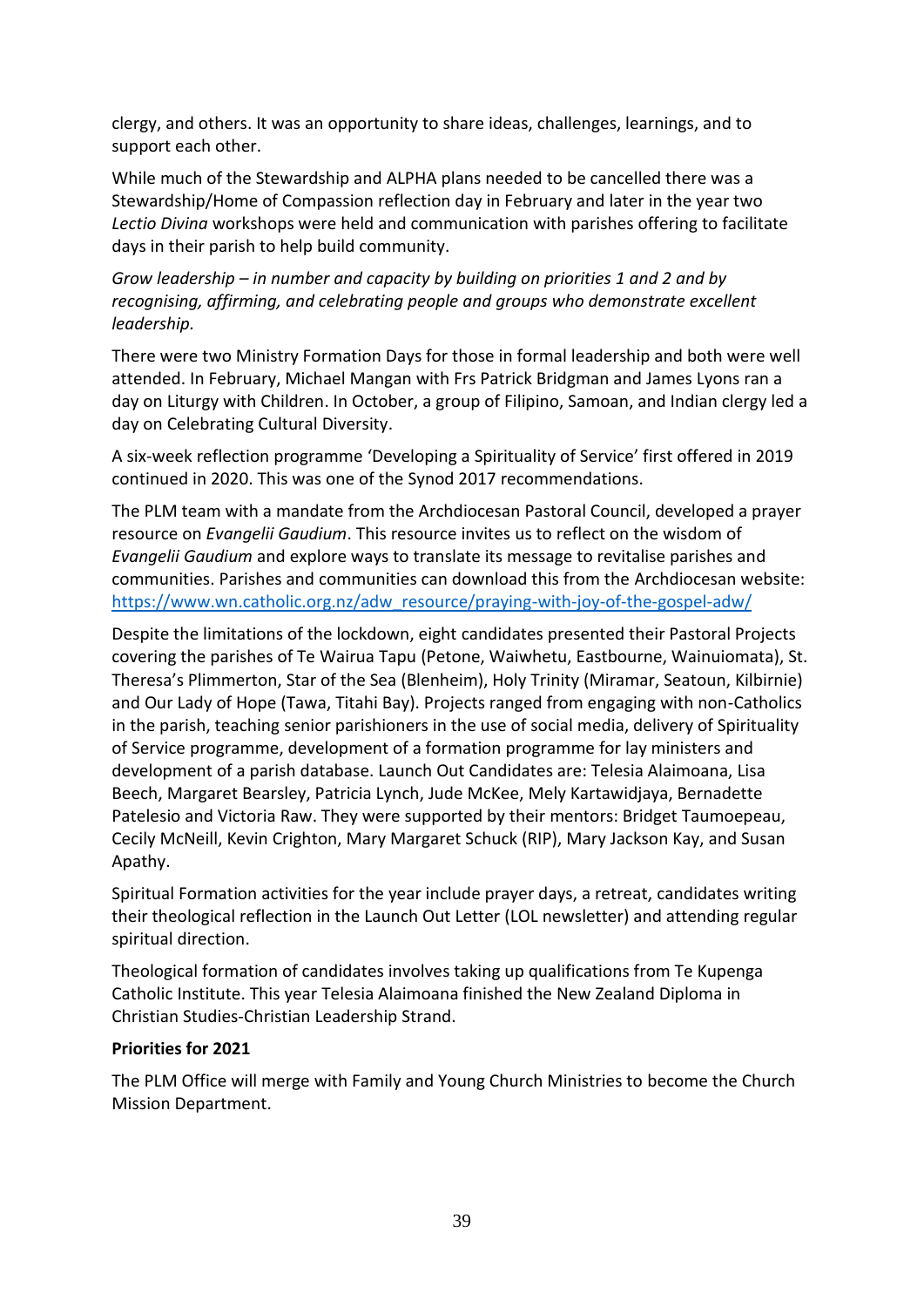clergy, and others. It was an opportunity to share ideas, challenges, learnings, and to support each other.

While much of the Stewardship and ALPHA plans needed to be cancelled there was a Stewardship/Home of Compassion reflection day in February and later in the year two *Lectio Divina* workshops were held and communication with parishes offering to facilitate days in their parish to help build community.

*Grow leadership – in number and capacity by building on priorities 1 and 2 and by recognising, affirming, and celebrating people and groups who demonstrate excellent leadership.*

There were two Ministry Formation Days for those in formal leadership and both were well attended. In February, Michael Mangan with Frs Patrick Bridgman and James Lyons ran a day on Liturgy with Children. In October, a group of Filipino, Samoan, and Indian clergy led a day on Celebrating Cultural Diversity.

A six-week reflection programme 'Developing a Spirituality of Service' first offered in 2019 continued in 2020. This was one of the Synod 2017 recommendations.

The PLM team with a mandate from the Archdiocesan Pastoral Council, developed a prayer resource on *Evangelii Gaudium*. This resource invites us to reflect on the wisdom of *Evangelii Gaudium* and explore ways to translate its message to revitalise parishes and communities. Parishes and communities can download this from the Archdiocesan website: [https://www.wn.catholic.org.nz/adw_resource/praying-with-joy-of-the-gospel-adw/](https://www.wn.catholic.org.nz/adw_resource/praying-with-joy-of-the-gospel-adw/)

Despite the limitations of the lockdown, eight candidates presented their Pastoral Projects covering the parishes of Te Wairua Tapu (Petone, Waiwhetu, Eastbourne, Wainuiomata), St. Theresa's Plimmerton, Star of the Sea (Blenheim), Holy Trinity (Miramar, Seatoun, Kilbirnie) and Our Lady of Hope (Tawa, Titahi Bay). Projects ranged from engaging with non-Catholics in the parish, teaching senior parishioners in the use of social media, delivery of Spirituality of Service programme, development of a formation programme for lay ministers and development of a parish database. Launch Out Candidates are: Telesia Alaimoana, Lisa Beech, Margaret Bearsley, Patricia Lynch, Jude McKee, Mely Kartawidjaya, Bernadette Patelesio and Victoria Raw. They were supported by their mentors: Bridget Taumoepeau, Cecily McNeill, Kevin Crighton, Mary Margaret Schuck (RIP), Mary Jackson Kay, and Susan Apathy.

Spiritual Formation activities for the year include prayer days, a retreat, candidates writing their theological reflection in the Launch Out Letter (LOL newsletter) and attending regular spiritual direction.

Theological formation of candidates involves taking up qualifications from Te Kupenga Catholic Institute. This year Telesia Alaimoana finished the New Zealand Diploma in Christian Studies-Christian Leadership Strand.

**Priorities for 2021**

The PLM Office will merge with Family and Young Church Ministries to become the Church Mission Department.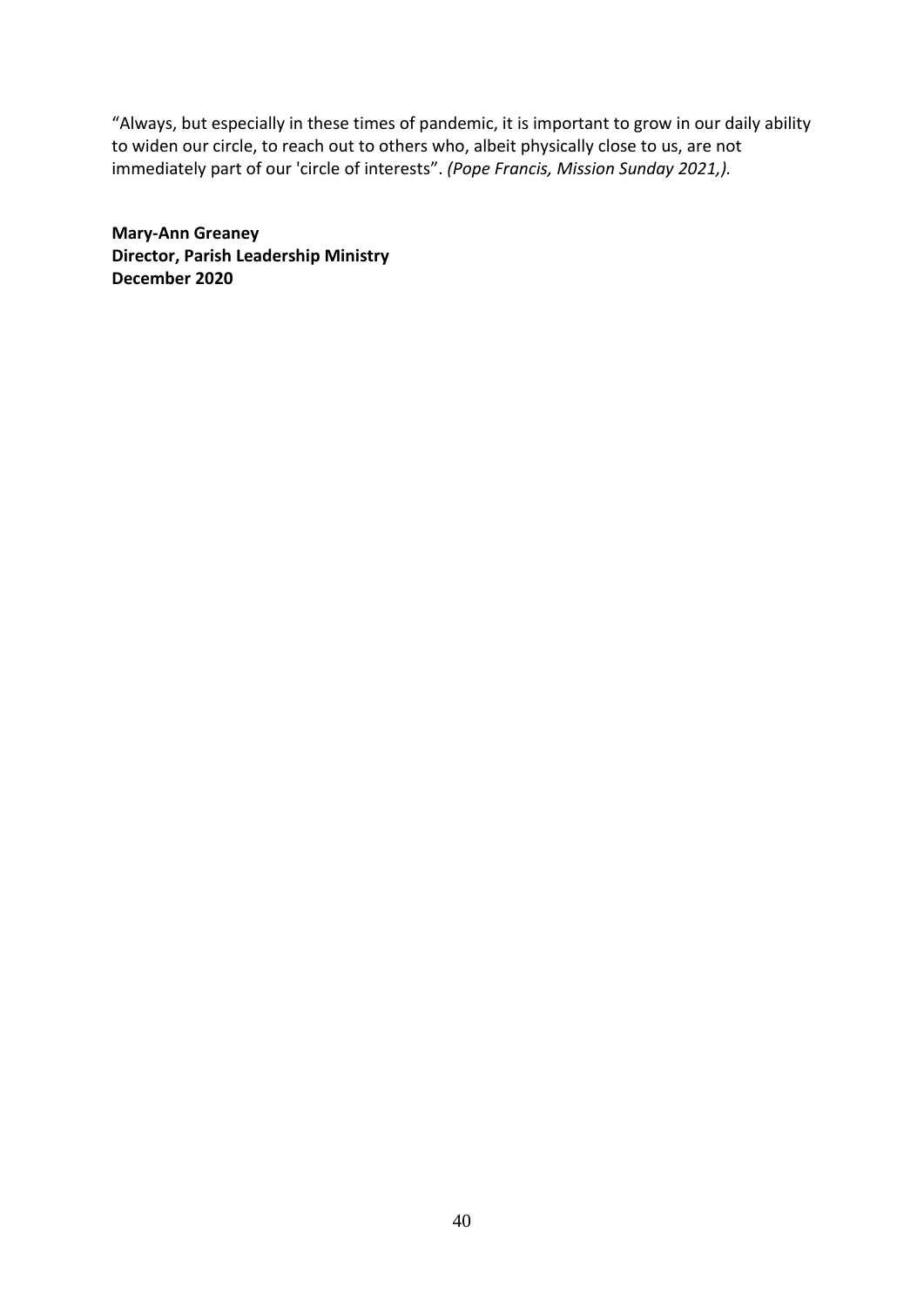"Always, but especially in these times of pandemic, it is important to grow in our daily ability to widen our circle, to reach out to others who, albeit physically close to us, are not immediately part of our 'circle of interests". *(Pope Francis, Mission Sunday 2021,).*

**Mary-Ann Greaney**
**Director, Parish Leadership Ministry**
**December 2020**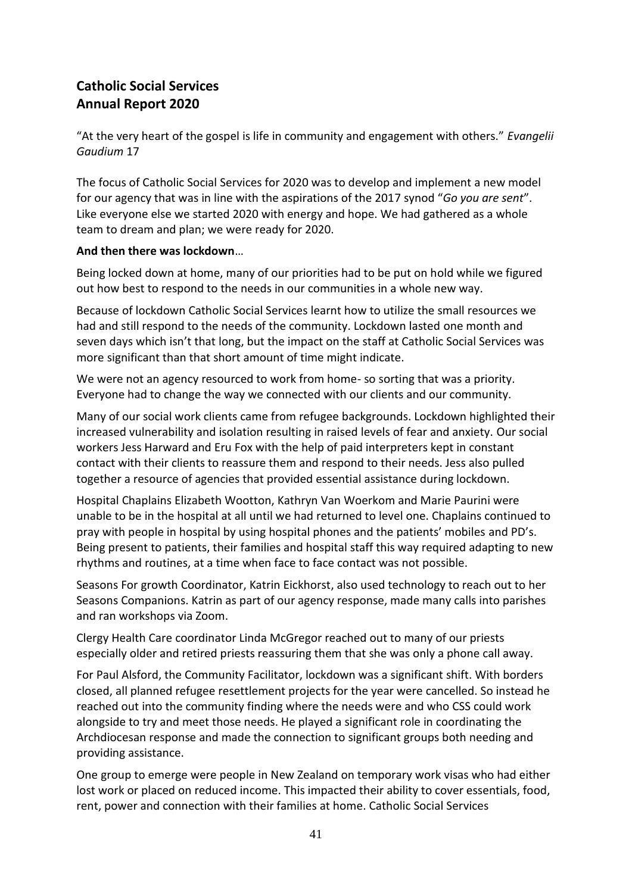## Catholic Social Services
## Annual Report 2020

"At the very heart of the gospel is life in community and engagement with others." *Evangelii Gaudium* 17

The focus of Catholic Social Services for 2020 was to develop and implement a new model for our agency that was in line with the aspirations of the 2017 synod "*Go you are sent*". Like everyone else we started 2020 with energy and hope. We had gathered as a whole team to dream and plan; we were ready for 2020.

**And then there was lockdown**…

Being locked down at home, many of our priorities had to be put on hold while we figured out how best to respond to the needs in our communities in a whole new way.

Because of lockdown Catholic Social Services learnt how to utilize the small resources we had and still respond to the needs of the community. Lockdown lasted one month and seven days which isn't that long, but the impact on the staff at Catholic Social Services was more significant than that short amount of time might indicate.

We were not an agency resourced to work from home- so sorting that was a priority. Everyone had to change the way we connected with our clients and our community.

Many of our social work clients came from refugee backgrounds. Lockdown highlighted their increased vulnerability and isolation resulting in raised levels of fear and anxiety. Our social workers Jess Harward and Eru Fox with the help of paid interpreters kept in constant contact with their clients to reassure them and respond to their needs. Jess also pulled together a resource of agencies that provided essential assistance during lockdown.

Hospital Chaplains Elizabeth Wootton, Kathryn Van Woerkom and Marie Paurini were unable to be in the hospital at all until we had returned to level one. Chaplains continued to pray with people in hospital by using hospital phones and the patients' mobiles and PD's. Being present to patients, their families and hospital staff this way required adapting to new rhythms and routines, at a time when face to face contact was not possible.

Seasons For growth Coordinator, Katrin Eickhorst, also used technology to reach out to her Seasons Companions. Katrin as part of our agency response, made many calls into parishes and ran workshops via Zoom.

Clergy Health Care coordinator Linda McGregor reached out to many of our priests especially older and retired priests reassuring them that she was only a phone call away.

For Paul Alsford, the Community Facilitator, lockdown was a significant shift. With borders closed, all planned refugee resettlement projects for the year were cancelled. So instead he reached out into the community finding where the needs were and who CSS could work alongside to try and meet those needs. He played a significant role in coordinating the Archdiocesan response and made the connection to significant groups both needing and providing assistance.

One group to emerge were people in New Zealand on temporary work visas who had either lost work or placed on reduced income. This impacted their ability to cover essentials, food, rent, power and connection with their families at home. Catholic Social Services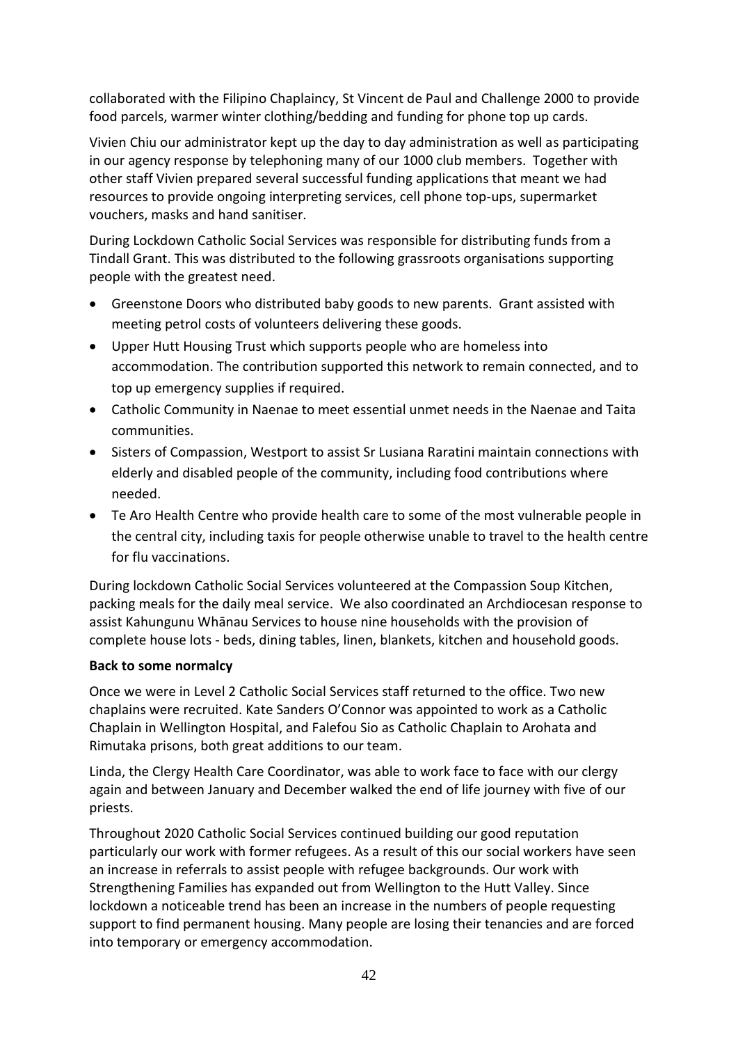collaborated with the Filipino Chaplaincy, St Vincent de Paul and Challenge 2000 to provide food parcels, warmer winter clothing/bedding and funding for phone top up cards.

Vivien Chiu our administrator kept up the day to day administration as well as participating in our agency response by telephoning many of our 1000 club members. Together with other staff Vivien prepared several successful funding applications that meant we had resources to provide ongoing interpreting services, cell phone top-ups, supermarket vouchers, masks and hand sanitiser.

During Lockdown Catholic Social Services was responsible for distributing funds from a Tindall Grant. This was distributed to the following grassroots organisations supporting people with the greatest need.

- Greenstone Doors who distributed baby goods to new parents. Grant assisted with meeting petrol costs of volunteers delivering these goods.
- Upper Hutt Housing Trust which supports people who are homeless into accommodation. The contribution supported this network to remain connected, and to top up emergency supplies if required.
- Catholic Community in Naenae to meet essential unmet needs in the Naenae and Taita communities.
- Sisters of Compassion, Westport to assist Sr Lusiana Raratini maintain connections with elderly and disabled people of the community, including food contributions where needed.
- Te Aro Health Centre who provide health care to some of the most vulnerable people in the central city, including taxis for people otherwise unable to travel to the health centre for flu vaccinations.

During lockdown Catholic Social Services volunteered at the Compassion Soup Kitchen, packing meals for the daily meal service. We also coordinated an Archdiocesan response to assist Kahungunu Whānau Services to house nine households with the provision of complete house lots - beds, dining tables, linen, blankets, kitchen and household goods.

**Back to some normalcy**

Once we were in Level 2 Catholic Social Services staff returned to the office. Two new chaplains were recruited. Kate Sanders O'Connor was appointed to work as a Catholic Chaplain in Wellington Hospital, and Falefou Sio as Catholic Chaplain to Arohata and Rimutaka prisons, both great additions to our team.

Linda, the Clergy Health Care Coordinator, was able to work face to face with our clergy again and between January and December walked the end of life journey with five of our priests.

Throughout 2020 Catholic Social Services continued building our good reputation particularly our work with former refugees. As a result of this our social workers have seen an increase in referrals to assist people with refugee backgrounds. Our work with Strengthening Families has expanded out from Wellington to the Hutt Valley. Since lockdown a noticeable trend has been an increase in the numbers of people requesting support to find permanent housing. Many people are losing their tenancies and are forced into temporary or emergency accommodation.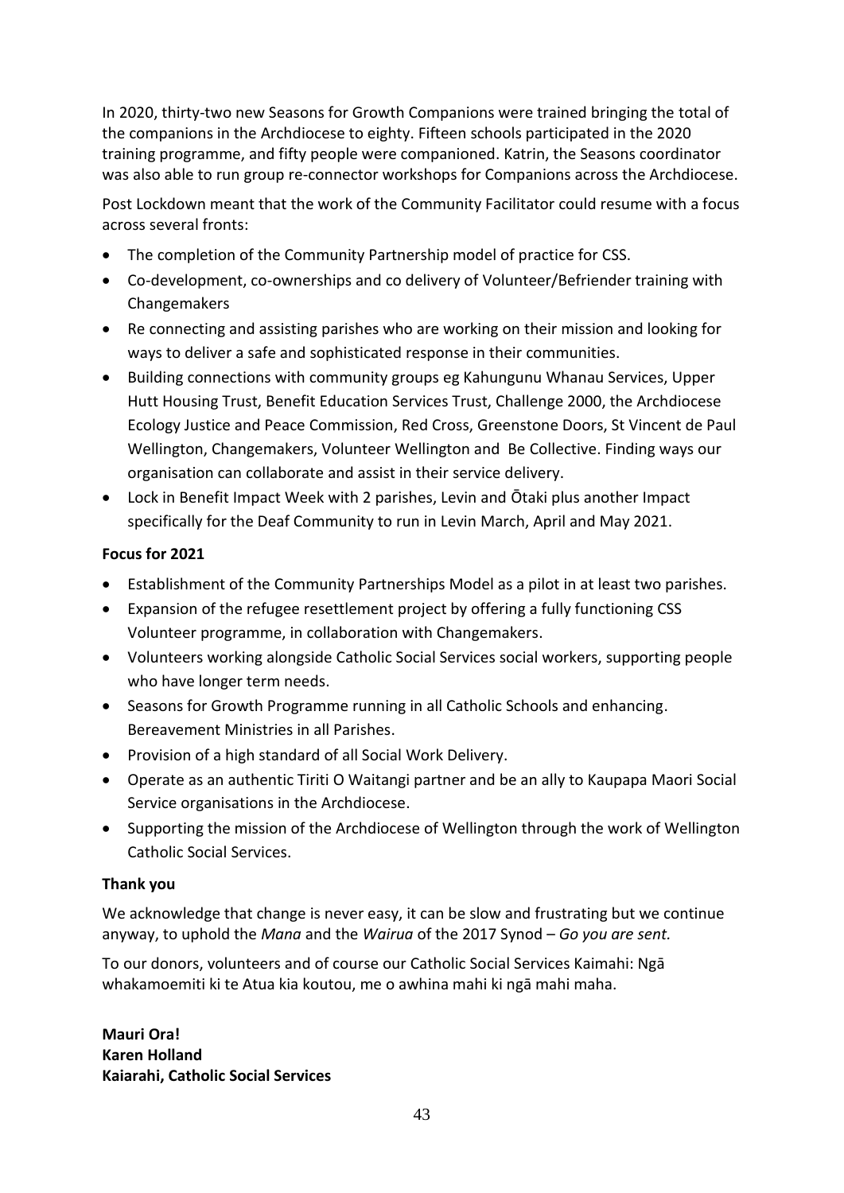In 2020, thirty-two new Seasons for Growth Companions were trained bringing the total of the companions in the Archdiocese to eighty. Fifteen schools participated in the 2020 training programme, and fifty people were companioned. Katrin, the Seasons coordinator was also able to run group re-connector workshops for Companions across the Archdiocese.

Post Lockdown meant that the work of the Community Facilitator could resume with a focus across several fronts:

- The completion of the Community Partnership model of practice for CSS.
- Co-development, co-ownerships and co delivery of Volunteer/Befriender training with Changemakers
- Re connecting and assisting parishes who are working on their mission and looking for ways to deliver a safe and sophisticated response in their communities.
- Building connections with community groups eg Kahungunu Whanau Services, Upper Hutt Housing Trust, Benefit Education Services Trust, Challenge 2000, the Archdiocese Ecology Justice and Peace Commission, Red Cross, Greenstone Doors, St Vincent de Paul Wellington, Changemakers, Volunteer Wellington and Be Collective. Finding ways our organisation can collaborate and assist in their service delivery.
- Lock in Benefit Impact Week with 2 parishes, Levin and Ōtaki plus another Impact specifically for the Deaf Community to run in Levin March, April and May 2021.

**Focus for 2021**

- Establishment of the Community Partnerships Model as a pilot in at least two parishes.
- Expansion of the refugee resettlement project by offering a fully functioning CSS Volunteer programme, in collaboration with Changemakers.
- Volunteers working alongside Catholic Social Services social workers, supporting people who have longer term needs.
- Seasons for Growth Programme running in all Catholic Schools and enhancing. Bereavement Ministries in all Parishes.
- Provision of a high standard of all Social Work Delivery.
- Operate as an authentic Tiriti O Waitangi partner and be an ally to Kaupapa Maori Social Service organisations in the Archdiocese.
- Supporting the mission of the Archdiocese of Wellington through the work of Wellington Catholic Social Services.

**Thank you**

We acknowledge that change is never easy, it can be slow and frustrating but we continue anyway, to uphold the *Mana* and the *Wairua* of the 2017 Synod – *Go you are sent.*

To our donors, volunteers and of course our Catholic Social Services Kaimahi: Ngā whakamoemiti ki te Atua kia koutou, me o awhina mahi ki ngā mahi maha.

**Mauri Ora!**
**Karen Holland**
**Kaiarahi, Catholic Social Services**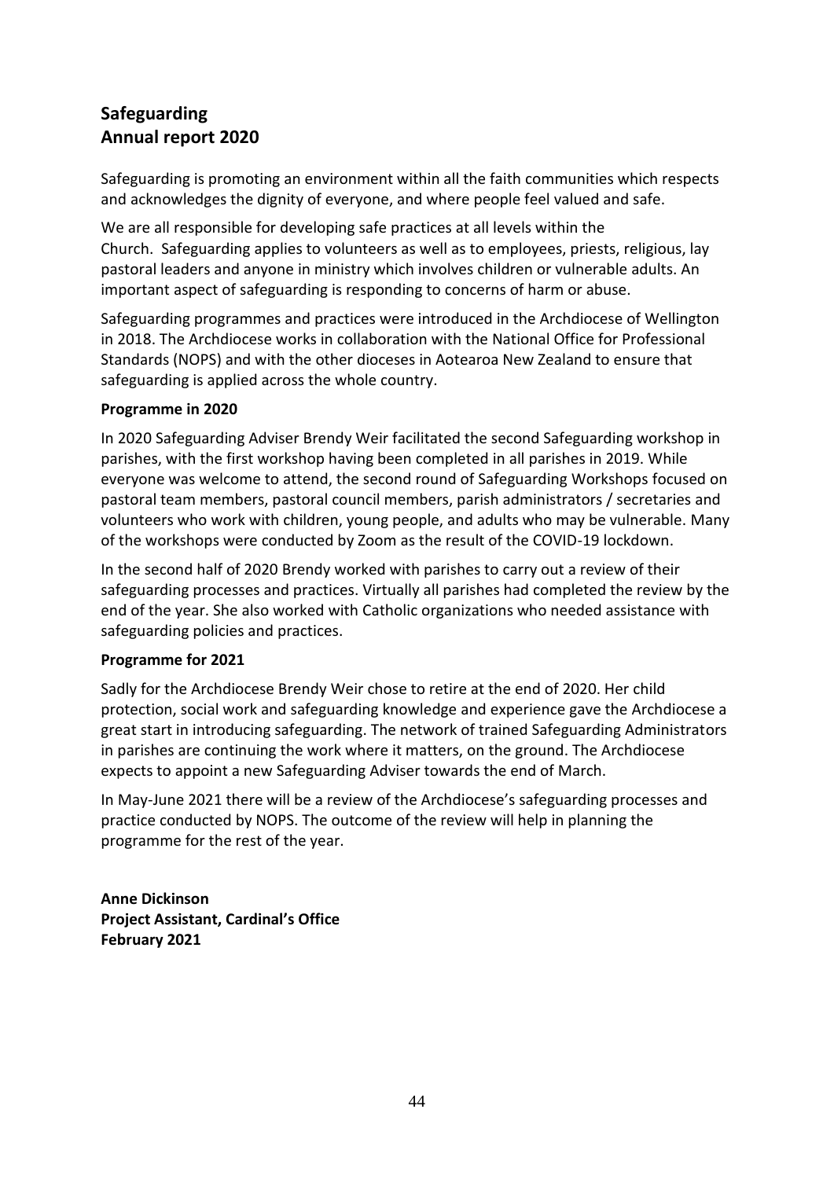# Safeguarding
# Annual report 2020

Safeguarding is promoting an environment within all the faith communities which respects and acknowledges the dignity of everyone, and where people feel valued and safe.

We are all responsible for developing safe practices at all levels within the Church. Safeguarding applies to volunteers as well as to employees, priests, religious, lay pastoral leaders and anyone in ministry which involves children or vulnerable adults. An important aspect of safeguarding is responding to concerns of harm or abuse.

Safeguarding programmes and practices were introduced in the Archdiocese of Wellington in 2018. The Archdiocese works in collaboration with the National Office for Professional Standards (NOPS) and with the other dioceses in Aotearoa New Zealand to ensure that safeguarding is applied across the whole country.

**Programme in 2020**

In 2020 Safeguarding Adviser Brendy Weir facilitated the second Safeguarding workshop in parishes, with the first workshop having been completed in all parishes in 2019. While everyone was welcome to attend, the second round of Safeguarding Workshops focused on pastoral team members, pastoral council members, parish administrators / secretaries and volunteers who work with children, young people, and adults who may be vulnerable. Many of the workshops were conducted by Zoom as the result of the COVID-19 lockdown.

In the second half of 2020 Brendy worked with parishes to carry out a review of their safeguarding processes and practices. Virtually all parishes had completed the review by the end of the year. She also worked with Catholic organizations who needed assistance with safeguarding policies and practices.

**Programme for 2021**

Sadly for the Archdiocese Brendy Weir chose to retire at the end of 2020. Her child protection, social work and safeguarding knowledge and experience gave the Archdiocese a great start in introducing safeguarding. The network of trained Safeguarding Administrators in parishes are continuing the work where it matters, on the ground. The Archdiocese expects to appoint a new Safeguarding Adviser towards the end of March.

In May-June 2021 there will be a review of the Archdiocese's safeguarding processes and practice conducted by NOPS. The outcome of the review will help in planning the programme for the rest of the year.

**Anne Dickinson**
**Project Assistant, Cardinal's Office**
**February 2021**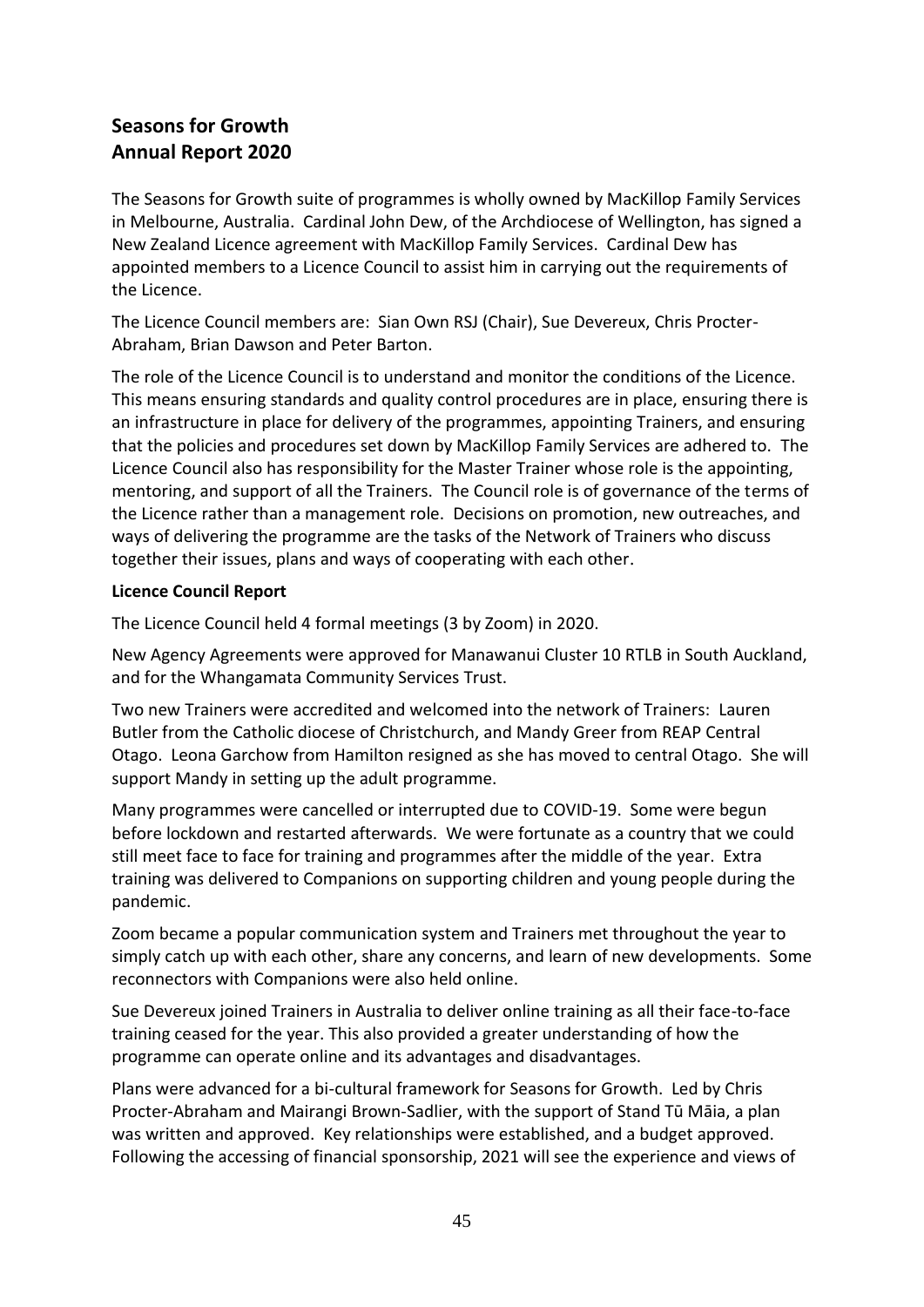# Seasons for Growth
# Annual Report 2020

The Seasons for Growth suite of programmes is wholly owned by MacKillop Family Services in Melbourne, Australia. Cardinal John Dew, of the Archdiocese of Wellington, has signed a New Zealand Licence agreement with MacKillop Family Services. Cardinal Dew has appointed members to a Licence Council to assist him in carrying out the requirements of the Licence.

The Licence Council members are: Sian Own RSJ (Chair), Sue Devereux, Chris Procter-Abraham, Brian Dawson and Peter Barton.

The role of the Licence Council is to understand and monitor the conditions of the Licence. This means ensuring standards and quality control procedures are in place, ensuring there is an infrastructure in place for delivery of the programmes, appointing Trainers, and ensuring that the policies and procedures set down by MacKillop Family Services are adhered to. The Licence Council also has responsibility for the Master Trainer whose role is the appointing, mentoring, and support of all the Trainers. The Council role is of governance of the terms of the Licence rather than a management role. Decisions on promotion, new outreaches, and ways of delivering the programme are the tasks of the Network of Trainers who discuss together their issues, plans and ways of cooperating with each other.

**Licence Council Report**

The Licence Council held 4 formal meetings (3 by Zoom) in 2020.

New Agency Agreements were approved for Manawanui Cluster 10 RTLB in South Auckland, and for the Whangamata Community Services Trust.

Two new Trainers were accredited and welcomed into the network of Trainers: Lauren Butler from the Catholic diocese of Christchurch, and Mandy Greer from REAP Central Otago. Leona Garchow from Hamilton resigned as she has moved to central Otago. She will support Mandy in setting up the adult programme.

Many programmes were cancelled or interrupted due to COVID-19. Some were begun before lockdown and restarted afterwards. We were fortunate as a country that we could still meet face to face for training and programmes after the middle of the year. Extra training was delivered to Companions on supporting children and young people during the pandemic.

Zoom became a popular communication system and Trainers met throughout the year to simply catch up with each other, share any concerns, and learn of new developments. Some reconnectors with Companions were also held online.

Sue Devereux joined Trainers in Australia to deliver online training as all their face-to-face training ceased for the year. This also provided a greater understanding of how the programme can operate online and its advantages and disadvantages.

Plans were advanced for a bi-cultural framework for Seasons for Growth. Led by Chris Procter-Abraham and Mairangi Brown-Sadlier, with the support of Stand Tū Māia, a plan was written and approved. Key relationships were established, and a budget approved. Following the accessing of financial sponsorship, 2021 will see the experience and views of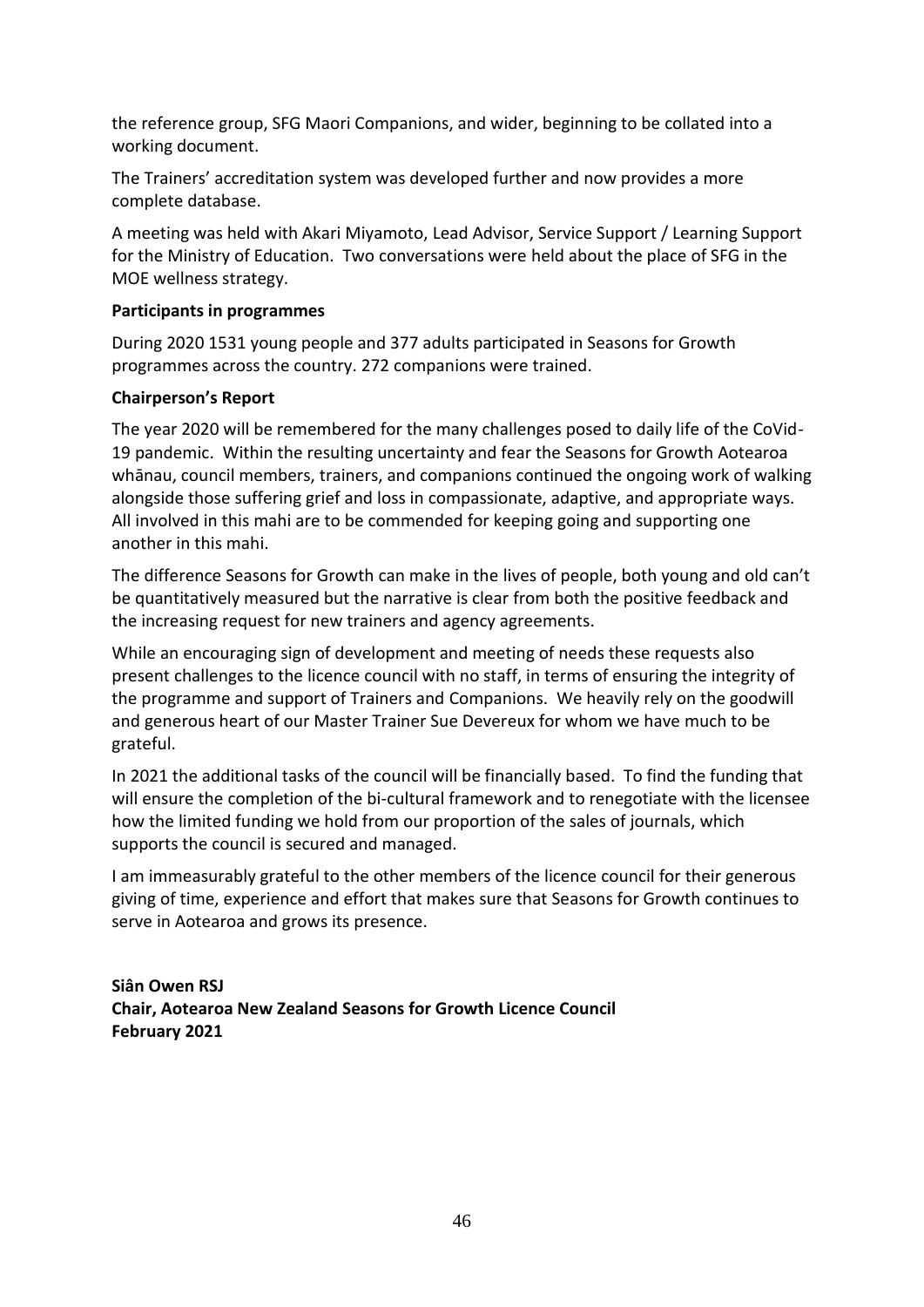the reference group, SFG Maori Companions, and wider, beginning to be collated into a working document.

The Trainers' accreditation system was developed further and now provides a more complete database.

A meeting was held with Akari Miyamoto, Lead Advisor, Service Support / Learning Support for the Ministry of Education. Two conversations were held about the place of SFG in the MOE wellness strategy.

**Participants in programmes**

During 2020 1531 young people and 377 adults participated in Seasons for Growth programmes across the country. 272 companions were trained.

**Chairperson's Report**

The year 2020 will be remembered for the many challenges posed to daily life of the CoVid-19 pandemic. Within the resulting uncertainty and fear the Seasons for Growth Aotearoa whānau, council members, trainers, and companions continued the ongoing work of walking alongside those suffering grief and loss in compassionate, adaptive, and appropriate ways. All involved in this mahi are to be commended for keeping going and supporting one another in this mahi.

The difference Seasons for Growth can make in the lives of people, both young and old can't be quantitatively measured but the narrative is clear from both the positive feedback and the increasing request for new trainers and agency agreements.

While an encouraging sign of development and meeting of needs these requests also present challenges to the licence council with no staff, in terms of ensuring the integrity of the programme and support of Trainers and Companions. We heavily rely on the goodwill and generous heart of our Master Trainer Sue Devereux for whom we have much to be grateful.

In 2021 the additional tasks of the council will be financially based. To find the funding that will ensure the completion of the bi-cultural framework and to renegotiate with the licensee how the limited funding we hold from our proportion of the sales of journals, which supports the council is secured and managed.

I am immeasurably grateful to the other members of the licence council for their generous giving of time, experience and effort that makes sure that Seasons for Growth continues to serve in Aotearoa and grows its presence.

**Siân Owen RSJ**
**Chair, Aotearoa New Zealand Seasons for Growth Licence Council**
**February 2021**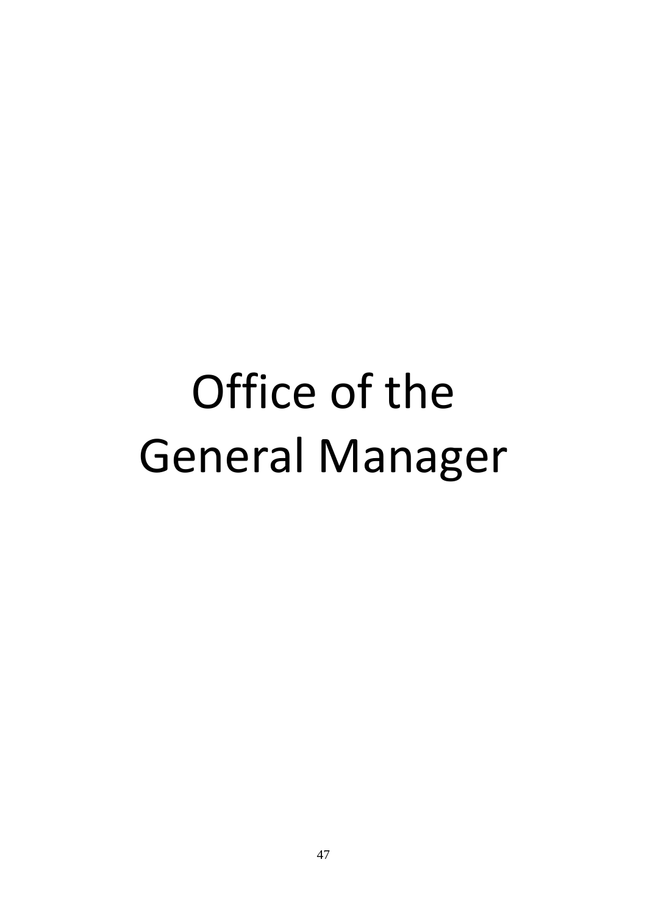# Office of the General Manager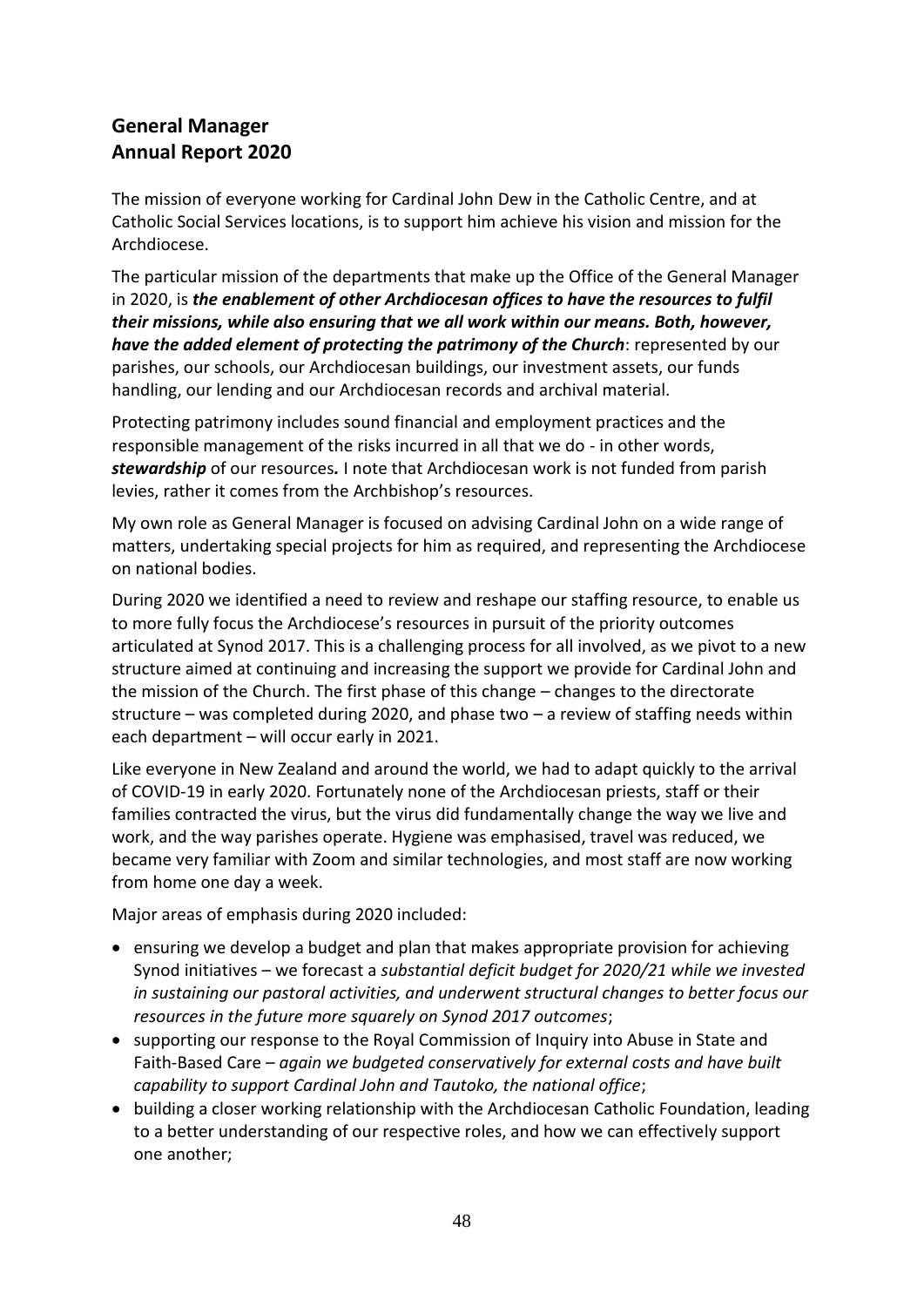## General Manager
## Annual Report 2020

The mission of everyone working for Cardinal John Dew in the Catholic Centre, and at Catholic Social Services locations, is to support him achieve his vision and mission for the Archdiocese.

The particular mission of the departments that make up the Office of the General Manager in 2020, is ***the enablement of other Archdiocesan offices to have the resources to fulfil their missions, while also ensuring that we all work within our means. Both, however, have the added element of protecting the patrimony of the Church***: represented by our parishes, our schools, our Archdiocesan buildings, our investment assets, our funds handling, our lending and our Archdiocesan records and archival material.

Protecting patrimony includes sound financial and employment practices and the responsible management of the risks incurred in all that we do - in other words, ***stewardship*** of our resources***.*** I note that Archdiocesan work is not funded from parish levies, rather it comes from the Archbishop's resources.

My own role as General Manager is focused on advising Cardinal John on a wide range of matters, undertaking special projects for him as required, and representing the Archdiocese on national bodies.

During 2020 we identified a need to review and reshape our staffing resource, to enable us to more fully focus the Archdiocese's resources in pursuit of the priority outcomes articulated at Synod 2017. This is a challenging process for all involved, as we pivot to a new structure aimed at continuing and increasing the support we provide for Cardinal John and the mission of the Church. The first phase of this change – changes to the directorate structure – was completed during 2020, and phase two – a review of staffing needs within each department – will occur early in 2021.

Like everyone in New Zealand and around the world, we had to adapt quickly to the arrival of COVID-19 in early 2020. Fortunately none of the Archdiocesan priests, staff or their families contracted the virus, but the virus did fundamentally change the way we live and work, and the way parishes operate. Hygiene was emphasised, travel was reduced, we became very familiar with Zoom and similar technologies, and most staff are now working from home one day a week.

Major areas of emphasis during 2020 included:

- ensuring we develop a budget and plan that makes appropriate provision for achieving Synod initiatives – we forecast a *substantial deficit budget for 2020/21 while we invested in sustaining our pastoral activities, and underwent structural changes to better focus our resources in the future more squarely on Synod 2017 outcomes*;
- supporting our response to the Royal Commission of Inquiry into Abuse in State and Faith-Based Care – *again we budgeted conservatively for external costs and have built capability to support Cardinal John and Tautoko, the national office*;
- building a closer working relationship with the Archdiocesan Catholic Foundation, leading to a better understanding of our respective roles, and how we can effectively support one another;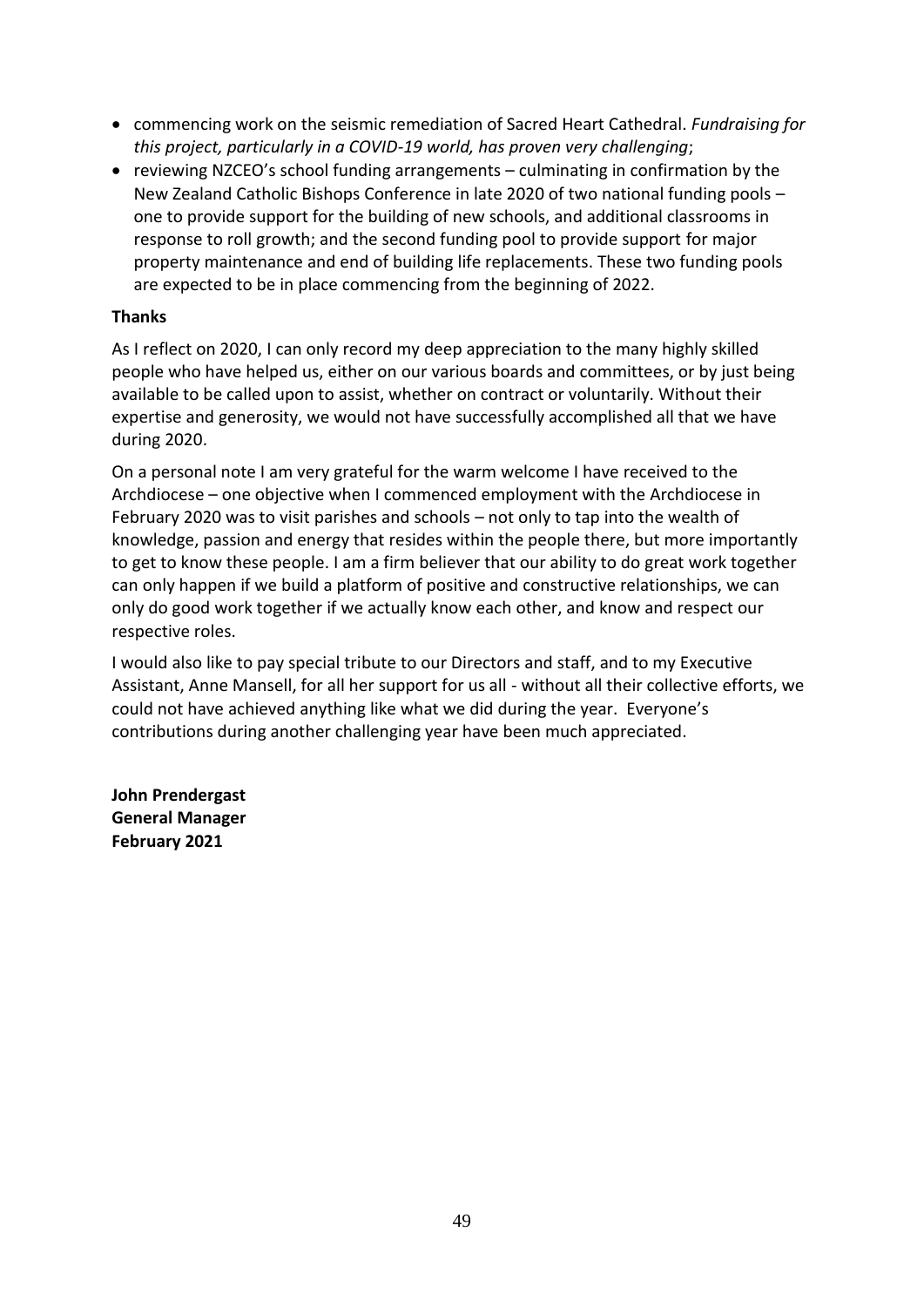- commencing work on the seismic remediation of Sacred Heart Cathedral. *Fundraising for this project, particularly in a COVID-19 world, has proven very challenging*;
- reviewing NZCEO's school funding arrangements – culminating in confirmation by the New Zealand Catholic Bishops Conference in late 2020 of two national funding pools – one to provide support for the building of new schools, and additional classrooms in response to roll growth; and the second funding pool to provide support for major property maintenance and end of building life replacements. These two funding pools are expected to be in place commencing from the beginning of 2022.

**Thanks**

As I reflect on 2020, I can only record my deep appreciation to the many highly skilled people who have helped us, either on our various boards and committees, or by just being available to be called upon to assist, whether on contract or voluntarily. Without their expertise and generosity, we would not have successfully accomplished all that we have during 2020.

On a personal note I am very grateful for the warm welcome I have received to the Archdiocese – one objective when I commenced employment with the Archdiocese in February 2020 was to visit parishes and schools – not only to tap into the wealth of knowledge, passion and energy that resides within the people there, but more importantly to get to know these people. I am a firm believer that our ability to do great work together can only happen if we build a platform of positive and constructive relationships, we can only do good work together if we actually know each other, and know and respect our respective roles.

I would also like to pay special tribute to our Directors and staff, and to my Executive Assistant, Anne Mansell, for all her support for us all - without all their collective efforts, we could not have achieved anything like what we did during the year. Everyone's contributions during another challenging year have been much appreciated.

**John Prendergast**
**General Manager**
**February 2021**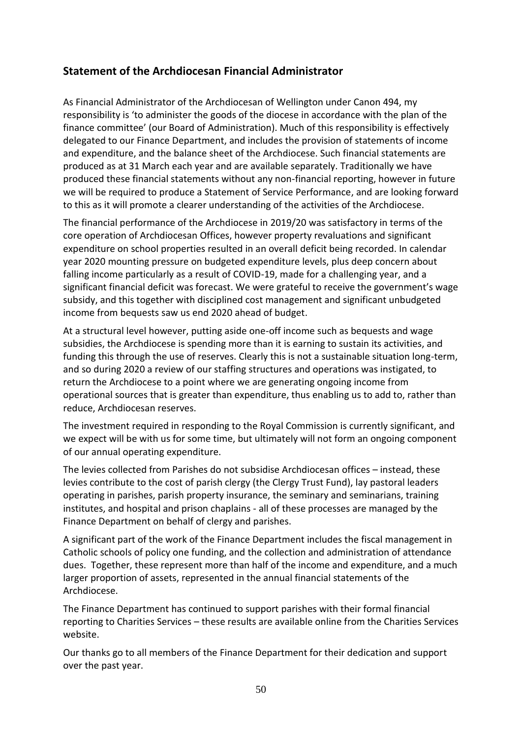## Statement of the Archdiocesan Financial Administrator

As Financial Administrator of the Archdiocesan of Wellington under Canon 494, my responsibility is 'to administer the goods of the diocese in accordance with the plan of the finance committee' (our Board of Administration). Much of this responsibility is effectively delegated to our Finance Department, and includes the provision of statements of income and expenditure, and the balance sheet of the Archdiocese. Such financial statements are produced as at 31 March each year and are available separately. Traditionally we have produced these financial statements without any non-financial reporting, however in future we will be required to produce a Statement of Service Performance, and are looking forward to this as it will promote a clearer understanding of the activities of the Archdiocese.

The financial performance of the Archdiocese in 2019/20 was satisfactory in terms of the core operation of Archdiocesan Offices, however property revaluations and significant expenditure on school properties resulted in an overall deficit being recorded. In calendar year 2020 mounting pressure on budgeted expenditure levels, plus deep concern about falling income particularly as a result of COVID-19, made for a challenging year, and a significant financial deficit was forecast. We were grateful to receive the government's wage subsidy, and this together with disciplined cost management and significant unbudgeted income from bequests saw us end 2020 ahead of budget.

At a structural level however, putting aside one-off income such as bequests and wage subsidies, the Archdiocese is spending more than it is earning to sustain its activities, and funding this through the use of reserves. Clearly this is not a sustainable situation long-term, and so during 2020 a review of our staffing structures and operations was instigated, to return the Archdiocese to a point where we are generating ongoing income from operational sources that is greater than expenditure, thus enabling us to add to, rather than reduce, Archdiocesan reserves.

The investment required in responding to the Royal Commission is currently significant, and we expect will be with us for some time, but ultimately will not form an ongoing component of our annual operating expenditure.

The levies collected from Parishes do not subsidise Archdiocesan offices – instead, these levies contribute to the cost of parish clergy (the Clergy Trust Fund), lay pastoral leaders operating in parishes, parish property insurance, the seminary and seminarians, training institutes, and hospital and prison chaplains - all of these processes are managed by the Finance Department on behalf of clergy and parishes.

A significant part of the work of the Finance Department includes the fiscal management in Catholic schools of policy one funding, and the collection and administration of attendance dues. Together, these represent more than half of the income and expenditure, and a much larger proportion of assets, represented in the annual financial statements of the Archdiocese.

The Finance Department has continued to support parishes with their formal financial reporting to Charities Services – these results are available online from the Charities Services website.

Our thanks go to all members of the Finance Department for their dedication and support over the past year.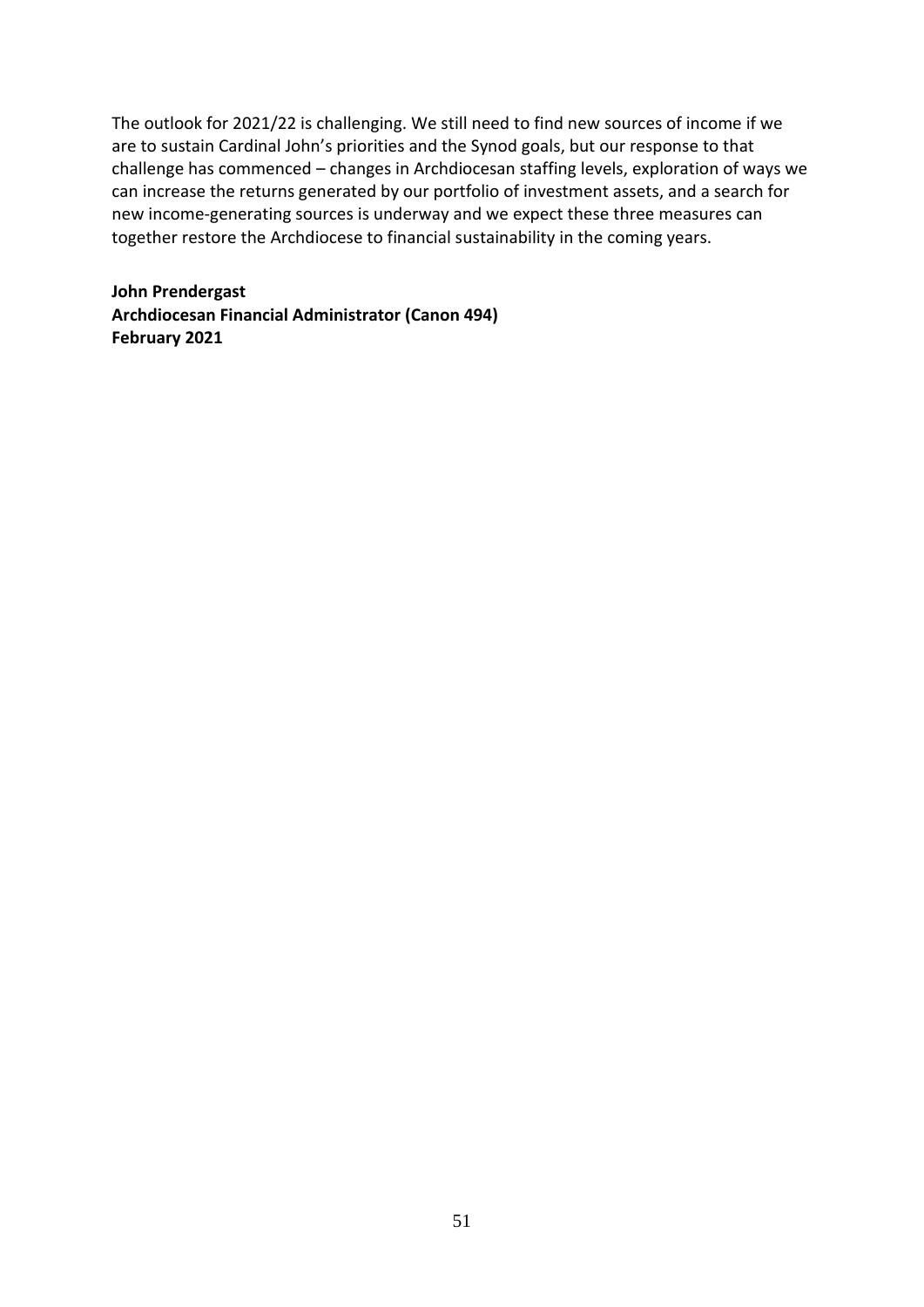The outlook for 2021/22 is challenging. We still need to find new sources of income if we are to sustain Cardinal John's priorities and the Synod goals, but our response to that challenge has commenced – changes in Archdiocesan staffing levels, exploration of ways we can increase the returns generated by our portfolio of investment assets, and a search for new income-generating sources is underway and we expect these three measures can together restore the Archdiocese to financial sustainability in the coming years.

**John Prendergast**
**Archdiocesan Financial Administrator (Canon 494)**
**February 2021**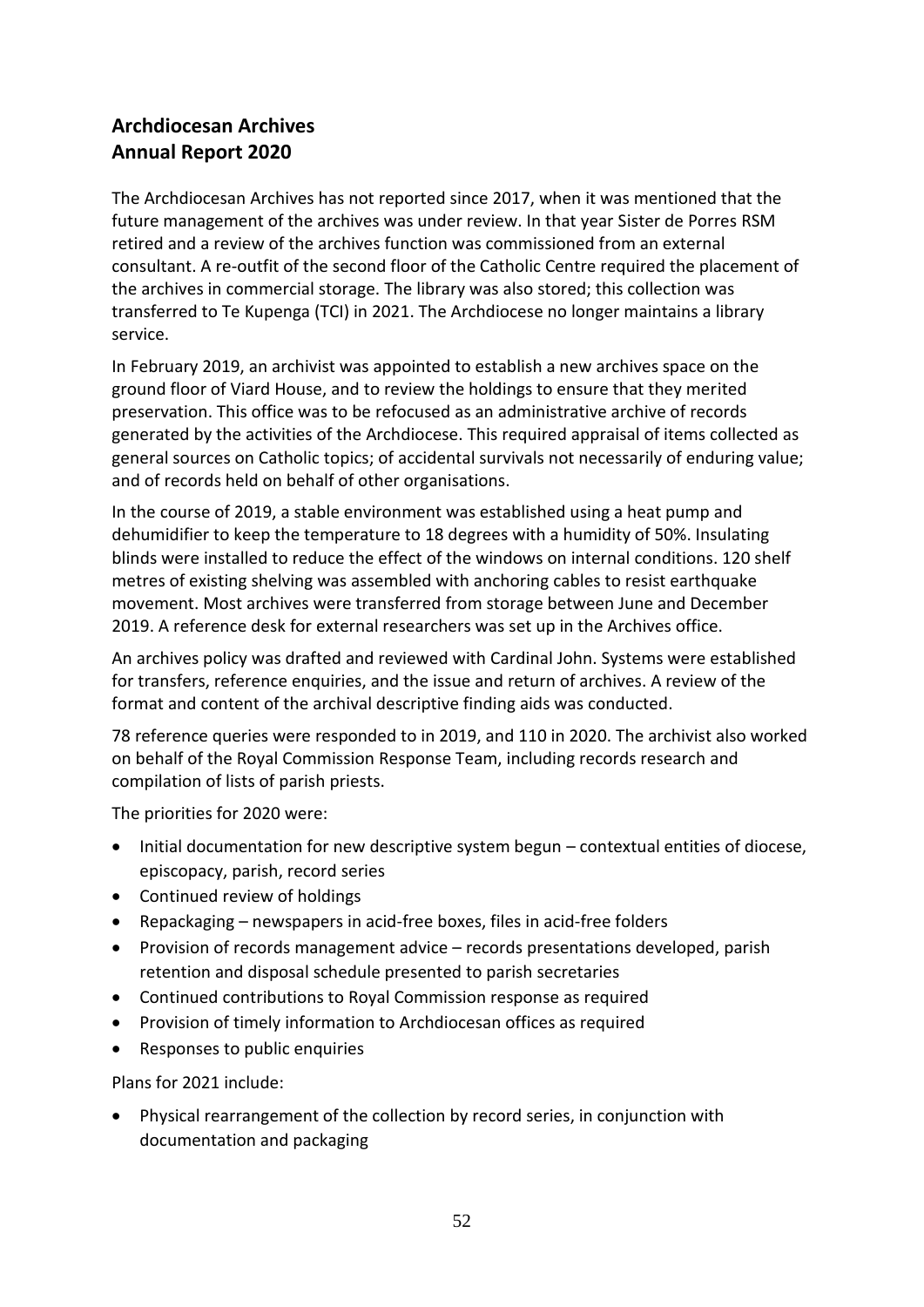## Archdiocesan Archives
## Annual Report 2020

The Archdiocesan Archives has not reported since 2017, when it was mentioned that the future management of the archives was under review. In that year Sister de Porres RSM retired and a review of the archives function was commissioned from an external consultant. A re-outfit of the second floor of the Catholic Centre required the placement of the archives in commercial storage. The library was also stored; this collection was transferred to Te Kupenga (TCI) in 2021. The Archdiocese no longer maintains a library service.

In February 2019, an archivist was appointed to establish a new archives space on the ground floor of Viard House, and to review the holdings to ensure that they merited preservation. This office was to be refocused as an administrative archive of records generated by the activities of the Archdiocese. This required appraisal of items collected as general sources on Catholic topics; of accidental survivals not necessarily of enduring value; and of records held on behalf of other organisations.

In the course of 2019, a stable environment was established using a heat pump and dehumidifier to keep the temperature to 18 degrees with a humidity of 50%. Insulating blinds were installed to reduce the effect of the windows on internal conditions. 120 shelf metres of existing shelving was assembled with anchoring cables to resist earthquake movement. Most archives were transferred from storage between June and December 2019. A reference desk for external researchers was set up in the Archives office.

An archives policy was drafted and reviewed with Cardinal John. Systems were established for transfers, reference enquiries, and the issue and return of archives. A review of the format and content of the archival descriptive finding aids was conducted.

78 reference queries were responded to in 2019, and 110 in 2020. The archivist also worked on behalf of the Royal Commission Response Team, including records research and compilation of lists of parish priests.

The priorities for 2020 were:

- Initial documentation for new descriptive system begun – contextual entities of diocese, episcopacy, parish, record series
- Continued review of holdings
- Repackaging – newspapers in acid-free boxes, files in acid-free folders
- Provision of records management advice – records presentations developed, parish retention and disposal schedule presented to parish secretaries
- Continued contributions to Royal Commission response as required
- Provision of timely information to Archdiocesan offices as required
- Responses to public enquiries

Plans for 2021 include:

- Physical rearrangement of the collection by record series, in conjunction with documentation and packaging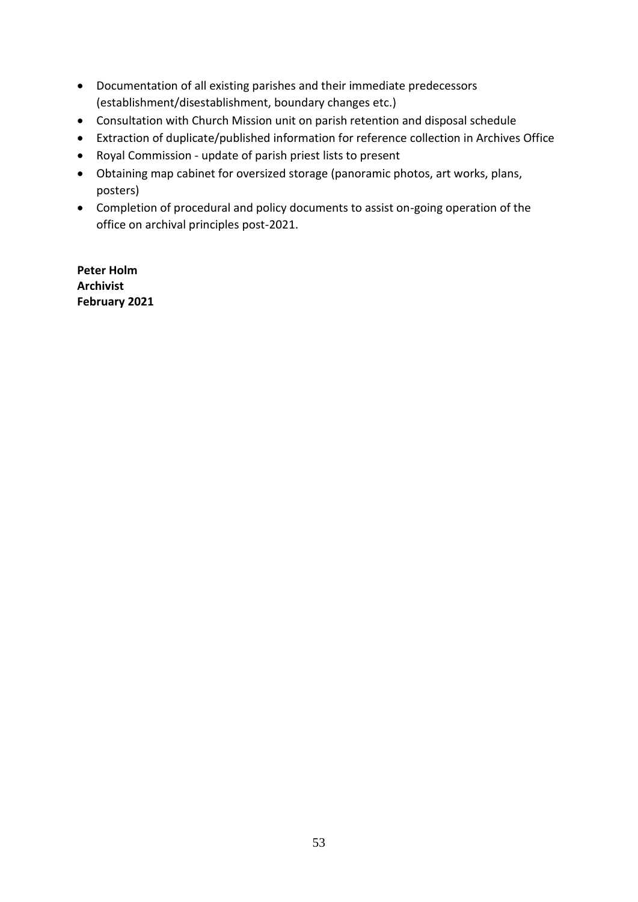- Documentation of all existing parishes and their immediate predecessors (establishment/disestablishment, boundary changes etc.)
- Consultation with Church Mission unit on parish retention and disposal schedule
- Extraction of duplicate/published information for reference collection in Archives Office
- Royal Commission - update of parish priest lists to present
- Obtaining map cabinet for oversized storage (panoramic photos, art works, plans, posters)
- Completion of procedural and policy documents to assist on-going operation of the office on archival principles post-2021.

**Peter Holm**
**Archivist**
**February 2021**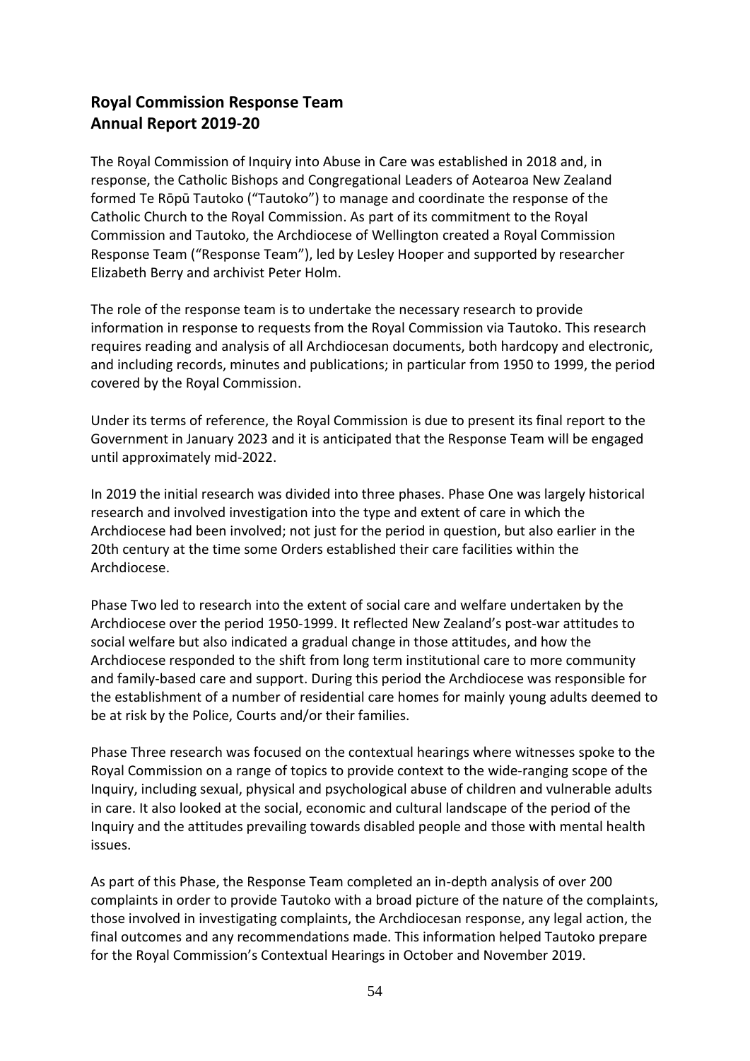## Royal Commission Response Team
## Annual Report 2019-20

The Royal Commission of Inquiry into Abuse in Care was established in 2018 and, in response, the Catholic Bishops and Congregational Leaders of Aotearoa New Zealand formed Te Rōpū Tautoko ("Tautoko") to manage and coordinate the response of the Catholic Church to the Royal Commission. As part of its commitment to the Royal Commission and Tautoko, the Archdiocese of Wellington created a Royal Commission Response Team ("Response Team"), led by Lesley Hooper and supported by researcher Elizabeth Berry and archivist Peter Holm.

The role of the response team is to undertake the necessary research to provide information in response to requests from the Royal Commission via Tautoko. This research requires reading and analysis of all Archdiocesan documents, both hardcopy and electronic, and including records, minutes and publications; in particular from 1950 to 1999, the period covered by the Royal Commission.

Under its terms of reference, the Royal Commission is due to present its final report to the Government in January 2023 and it is anticipated that the Response Team will be engaged until approximately mid-2022.

In 2019 the initial research was divided into three phases. Phase One was largely historical research and involved investigation into the type and extent of care in which the Archdiocese had been involved; not just for the period in question, but also earlier in the 20th century at the time some Orders established their care facilities within the Archdiocese.

Phase Two led to research into the extent of social care and welfare undertaken by the Archdiocese over the period 1950-1999. It reflected New Zealand's post-war attitudes to social welfare but also indicated a gradual change in those attitudes, and how the Archdiocese responded to the shift from long term institutional care to more community and family-based care and support. During this period the Archdiocese was responsible for the establishment of a number of residential care homes for mainly young adults deemed to be at risk by the Police, Courts and/or their families.

Phase Three research was focused on the contextual hearings where witnesses spoke to the Royal Commission on a range of topics to provide context to the wide-ranging scope of the Inquiry, including sexual, physical and psychological abuse of children and vulnerable adults in care. It also looked at the social, economic and cultural landscape of the period of the Inquiry and the attitudes prevailing towards disabled people and those with mental health issues.

As part of this Phase, the Response Team completed an in-depth analysis of over 200 complaints in order to provide Tautoko with a broad picture of the nature of the complaints, those involved in investigating complaints, the Archdiocesan response, any legal action, the final outcomes and any recommendations made. This information helped Tautoko prepare for the Royal Commission's Contextual Hearings in October and November 2019.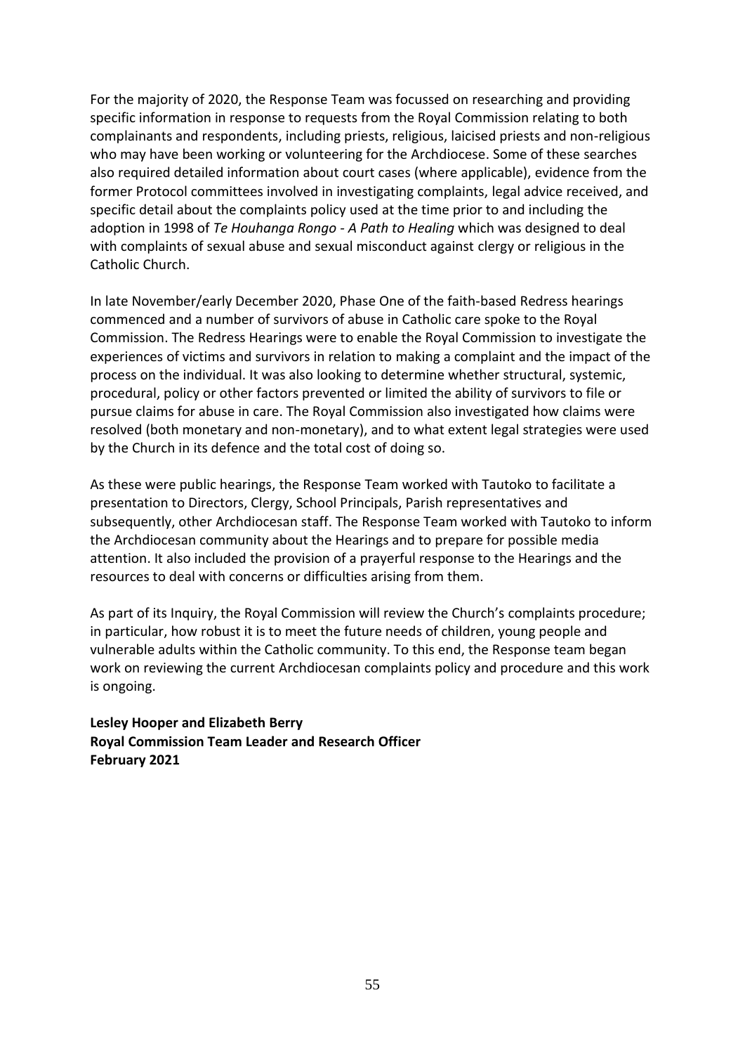For the majority of 2020, the Response Team was focussed on researching and providing specific information in response to requests from the Royal Commission relating to both complainants and respondents, including priests, religious, laicised priests and non-religious who may have been working or volunteering for the Archdiocese. Some of these searches also required detailed information about court cases (where applicable), evidence from the former Protocol committees involved in investigating complaints, legal advice received, and specific detail about the complaints policy used at the time prior to and including the adoption in 1998 of *Te Houhanga Rongo - A Path to Healing* which was designed to deal with complaints of sexual abuse and sexual misconduct against clergy or religious in the Catholic Church.

In late November/early December 2020, Phase One of the faith-based Redress hearings commenced and a number of survivors of abuse in Catholic care spoke to the Royal Commission. The Redress Hearings were to enable the Royal Commission to investigate the experiences of victims and survivors in relation to making a complaint and the impact of the process on the individual. It was also looking to determine whether structural, systemic, procedural, policy or other factors prevented or limited the ability of survivors to file or pursue claims for abuse in care. The Royal Commission also investigated how claims were resolved (both monetary and non-monetary), and to what extent legal strategies were used by the Church in its defence and the total cost of doing so.

As these were public hearings, the Response Team worked with Tautoko to facilitate a presentation to Directors, Clergy, School Principals, Parish representatives and subsequently, other Archdiocesan staff. The Response Team worked with Tautoko to inform the Archdiocesan community about the Hearings and to prepare for possible media attention. It also included the provision of a prayerful response to the Hearings and the resources to deal with concerns or difficulties arising from them.

As part of its Inquiry, the Royal Commission will review the Church's complaints procedure; in particular, how robust it is to meet the future needs of children, young people and vulnerable adults within the Catholic community. To this end, the Response team began work on reviewing the current Archdiocesan complaints policy and procedure and this work is ongoing.

**Lesley Hooper and Elizabeth Berry**
**Royal Commission Team Leader and Research Officer**
**February 2021**